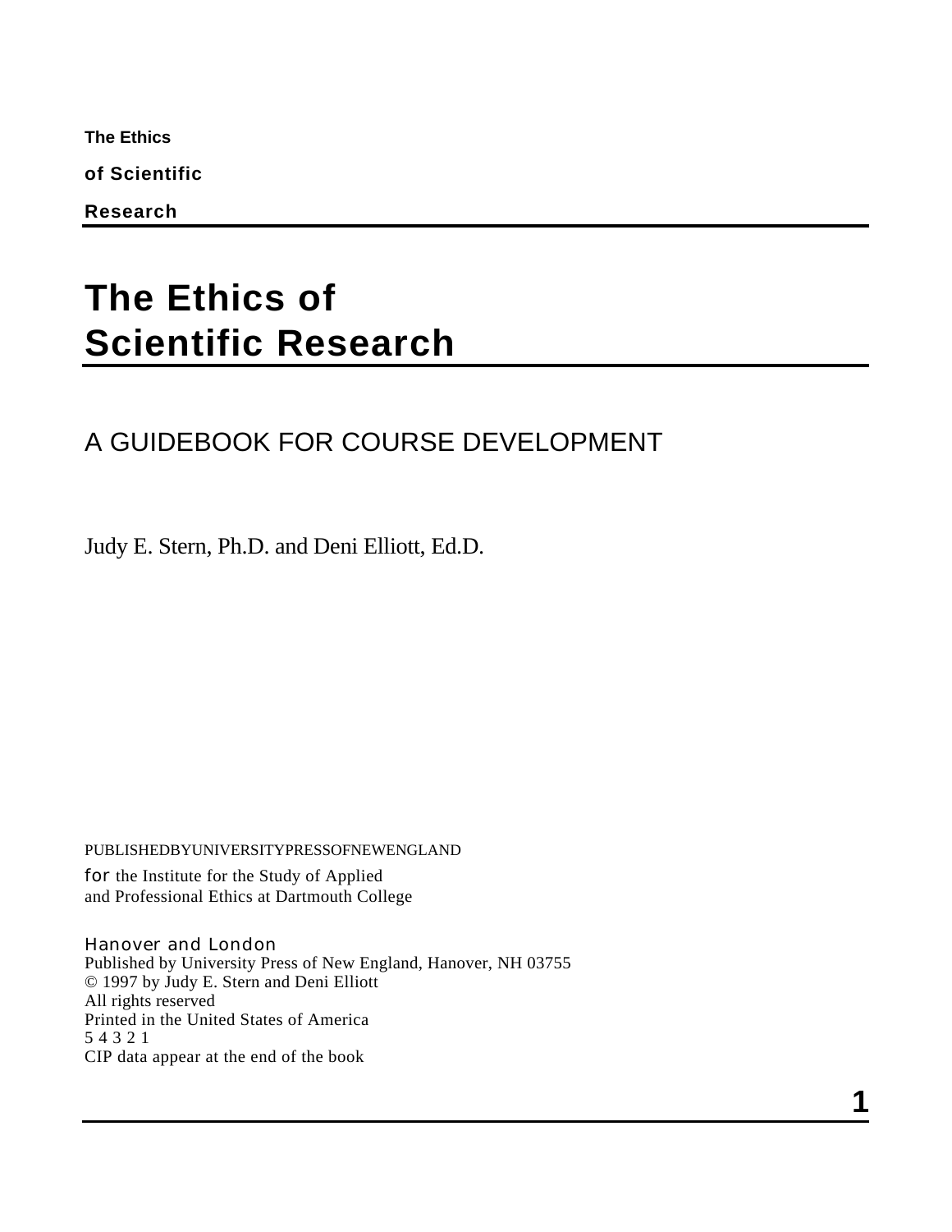**The Ethics**

**of Scientific**

**Research**

# The Ethics of Scientific Research

## A GUIDEBOOK FOR COURSE DEVELOPMENT

Judy E. Stern, Ph.D. and Deni Elliott, Ed.D.

PUBLISHEDBYUNIVERSITYPRESSOFNEWENGLAND

for the Institute for the Study of Applied
and Professional Ethics at Dartmouth College

Hanover and London
Published by University Press of New England, Hanover, NH 03755
© 1997 by Judy E. Stern and Deni Elliott
All rights reserved
Printed in the United States of America
5 4 3 2 1
CIP data appear at the end of the book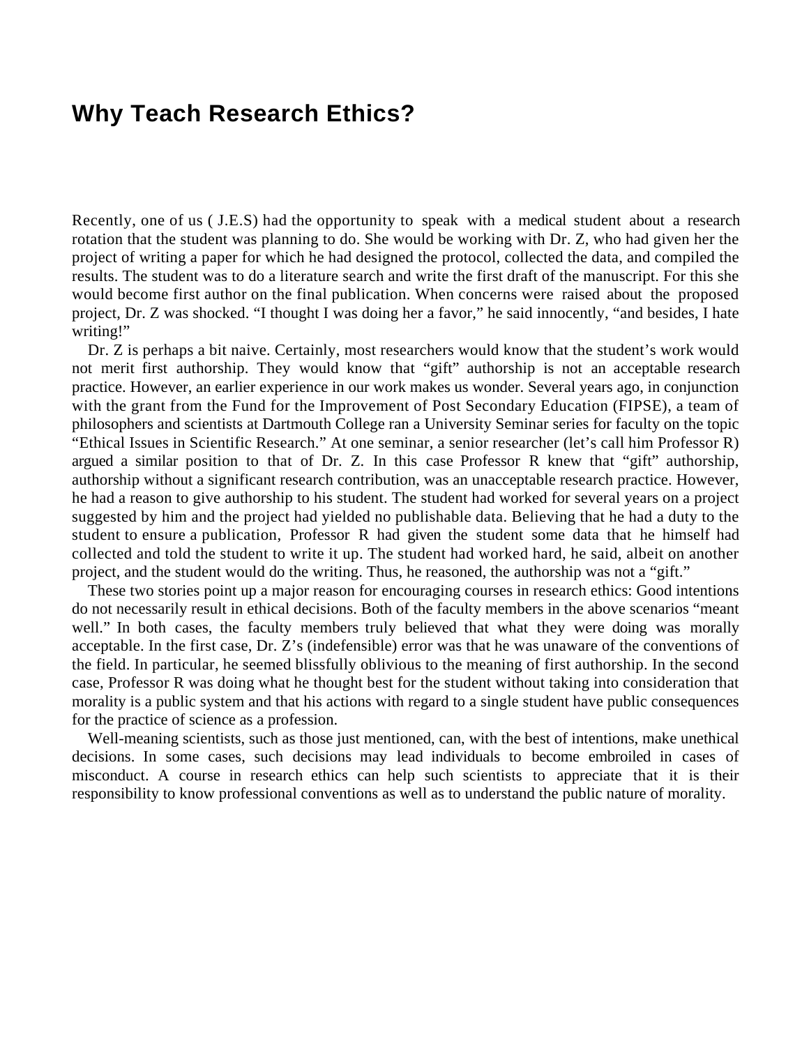# Why Teach Research Ethics?

Recently, one of us ( J.E.S) had the opportunity to speak with a medical student about a research rotation that the student was planning to do. She would be working with Dr. Z, who had given her the project of writing a paper for which he had designed the protocol, collected the data, and compiled the results. The student was to do a literature search and write the first draft of the manuscript. For this she would become first author on the final publication. When concerns were raised about the proposed project, Dr. Z was shocked. “I thought I was doing her a favor,” he said innocently, “and besides, I hate writing!”

Dr. Z is perhaps a bit naive. Certainly, most researchers would know that the student’s work would not merit first authorship. They would know that “gift” authorship is not an acceptable research practice. However, an earlier experience in our work makes us wonder. Several years ago, in conjunction with the grant from the Fund for the Improvement of Post Secondary Education (FIPSE), a team of philosophers and scientists at Dartmouth College ran a University Seminar series for faculty on the topic “Ethical Issues in Scientific Research.” At one seminar, a senior researcher (let’s call him Professor R) argued a similar position to that of Dr. Z. In this case Professor R knew that “gift” authorship, authorship without a significant research contribution, was an unacceptable research practice. However, he had a reason to give authorship to his student. The student had worked for several years on a project suggested by him and the project had yielded no publishable data. Believing that he had a duty to the student to ensure a publication, Professor R had given the student some data that he himself had collected and told the student to write it up. The student had worked hard, he said, albeit on another project, and the student would do the writing. Thus, he reasoned, the authorship was not a “gift.”

These two stories point up a major reason for encouraging courses in research ethics: Good intentions do not necessarily result in ethical decisions. Both of the faculty members in the above scenarios “meant well.” In both cases, the faculty members truly believed that what they were doing was morally acceptable. In the first case, Dr. Z’s (indefensible) error was that he was unaware of the conventions of the field. In particular, he seemed blissfully oblivious to the meaning of first authorship. In the second case, Professor R was doing what he thought best for the student without taking into consideration that morality is a public system and that his actions with regard to a single student have public consequences for the practice of science as a profession.

Well-meaning scientists, such as those just mentioned, can, with the best of intentions, make unethical decisions. In some cases, such decisions may lead individuals to become embroiled in cases of misconduct. A course in research ethics can help such scientists to appreciate that it is their responsibility to know professional conventions as well as to understand the public nature of morality.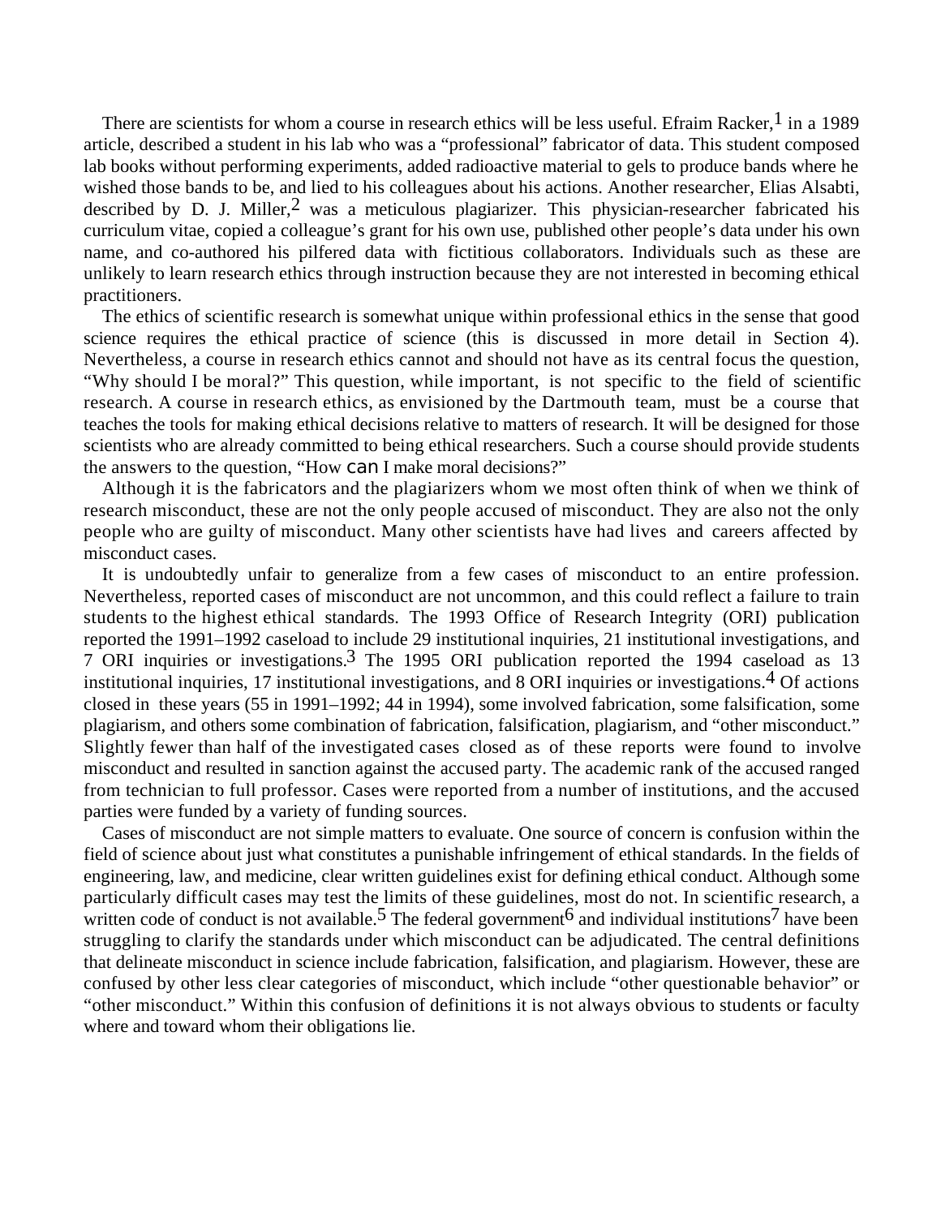There are scientists for whom a course in research ethics will be less useful. Efraim Racker,[1] in a 1989 article, described a student in his lab who was a "professional" fabricator of data. This student composed lab books without performing experiments, added radioactive material to gels to produce bands where he wished those bands to be, and lied to his colleagues about his actions. Another researcher, Elias Alsabti, described by D. J. Miller,[2] was a meticulous plagiarizer. This physician-researcher fabricated his curriculum vitae, copied a colleague's grant for his own use, published other people's data under his own name, and co-authored his pilfered data with fictitious collaborators. Individuals such as these are unlikely to learn research ethics through instruction because they are not interested in becoming ethical practitioners.

The ethics of scientific research is somewhat unique within professional ethics in the sense that good science requires the ethical practice of science (this is discussed in more detail in Section 4). Nevertheless, a course in research ethics cannot and should not have as its central focus the question, "Why should I be moral?" This question, while important, is not specific to the field of scientific research. A course in research ethics, as envisioned by the Dartmouth team, must be a course that teaches the tools for making ethical decisions relative to matters of research. It will be designed for those scientists who are already committed to being ethical researchers. Such a course should provide students the answers to the question, "How *can* I make moral decisions?"

Although it is the fabricators and the plagiarizers whom we most often think of when we think of research misconduct, these are not the only people accused of misconduct. They are also not the only people who are guilty of misconduct. Many other scientists have had lives and careers affected by misconduct cases.

It is undoubtedly unfair to generalize from a few cases of misconduct to an entire profession. Nevertheless, reported cases of misconduct are not uncommon, and this could reflect a failure to train students to the highest ethical standards. The 1993 Office of Research Integrity (ORI) publication reported the 1991–1992 caseload to include 29 institutional inquiries, 21 institutional investigations, and 7 ORI inquiries or investigations.[3] The 1995 ORI publication reported the 1994 caseload as 13 institutional inquiries, 17 institutional investigations, and 8 ORI inquiries or investigations.[4] Of actions closed in these years (55 in 1991–1992; 44 in 1994), some involved fabrication, some falsification, some plagiarism, and others some combination of fabrication, falsification, plagiarism, and "other misconduct." Slightly fewer than half of the investigated cases closed as of these reports were found to involve misconduct and resulted in sanction against the accused party. The academic rank of the accused ranged from technician to full professor. Cases were reported from a number of institutions, and the accused parties were funded by a variety of funding sources.

Cases of misconduct are not simple matters to evaluate. One source of concern is confusion within the field of science about just what constitutes a punishable infringement of ethical standards. In the fields of engineering, law, and medicine, clear written guidelines exist for defining ethical conduct. Although some particularly difficult cases may test the limits of these guidelines, most do not. In scientific research, a written code of conduct is not available.[5] The federal government[6] and individual institutions[7] have been struggling to clarify the standards under which misconduct can be adjudicated. The central definitions that delineate misconduct in science include fabrication, falsification, and plagiarism. However, these are confused by other less clear categories of misconduct, which include "other questionable behavior" or "other misconduct." Within this confusion of definitions it is not always obvious to students or faculty where and toward whom their obligations lie.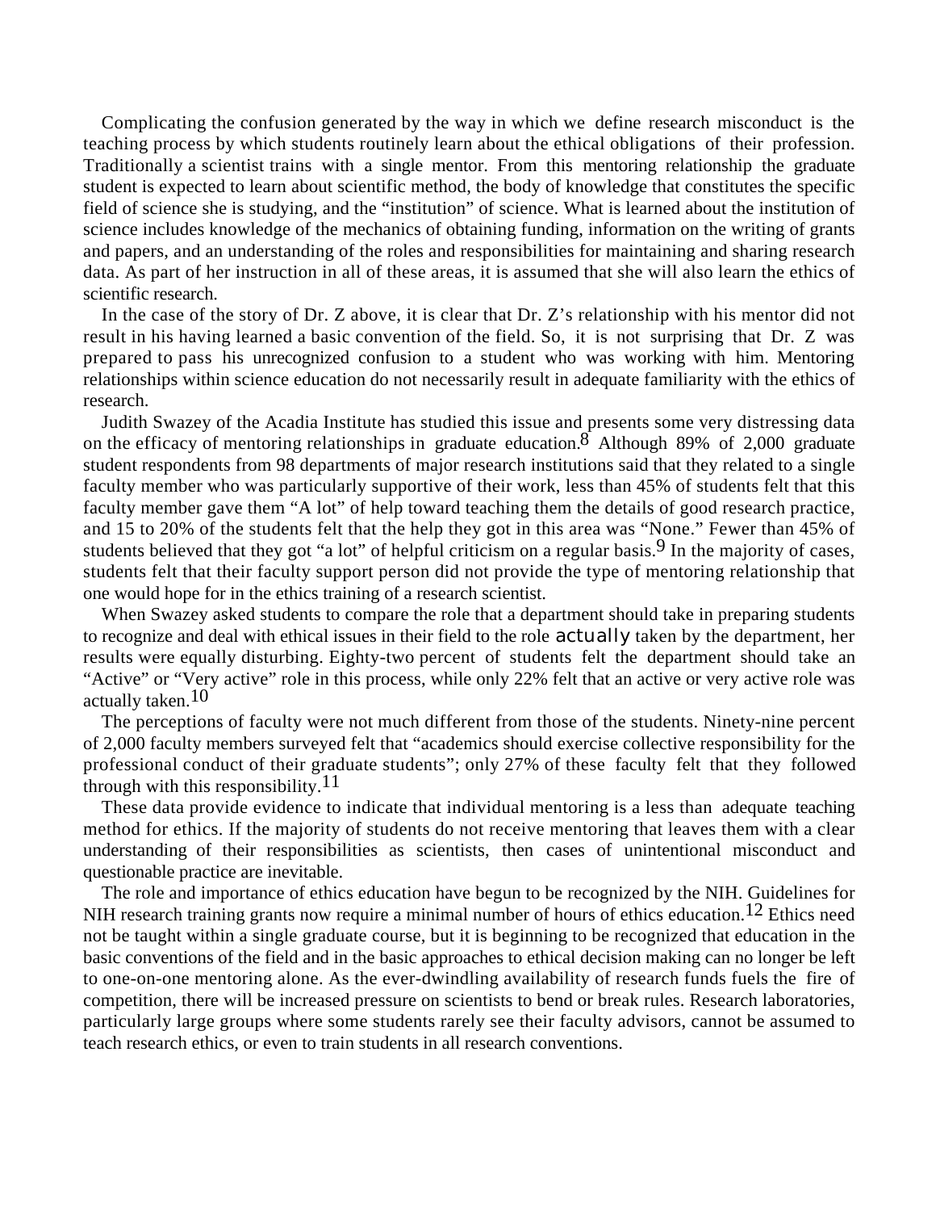Complicating the confusion generated by the way in which we define research misconduct is the teaching process by which students routinely learn about the ethical obligations of their profession. Traditionally a scientist trains with a single mentor. From this mentoring relationship the graduate student is expected to learn about scientific method, the body of knowledge that constitutes the specific field of science she is studying, and the "institution" of science. What is learned about the institution of science includes knowledge of the mechanics of obtaining funding, information on the writing of grants and papers, and an understanding of the roles and responsibilities for maintaining and sharing research data. As part of her instruction in all of these areas, it is assumed that she will also learn the ethics of scientific research.

In the case of the story of Dr. Z above, it is clear that Dr. Z's relationship with his mentor did not result in his having learned a basic convention of the field. So, it is not surprising that Dr. Z was prepared to pass his unrecognized confusion to a student who was working with him. Mentoring relationships within science education do not necessarily result in adequate familiarity with the ethics of research.

Judith Swazey of the Acadia Institute has studied this issue and presents some very distressing data on the efficacy of mentoring relationships in graduate education.[8] Although 89% of 2,000 graduate student respondents from 98 departments of major research institutions said that they related to a single faculty member who was particularly supportive of their work, less than 45% of students felt that this faculty member gave them "A lot" of help toward teaching them the details of good research practice, and 15 to 20% of the students felt that the help they got in this area was "None." Fewer than 45% of students believed that they got "a lot" of helpful criticism on a regular basis.[9] In the majority of cases, students felt that their faculty support person did not provide the type of mentoring relationship that one would hope for in the ethics training of a research scientist.

When Swazey asked students to compare the role that a department should take in preparing students to recognize and deal with ethical issues in their field to the role *actually* taken by the department, her results were equally disturbing. Eighty-two percent of students felt the department should take an "Active" or "Very active" role in this process, while only 22% felt that an active or very active role was actually taken.[10]

The perceptions of faculty were not much different from those of the students. Ninety-nine percent of 2,000 faculty members surveyed felt that "academics should exercise collective responsibility for the professional conduct of their graduate students"; only 27% of these faculty felt that they followed through with this responsibility.[11]

These data provide evidence to indicate that individual mentoring is a less than adequate teaching method for ethics. If the majority of students do not receive mentoring that leaves them with a clear understanding of their responsibilities as scientists, then cases of unintentional misconduct and questionable practice are inevitable.

The role and importance of ethics education have begun to be recognized by the NIH. Guidelines for NIH research training grants now require a minimal number of hours of ethics education.[12] Ethics need not be taught within a single graduate course, but it is beginning to be recognized that education in the basic conventions of the field and in the basic approaches to ethical decision making can no longer be left to one-on-one mentoring alone. As the ever-dwindling availability of research funds fuels the fire of competition, there will be increased pressure on scientists to bend or break rules. Research laboratories, particularly large groups where some students rarely see their faculty advisors, cannot be assumed to teach research ethics, or even to train students in all research conventions.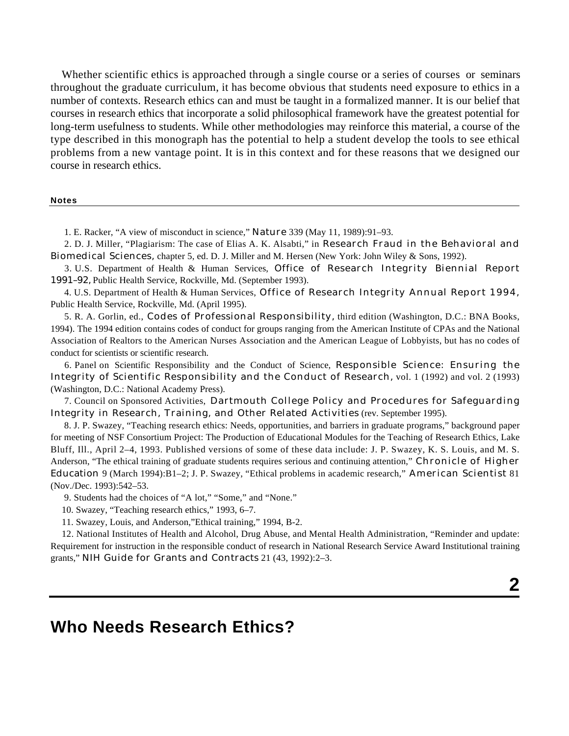Whether scientific ethics is approached through a single course or a series of courses or seminars throughout the graduate curriculum, it has become obvious that students need exposure to ethics in a number of contexts. Research ethics can and must be taught in a formalized manner. It is our belief that courses in research ethics that incorporate a solid philosophical framework have the greatest potential for long-term usefulness to students. While other methodologies may reinforce this material, a course of the type described in this monograph has the potential to help a student develop the tools to see ethical problems from a new vantage point. It is in this context and for these reasons that we designed our course in research ethics.

**Notes**

1. E. Racker, "A view of misconduct in science," *Nature* 339 (May 11, 1989):91–93.

2. D. J. Miller, "Plagiarism: The case of Elias A. K. Alsabti," in *Research Fraud in the Behavioral and Biomedical Sciences,* chapter 5, ed. D. J. Miller and M. Hersen (New York: John Wiley & Sons, 1992).

3. U.S. Department of Health & Human Services, *Office of Research Integrity Biennial Report 1991–92,* Public Health Service, Rockville, Md. (September 1993).

4. U.S. Department of Health & Human Services, *Office of Research Integrity Annual Report 1994,* Public Health Service, Rockville, Md. (April 1995).

5. R. A. Gorlin, ed., *Codes of Professional Responsibility,* third edition (Washington, D.C.: BNA Books, 1994). The 1994 edition contains codes of conduct for groups ranging from the American Institute of CPAs and the National Association of Realtors to the American Nurses Association and the American League of Lobbyists, but has no codes of conduct for scientists or scientific research.

6. Panel on Scientific Responsibility and the Conduct of Science, *Responsible Science: Ensuring the Integrity of Scientific Responsibility and the Conduct of Research,* vol. 1 (1992) and vol. 2 (1993) (Washington, D.C.: National Academy Press).

7. Council on Sponsored Activities, *Dartmouth College Policy and Procedures for Safeguarding Integrity in Research, Training, and Other Related Activities* (rev. September 1995).

8. J. P. Swazey, "Teaching research ethics: Needs, opportunities, and barriers in graduate programs," background paper for meeting of NSF Consortium Project: The Production of Educational Modules for the Teaching of Research Ethics, Lake Bluff, Ill., April 2–4, 1993. Published versions of some of these data include: J. P. Swazey, K. S. Louis, and M. S. Anderson, "The ethical training of graduate students requires serious and continuing attention," *Chronicle of Higher Education* 9 (March 1994):B1–2; J. P. Swazey, "Ethical problems in academic research," *American Scientist* 81 (Nov./Dec. 1993):542–53.

9. Students had the choices of "A lot," "Some," and "None."

10. Swazey, "Teaching research ethics," 1993, 6–7.

11. Swazey, Louis, and Anderson,"Ethical training," 1994, B-2.

12. National Institutes of Health and Alcohol, Drug Abuse, and Mental Health Administration, "Reminder and update: Requirement for instruction in the responsible conduct of research in National Research Service Award Institutional training grants," *NIH Guide for Grants and Contracts* 21 (43, 1992):2–3.

# 2

# Who Needs Research Ethics?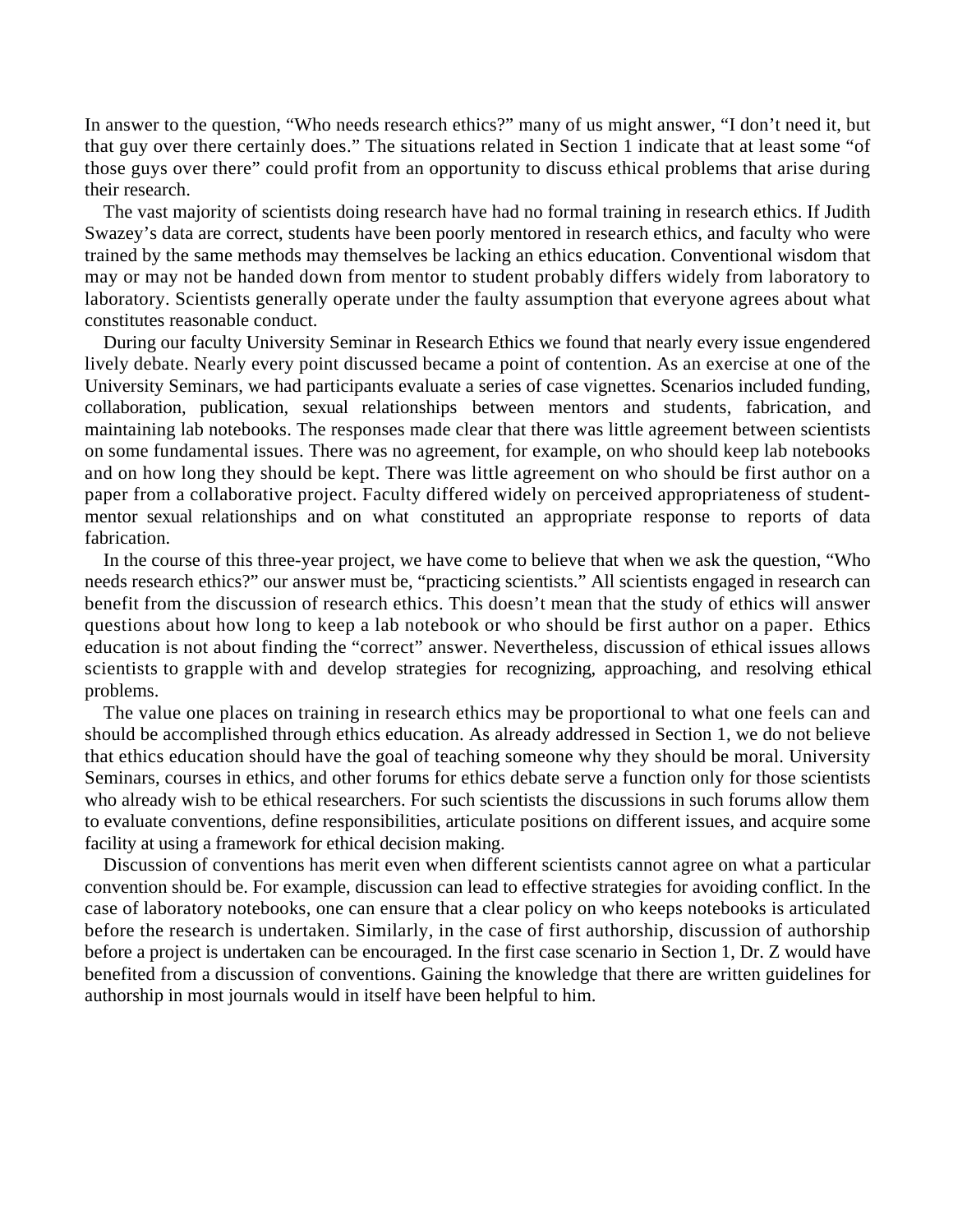In answer to the question, "Who needs research ethics?" many of us might answer, "I don't need it, but that guy over there certainly does." The situations related in Section 1 indicate that at least some "of those guys over there" could profit from an opportunity to discuss ethical problems that arise during their research.

The vast majority of scientists doing research have had no formal training in research ethics. If Judith Swazey's data are correct, students have been poorly mentored in research ethics, and faculty who were trained by the same methods may themselves be lacking an ethics education. Conventional wisdom that may or may not be handed down from mentor to student probably differs widely from laboratory to laboratory. Scientists generally operate under the faulty assumption that everyone agrees about what constitutes reasonable conduct.

During our faculty University Seminar in Research Ethics we found that nearly every issue engendered lively debate. Nearly every point discussed became a point of contention. As an exercise at one of the University Seminars, we had participants evaluate a series of case vignettes. Scenarios included funding, collaboration, publication, sexual relationships between mentors and students, fabrication, and maintaining lab notebooks. The responses made clear that there was little agreement between scientists on some fundamental issues. There was no agreement, for example, on who should keep lab notebooks and on how long they should be kept. There was little agreement on who should be first author on a paper from a collaborative project. Faculty differed widely on perceived appropriateness of student-mentor sexual relationships and on what constituted an appropriate response to reports of data fabrication.

In the course of this three-year project, we have come to believe that when we ask the question, "Who needs research ethics?" our answer must be, "practicing scientists." All scientists engaged in research can benefit from the discussion of research ethics. This doesn't mean that the study of ethics will answer questions about how long to keep a lab notebook or who should be first author on a paper. Ethics education is not about finding the "correct" answer. Nevertheless, discussion of ethical issues allows scientists to grapple with and develop strategies for recognizing, approaching, and resolving ethical problems.

The value one places on training in research ethics may be proportional to what one feels can and should be accomplished through ethics education. As already addressed in Section 1, we do not believe that ethics education should have the goal of teaching someone why they should be moral. University Seminars, courses in ethics, and other forums for ethics debate serve a function only for those scientists who already wish to be ethical researchers. For such scientists the discussions in such forums allow them to evaluate conventions, define responsibilities, articulate positions on different issues, and acquire some facility at using a framework for ethical decision making.

Discussion of conventions has merit even when different scientists cannot agree on what a particular convention should be. For example, discussion can lead to effective strategies for avoiding conflict. In the case of laboratory notebooks, one can ensure that a clear policy on who keeps notebooks is articulated before the research is undertaken. Similarly, in the case of first authorship, discussion of authorship before a project is undertaken can be encouraged. In the first case scenario in Section 1, Dr. Z would have benefited from a discussion of conventions. Gaining the knowledge that there are written guidelines for authorship in most journals would in itself have been helpful to him.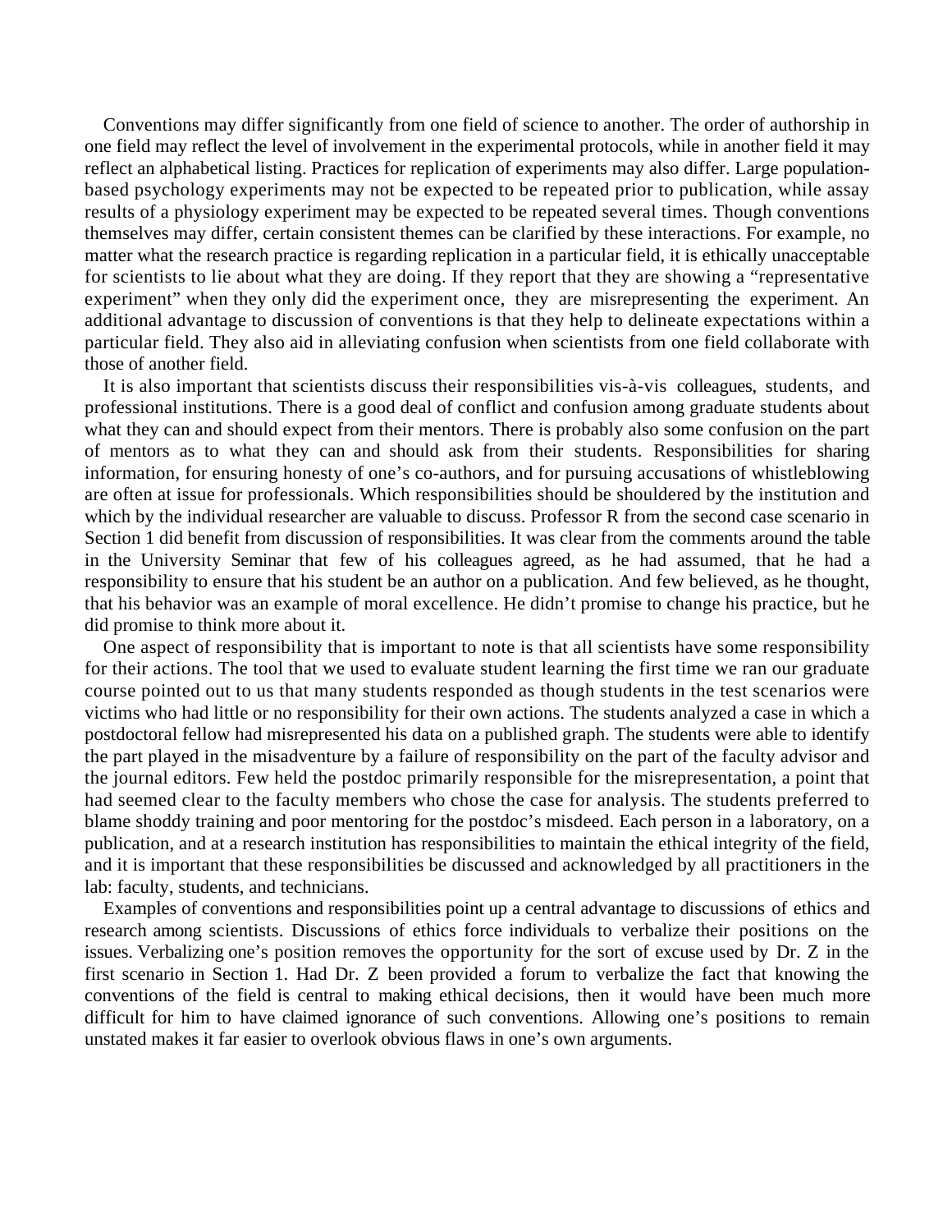Conventions may differ significantly from one field of science to another. The order of authorship in one field may reflect the level of involvement in the experimental protocols, while in another field it may reflect an alphabetical listing. Practices for replication of experiments may also differ. Large population-based psychology experiments may not be expected to be repeated prior to publication, while assay results of a physiology experiment may be expected to be repeated several times. Though conventions themselves may differ, certain consistent themes can be clarified by these interactions. For example, no matter what the research practice is regarding replication in a particular field, it is ethically unacceptable for scientists to lie about what they are doing. If they report that they are showing a "representative experiment" when they only did the experiment once, they are misrepresenting the experiment. An additional advantage to discussion of conventions is that they help to delineate expectations within a particular field. They also aid in alleviating confusion when scientists from one field collaborate with those of another field.

It is also important that scientists discuss their responsibilities vis-à-vis colleagues, students, and professional institutions. There is a good deal of conflict and confusion among graduate students about what they can and should expect from their mentors. There is probably also some confusion on the part of mentors as to what they can and should ask from their students. Responsibilities for sharing information, for ensuring honesty of one's co-authors, and for pursuing accusations of whistleblowing are often at issue for professionals. Which responsibilities should be shouldered by the institution and which by the individual researcher are valuable to discuss. Professor R from the second case scenario in Section 1 did benefit from discussion of responsibilities. It was clear from the comments around the table in the University Seminar that few of his colleagues agreed, as he had assumed, that he had a responsibility to ensure that his student be an author on a publication. And few believed, as he thought, that his behavior was an example of moral excellence. He didn't promise to change his practice, but he did promise to think more about it.

One aspect of responsibility that is important to note is that all scientists have some responsibility for their actions. The tool that we used to evaluate student learning the first time we ran our graduate course pointed out to us that many students responded as though students in the test scenarios were victims who had little or no responsibility for their own actions. The students analyzed a case in which a postdoctoral fellow had misrepresented his data on a published graph. The students were able to identify the part played in the misadventure by a failure of responsibility on the part of the faculty advisor and the journal editors. Few held the postdoc primarily responsible for the misrepresentation, a point that had seemed clear to the faculty members who chose the case for analysis. The students preferred to blame shoddy training and poor mentoring for the postdoc's misdeed. Each person in a laboratory, on a publication, and at a research institution has responsibilities to maintain the ethical integrity of the field, and it is important that these responsibilities be discussed and acknowledged by all practitioners in the lab: faculty, students, and technicians.

Examples of conventions and responsibilities point up a central advantage to discussions of ethics and research among scientists. Discussions of ethics force individuals to verbalize their positions on the issues. Verbalizing one's position removes the opportunity for the sort of excuse used by Dr. Z in the first scenario in Section 1. Had Dr. Z been provided a forum to verbalize the fact that knowing the conventions of the field is central to making ethical decisions, then it would have been much more difficult for him to have claimed ignorance of such conventions. Allowing one's positions to remain unstated makes it far easier to overlook obvious flaws in one's own arguments.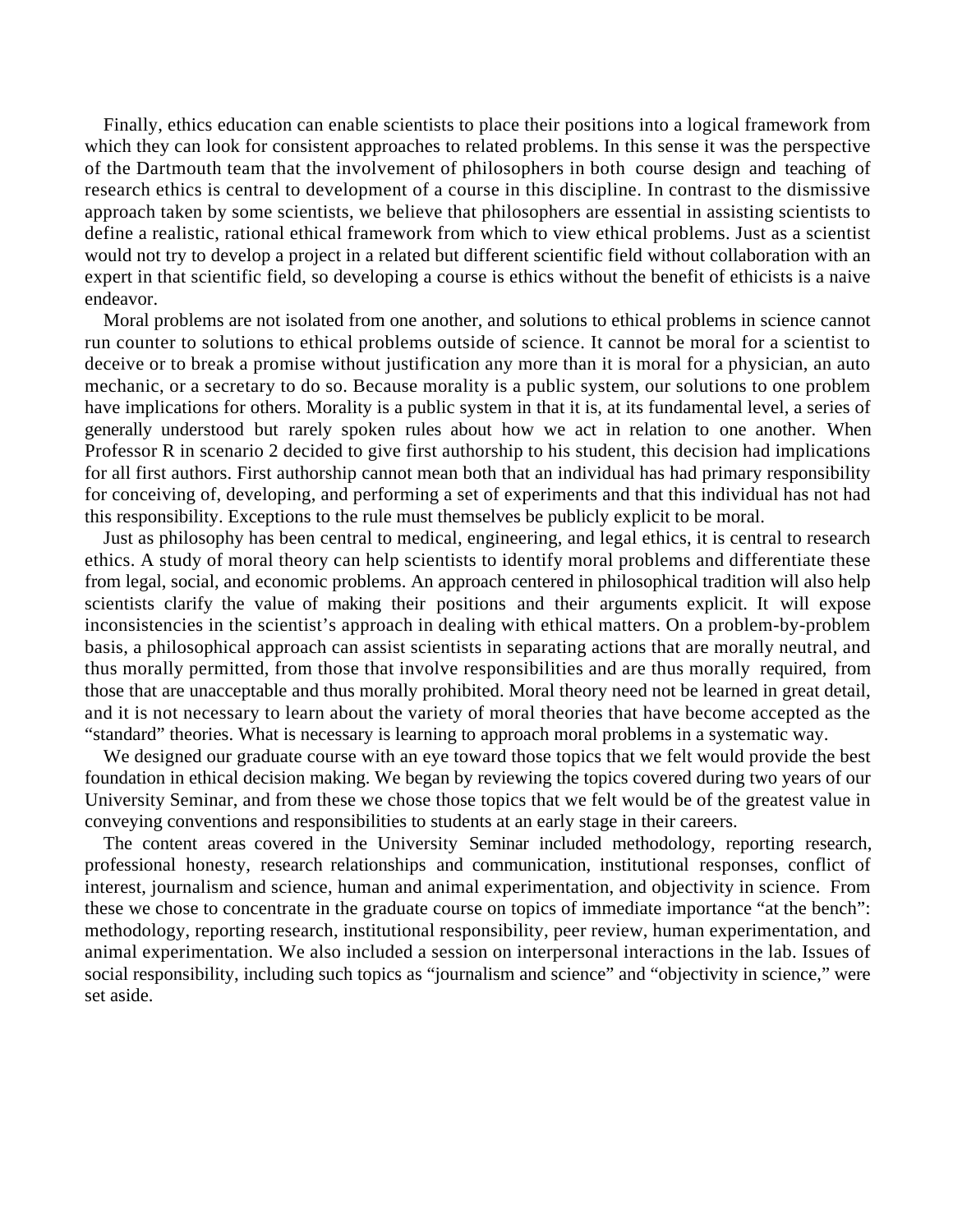Finally, ethics education can enable scientists to place their positions into a logical framework from which they can look for consistent approaches to related problems. In this sense it was the perspective of the Dartmouth team that the involvement of philosophers in both course design and teaching of research ethics is central to development of a course in this discipline. In contrast to the dismissive approach taken by some scientists, we believe that philosophers are essential in assisting scientists to define a realistic, rational ethical framework from which to view ethical problems. Just as a scientist would not try to develop a project in a related but different scientific field without collaboration with an expert in that scientific field, so developing a course is ethics without the benefit of ethicists is a naive endeavor.

Moral problems are not isolated from one another, and solutions to ethical problems in science cannot run counter to solutions to ethical problems outside of science. It cannot be moral for a scientist to deceive or to break a promise without justification any more than it is moral for a physician, an auto mechanic, or a secretary to do so. Because morality is a public system, our solutions to one problem have implications for others. Morality is a public system in that it is, at its fundamental level, a series of generally understood but rarely spoken rules about how we act in relation to one another. When Professor R in scenario 2 decided to give first authorship to his student, this decision had implications for all first authors. First authorship cannot mean both that an individual has had primary responsibility for conceiving of, developing, and performing a set of experiments and that this individual has not had this responsibility. Exceptions to the rule must themselves be publicly explicit to be moral.

Just as philosophy has been central to medical, engineering, and legal ethics, it is central to research ethics. A study of moral theory can help scientists to identify moral problems and differentiate these from legal, social, and economic problems. An approach centered in philosophical tradition will also help scientists clarify the value of making their positions and their arguments explicit. It will expose inconsistencies in the scientist's approach in dealing with ethical matters. On a problem-by-problem basis, a philosophical approach can assist scientists in separating actions that are morally neutral, and thus morally permitted, from those that involve responsibilities and are thus morally required, from those that are unacceptable and thus morally prohibited. Moral theory need not be learned in great detail, and it is not necessary to learn about the variety of moral theories that have become accepted as the "standard" theories. What is necessary is learning to approach moral problems in a systematic way.

We designed our graduate course with an eye toward those topics that we felt would provide the best foundation in ethical decision making. We began by reviewing the topics covered during two years of our University Seminar, and from these we chose those topics that we felt would be of the greatest value in conveying conventions and responsibilities to students at an early stage in their careers.

The content areas covered in the University Seminar included methodology, reporting research, professional honesty, research relationships and communication, institutional responses, conflict of interest, journalism and science, human and animal experimentation, and objectivity in science. From these we chose to concentrate in the graduate course on topics of immediate importance "at the bench": methodology, reporting research, institutional responsibility, peer review, human experimentation, and animal experimentation. We also included a session on interpersonal interactions in the lab. Issues of social responsibility, including such topics as "journalism and science" and "objectivity in science," were set aside.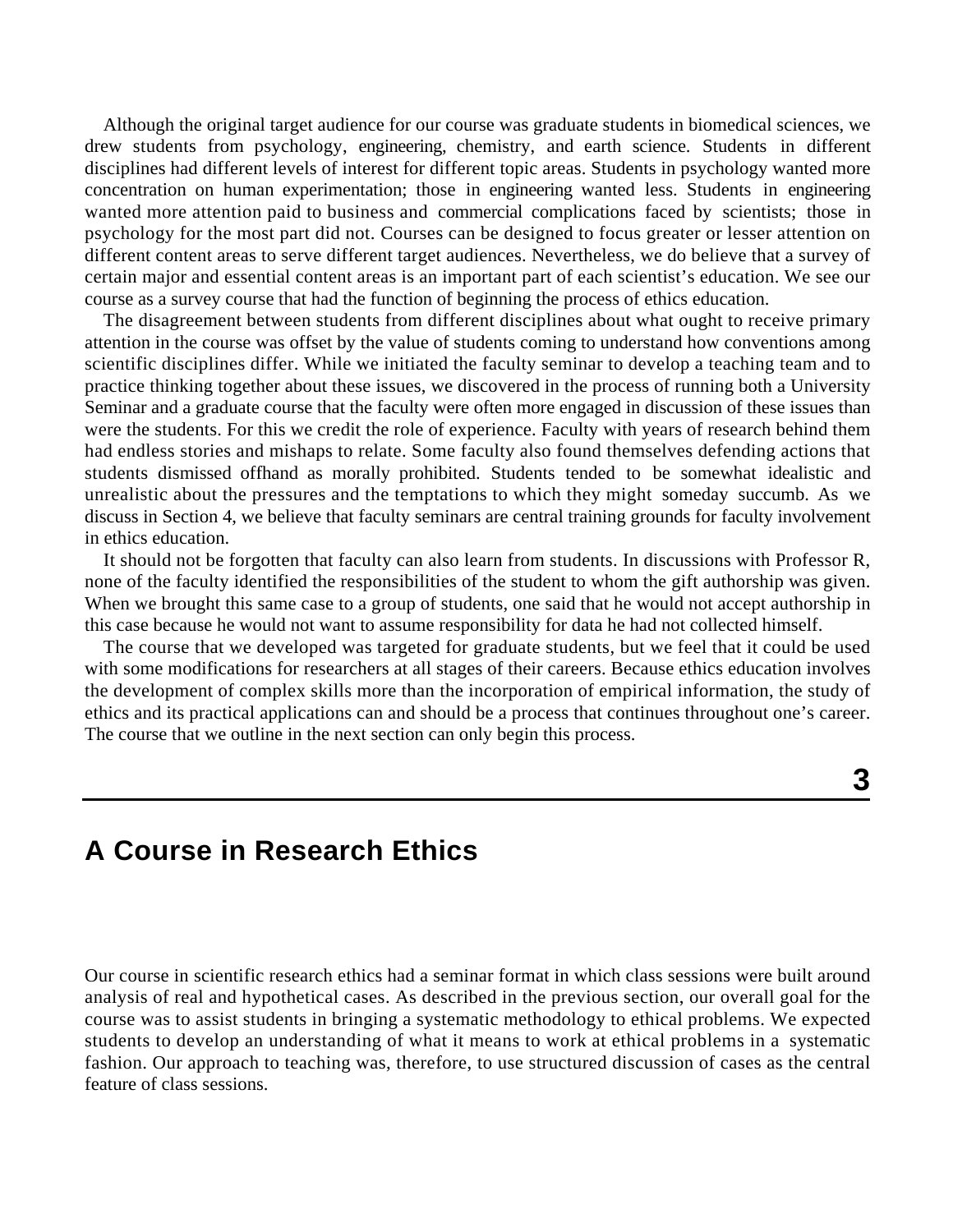Although the original target audience for our course was graduate students in biomedical sciences, we drew students from psychology, engineering, chemistry, and earth science. Students in different disciplines had different levels of interest for different topic areas. Students in psychology wanted more concentration on human experimentation; those in engineering wanted less. Students in engineering wanted more attention paid to business and commercial complications faced by scientists; those in psychology for the most part did not. Courses can be designed to focus greater or lesser attention on different content areas to serve different target audiences. Nevertheless, we do believe that a survey of certain major and essential content areas is an important part of each scientist's education. We see our course as a survey course that had the function of beginning the process of ethics education.

The disagreement between students from different disciplines about what ought to receive primary attention in the course was offset by the value of students coming to understand how conventions among scientific disciplines differ. While we initiated the faculty seminar to develop a teaching team and to practice thinking together about these issues, we discovered in the process of running both a University Seminar and a graduate course that the faculty were often more engaged in discussion of these issues than were the students. For this we credit the role of experience. Faculty with years of research behind them had endless stories and mishaps to relate. Some faculty also found themselves defending actions that students dismissed offhand as morally prohibited. Students tended to be somewhat idealistic and unrealistic about the pressures and the temptations to which they might someday succumb. As we discuss in Section 4, we believe that faculty seminars are central training grounds for faculty involvement in ethics education.

It should not be forgotten that faculty can also learn from students. In discussions with Professor R, none of the faculty identified the responsibilities of the student to whom the gift authorship was given. When we brought this same case to a group of students, one said that he would not accept authorship in this case because he would not want to assume responsibility for data he had not collected himself.

The course that we developed was targeted for graduate students, but we feel that it could be used with some modifications for researchers at all stages of their careers. Because ethics education involves the development of complex skills more than the incorporation of empirical information, the study of ethics and its practical applications can and should be a process that continues throughout one's career. The course that we outline in the next section can only begin this process.

# 3

# A Course in Research Ethics

Our course in scientific research ethics had a seminar format in which class sessions were built around analysis of real and hypothetical cases. As described in the previous section, our overall goal for the course was to assist students in bringing a systematic methodology to ethical problems. We expected students to develop an understanding of what it means to work at ethical problems in a systematic fashion. Our approach to teaching was, therefore, to use structured discussion of cases as the central feature of class sessions.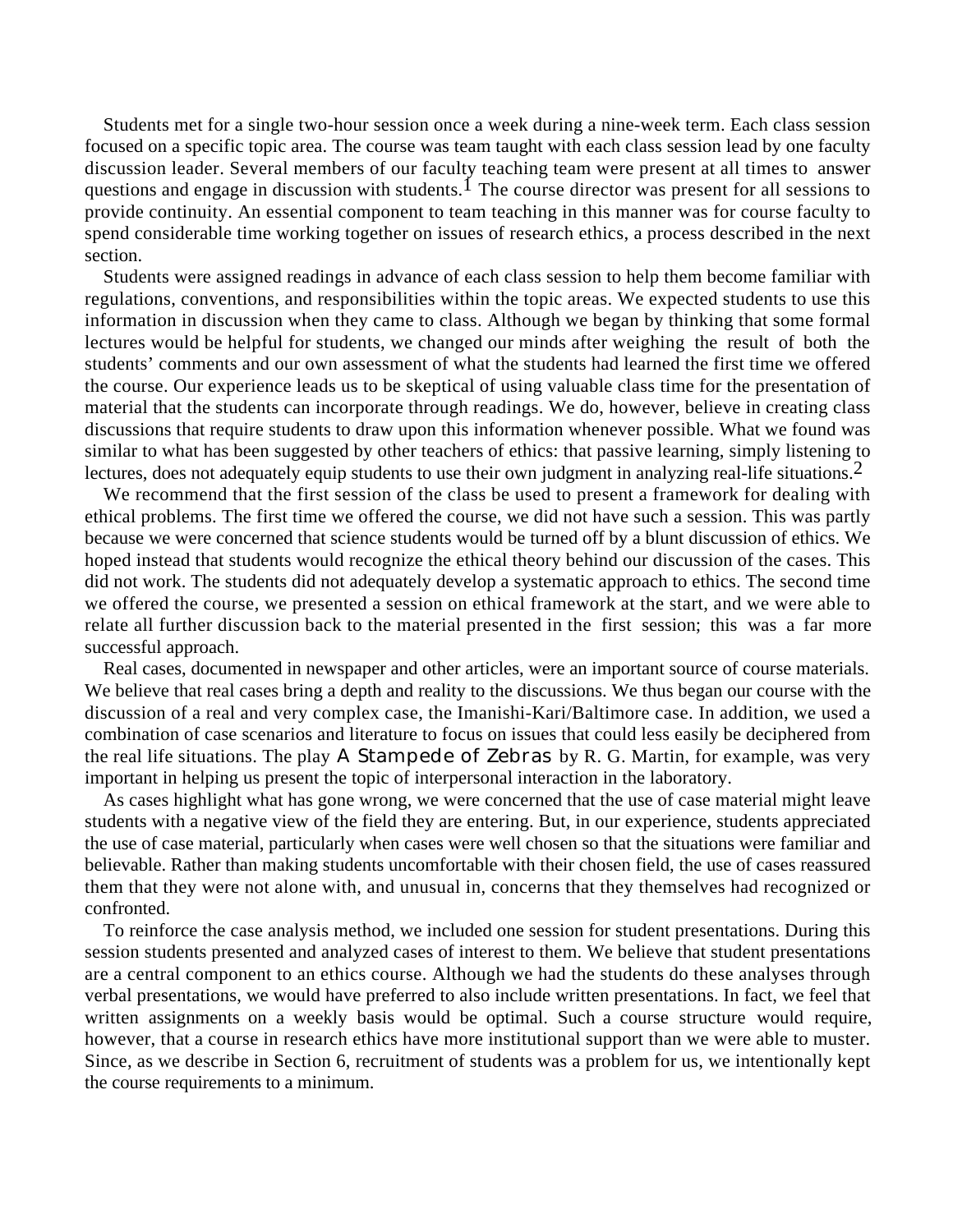Students met for a single two-hour session once a week during a nine-week term. Each class session focused on a specific topic area. The course was team taught with each class session lead by one faculty discussion leader. Several members of our faculty teaching team were present at all times to answer questions and engage in discussion with students.[1] The course director was present for all sessions to provide continuity. An essential component to team teaching in this manner was for course faculty to spend considerable time working together on issues of research ethics, a process described in the next section.

Students were assigned readings in advance of each class session to help them become familiar with regulations, conventions, and responsibilities within the topic areas. We expected students to use this information in discussion when they came to class. Although we began by thinking that some formal lectures would be helpful for students, we changed our minds after weighing the result of both the students' comments and our own assessment of what the students had learned the first time we offered the course. Our experience leads us to be skeptical of using valuable class time for the presentation of material that the students can incorporate through readings. We do, however, believe in creating class discussions that require students to draw upon this information whenever possible. What we found was similar to what has been suggested by other teachers of ethics: that passive learning, simply listening to lectures, does not adequately equip students to use their own judgment in analyzing real-life situations.[2]

We recommend that the first session of the class be used to present a framework for dealing with ethical problems. The first time we offered the course, we did not have such a session. This was partly because we were concerned that science students would be turned off by a blunt discussion of ethics. We hoped instead that students would recognize the ethical theory behind our discussion of the cases. This did not work. The students did not adequately develop a systematic approach to ethics. The second time we offered the course, we presented a session on ethical framework at the start, and we were able to relate all further discussion back to the material presented in the first session; this was a far more successful approach.

Real cases, documented in newspaper and other articles, were an important source of course materials. We believe that real cases bring a depth and reality to the discussions. We thus began our course with the discussion of a real and very complex case, the Imanishi-Kari/Baltimore case. In addition, we used a combination of case scenarios and literature to focus on issues that could less easily be deciphered from the real life situations. The play *A Stampede of Zebras* by R. G. Martin, for example, was very important in helping us present the topic of interpersonal interaction in the laboratory.

As cases highlight what has gone wrong, we were concerned that the use of case material might leave students with a negative view of the field they are entering. But, in our experience, students appreciated the use of case material, particularly when cases were well chosen so that the situations were familiar and believable. Rather than making students uncomfortable with their chosen field, the use of cases reassured them that they were not alone with, and unusual in, concerns that they themselves had recognized or confronted.

To reinforce the case analysis method, we included one session for student presentations. During this session students presented and analyzed cases of interest to them. We believe that student presentations are a central component to an ethics course. Although we had the students do these analyses through verbal presentations, we would have preferred to also include written presentations. In fact, we feel that written assignments on a weekly basis would be optimal. Such a course structure would require, however, that a course in research ethics have more institutional support than we were able to muster. Since, as we describe in Section 6, recruitment of students was a problem for us, we intentionally kept the course requirements to a minimum.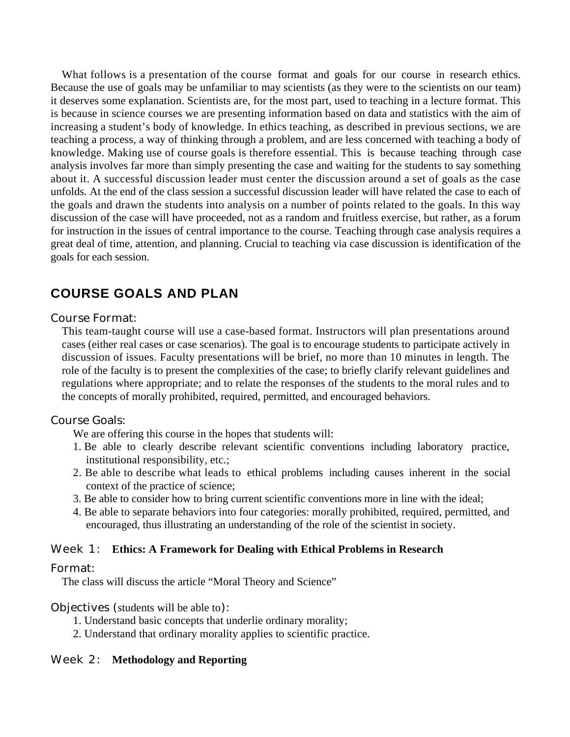What follows is a presentation of the course format and goals for our course in research ethics. Because the use of goals may be unfamiliar to may scientists (as they were to the scientists on our team) it deserves some explanation. Scientists are, for the most part, used to teaching in a lecture format. This is because in science courses we are presenting information based on data and statistics with the aim of increasing a student's body of knowledge. In ethics teaching, as described in previous sections, we are teaching a process, a way of thinking through a problem, and are less concerned with teaching a body of knowledge. Making use of course goals is therefore essential. This is because teaching through case analysis involves far more than simply presenting the case and waiting for the students to say something about it. A successful discussion leader must center the discussion around a set of goals as the case unfolds. At the end of the class session a successful discussion leader will have related the case to each of the goals and drawn the students into analysis on a number of points related to the goals. In this way discussion of the case will have proceeded, not as a random and fruitless exercise, but rather, as a forum for instruction in the issues of central importance to the course. Teaching through case analysis requires a great deal of time, attention, and planning. Crucial to teaching via case discussion is identification of the goals for each session.

## COURSE GOALS AND PLAN

### Course Format:

This team-taught course will use a case-based format. Instructors will plan presentations around cases (either real cases or case scenarios). The goal is to encourage students to participate actively in discussion of issues. Faculty presentations will be brief, no more than 10 minutes in length. The role of the faculty is to present the complexities of the case; to briefly clarify relevant guidelines and regulations where appropriate; and to relate the responses of the students to the moral rules and to the concepts of morally prohibited, required, permitted, and encouraged behaviors.

### Course Goals:

We are offering this course in the hopes that students will:

1. Be able to clearly describe relevant scientific conventions including laboratory practice, institutional responsibility, etc.;
2. Be able to describe what leads to ethical problems including causes inherent in the social context of the practice of science;
3. Be able to consider how to bring current scientific conventions more in line with the ideal;
4. Be able to separate behaviors into four categories: morally prohibited, required, permitted, and encouraged, thus illustrating an understanding of the role of the scientist in society.

### Week 1: **Ethics: A Framework for Dealing with Ethical Problems in Research**

### Format:

The class will discuss the article "Moral Theory and Science"

### Objectives (students will be able to):

1. Understand basic concepts that underlie ordinary morality;
2. Understand that ordinary morality applies to scientific practice.

### Week 2: **Methodology and Reporting**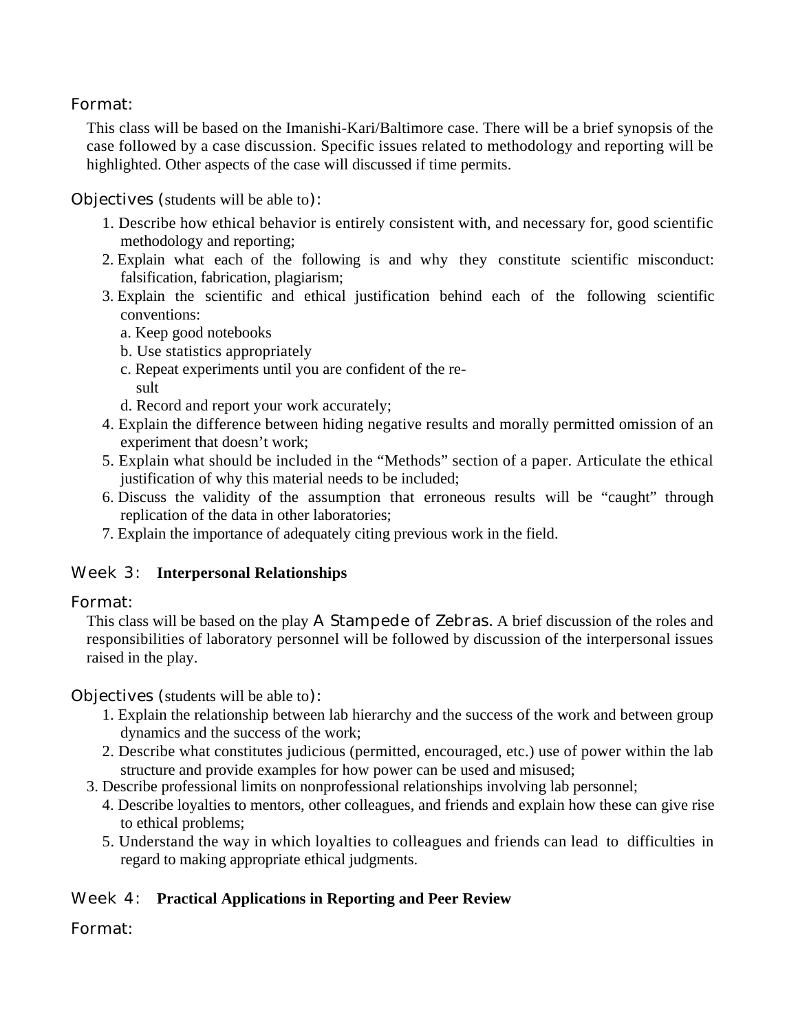Format:

This class will be based on the Imanishi-Kari/Baltimore case. There will be a brief synopsis of the case followed by a case discussion. Specific issues related to methodology and reporting will be highlighted. Other aspects of the case will discussed if time permits.

Objectives (students will be able to):

1. Describe how ethical behavior is entirely consistent with, and necessary for, good scientific methodology and reporting;
2. Explain what each of the following is and why they constitute scientific misconduct: falsification, fabrication, plagiarism;
3. Explain the scientific and ethical justification behind each of the following scientific conventions:
   a. Keep good notebooks
   b. Use statistics appropriately
   c. Repeat experiments until you are confident of the result
   d. Record and report your work accurately;
4. Explain the difference between hiding negative results and morally permitted omission of an experiment that doesn't work;
5. Explain what should be included in the "Methods" section of a paper. Articulate the ethical justification of why this material needs to be included;
6. Discuss the validity of the assumption that erroneous results will be "caught" through replication of the data in other laboratories;
7. Explain the importance of adequately citing previous work in the field.

## Week 3: **Interpersonal Relationships**

Format:

This class will be based on the play *A Stampede of Zebras*. A brief discussion of the roles and responsibilities of laboratory personnel will be followed by discussion of the interpersonal issues raised in the play.

Objectives (students will be able to):

1. Explain the relationship between lab hierarchy and the success of the work and between group dynamics and the success of the work;
2. Describe what constitutes judicious (permitted, encouraged, etc.) use of power within the lab structure and provide examples for how power can be used and misused;
3. Describe professional limits on nonprofessional relationships involving lab personnel;
4. Describe loyalties to mentors, other colleagues, and friends and explain how these can give rise to ethical problems;
5. Understand the way in which loyalties to colleagues and friends can lead to difficulties in regard to making appropriate ethical judgments.

## Week 4: **Practical Applications in Reporting and Peer Review**

Format: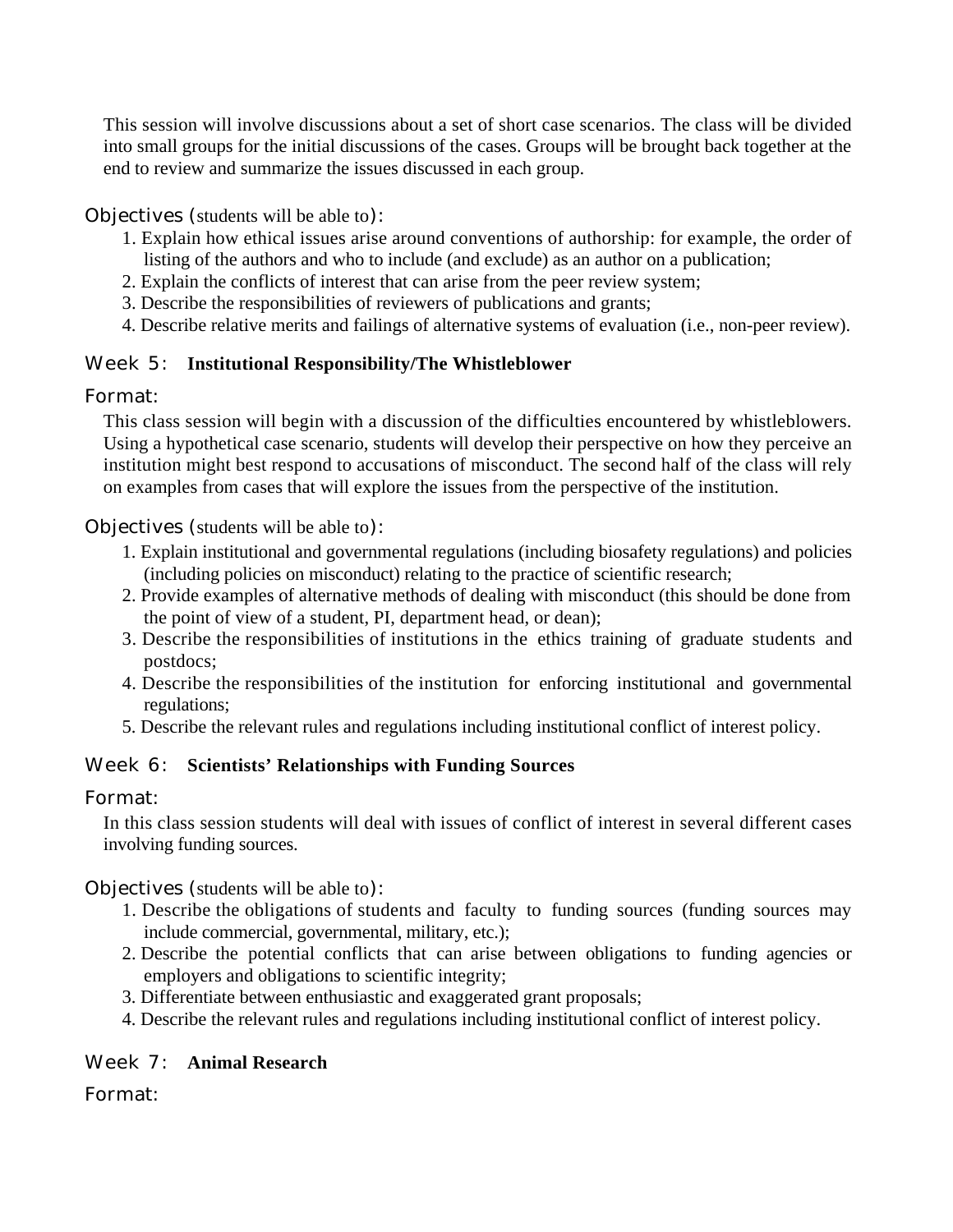This session will involve discussions about a set of short case scenarios. The class will be divided into small groups for the initial discussions of the cases. Groups will be brought back together at the end to review and summarize the issues discussed in each group.

Objectives (students will be able to):

1. Explain how ethical issues arise around conventions of authorship: for example, the order of listing of the authors and who to include (and exclude) as an author on a publication;
2. Explain the conflicts of interest that can arise from the peer review system;
3. Describe the responsibilities of reviewers of publications and grants;
4. Describe relative merits and failings of alternative systems of evaluation (i.e., non-peer review).

## Week 5: **Institutional Responsibility/The Whistleblower**

Format:

This class session will begin with a discussion of the difficulties encountered by whistleblowers. Using a hypothetical case scenario, students will develop their perspective on how they perceive an institution might best respond to accusations of misconduct. The second half of the class will rely on examples from cases that will explore the issues from the perspective of the institution.

Objectives (students will be able to):

1. Explain institutional and governmental regulations (including biosafety regulations) and policies (including policies on misconduct) relating to the practice of scientific research;
2. Provide examples of alternative methods of dealing with misconduct (this should be done from the point of view of a student, PI, department head, or dean);
3. Describe the responsibilities of institutions in the ethics training of graduate students and postdocs;
4. Describe the responsibilities of the institution for enforcing institutional and governmental regulations;
5. Describe the relevant rules and regulations including institutional conflict of interest policy.

## Week 6: **Scientists' Relationships with Funding Sources**

Format:

In this class session students will deal with issues of conflict of interest in several different cases involving funding sources.

Objectives (students will be able to):

1. Describe the obligations of students and faculty to funding sources (funding sources may include commercial, governmental, military, etc.);
2. Describe the potential conflicts that can arise between obligations to funding agencies or employers and obligations to scientific integrity;
3. Differentiate between enthusiastic and exaggerated grant proposals;
4. Describe the relevant rules and regulations including institutional conflict of interest policy.

## Week 7: **Animal Research**

Format: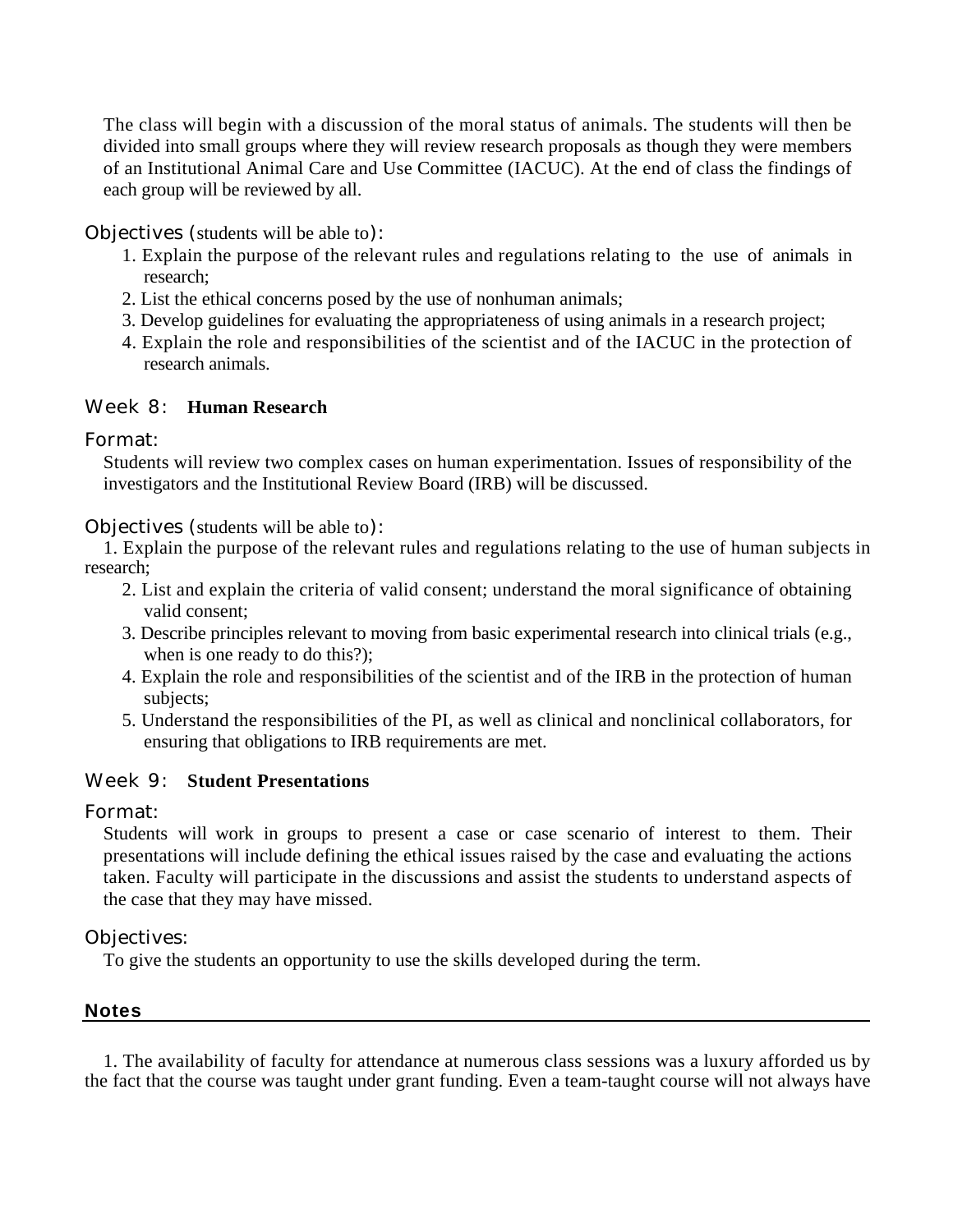The class will begin with a discussion of the moral status of animals. The students will then be divided into small groups where they will review research proposals as though they were members of an Institutional Animal Care and Use Committee (IACUC). At the end of class the findings of each group will be reviewed by all.

Objectives (students will be able to):

1. Explain the purpose of the relevant rules and regulations relating to the use of animals in research;
2. List the ethical concerns posed by the use of nonhuman animals;
3. Develop guidelines for evaluating the appropriateness of using animals in a research project;
4. Explain the role and responsibilities of the scientist and of the IACUC in the protection of research animals.

### Week 8: **Human Research**

Format:

Students will review two complex cases on human experimentation. Issues of responsibility of the investigators and the Institutional Review Board (IRB) will be discussed.

Objectives (students will be able to):

1. Explain the purpose of the relevant rules and regulations relating to the use of human subjects in research;
2. List and explain the criteria of valid consent; understand the moral significance of obtaining valid consent;
3. Describe principles relevant to moving from basic experimental research into clinical trials (e.g., when is one ready to do this?);
4. Explain the role and responsibilities of the scientist and of the IRB in the protection of human subjects;
5. Understand the responsibilities of the PI, as well as clinical and nonclinical collaborators, for ensuring that obligations to IRB requirements are met.

### Week 9: **Student Presentations**

Format:

Students will work in groups to present a case or case scenario of interest to them. Their presentations will include defining the ethical issues raised by the case and evaluating the actions taken. Faculty will participate in the discussions and assist the students to understand aspects of the case that they may have missed.

Objectives:

To give the students an opportunity to use the skills developed during the term.

## Notes

1. The availability of faculty for attendance at numerous class sessions was a luxury afforded us by the fact that the course was taught under grant funding. Even a team-taught course will not always have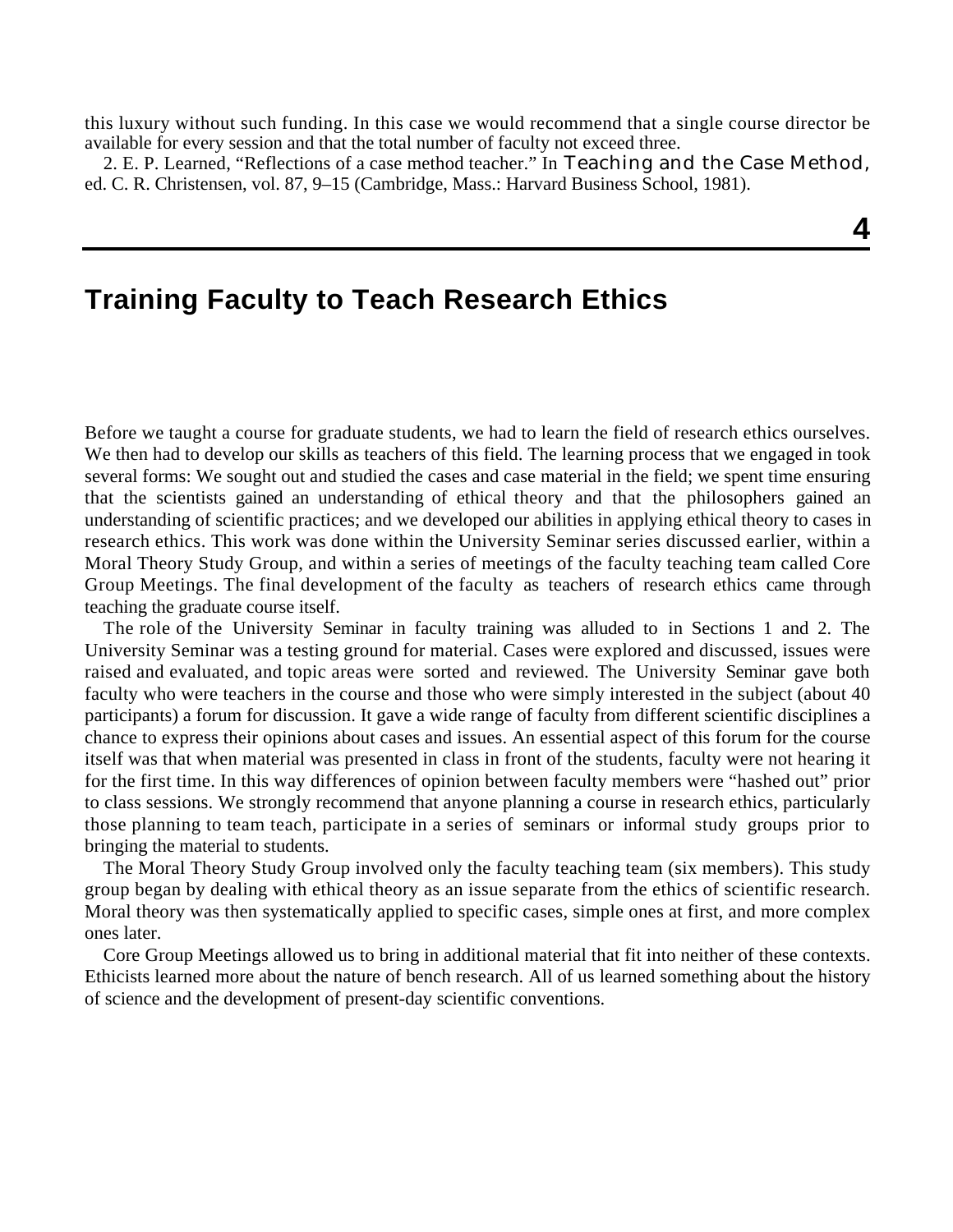this luxury without such funding. In this case we would recommend that a single course director be available for every session and that the total number of faculty not exceed three.

2. E. P. Learned, "Reflections of a case method teacher." In *Teaching and the Case Method*, ed. C. R. Christensen, vol. 87, 9–15 (Cambridge, Mass.: Harvard Business School, 1981).

# 4

# Training Faculty to Teach Research Ethics

Before we taught a course for graduate students, we had to learn the field of research ethics ourselves. We then had to develop our skills as teachers of this field. The learning process that we engaged in took several forms: We sought out and studied the cases and case material in the field; we spent time ensuring that the scientists gained an understanding of ethical theory and that the philosophers gained an understanding of scientific practices; and we developed our abilities in applying ethical theory to cases in research ethics. This work was done within the University Seminar series discussed earlier, within a Moral Theory Study Group, and within a series of meetings of the faculty teaching team called Core Group Meetings. The final development of the faculty as teachers of research ethics came through teaching the graduate course itself.

The role of the University Seminar in faculty training was alluded to in Sections 1 and 2. The University Seminar was a testing ground for material. Cases were explored and discussed, issues were raised and evaluated, and topic areas were sorted and reviewed. The University Seminar gave both faculty who were teachers in the course and those who were simply interested in the subject (about 40 participants) a forum for discussion. It gave a wide range of faculty from different scientific disciplines a chance to express their opinions about cases and issues. An essential aspect of this forum for the course itself was that when material was presented in class in front of the students, faculty were not hearing it for the first time. In this way differences of opinion between faculty members were "hashed out" prior to class sessions. We strongly recommend that anyone planning a course in research ethics, particularly those planning to team teach, participate in a series of seminars or informal study groups prior to bringing the material to students.

The Moral Theory Study Group involved only the faculty teaching team (six members). This study group began by dealing with ethical theory as an issue separate from the ethics of scientific research. Moral theory was then systematically applied to specific cases, simple ones at first, and more complex ones later.

Core Group Meetings allowed us to bring in additional material that fit into neither of these contexts. Ethicists learned more about the nature of bench research. All of us learned something about the history of science and the development of present-day scientific conventions.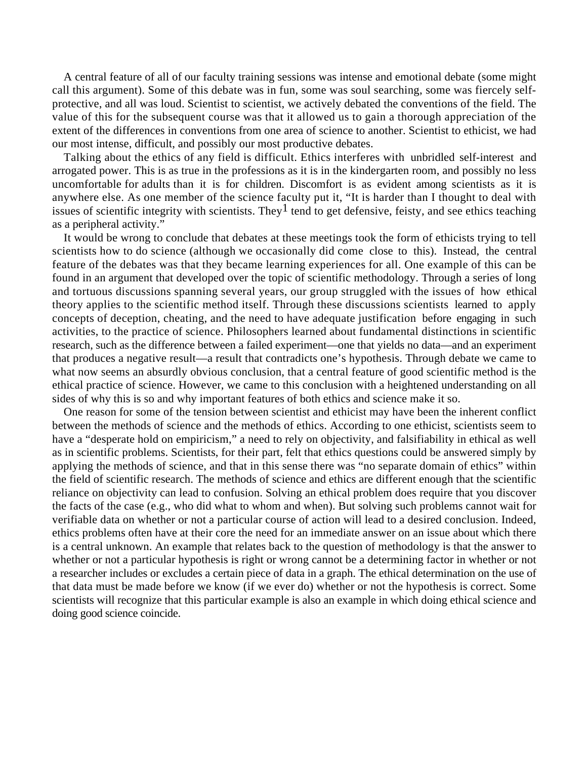A central feature of all of our faculty training sessions was intense and emotional debate (some might call this argument). Some of this debate was in fun, some was soul searching, some was fiercely self-protective, and all was loud. Scientist to scientist, we actively debated the conventions of the field. The value of this for the subsequent course was that it allowed us to gain a thorough appreciation of the extent of the differences in conventions from one area of science to another. Scientist to ethicist, we had our most intense, difficult, and possibly our most productive debates.

Talking about the ethics of any field is difficult. Ethics interferes with unbridled self-interest and arrogated power. This is as true in the professions as it is in the kindergarten room, and possibly no less uncomfortable for adults than it is for children. Discomfort is as evident among scientists as it is anywhere else. As one member of the science faculty put it, "It is harder than I thought to deal with issues of scientific integrity with scientists. They[1] tend to get defensive, feisty, and see ethics teaching as a peripheral activity."

It would be wrong to conclude that debates at these meetings took the form of ethicists trying to tell scientists how to do science (although we occasionally did come close to this). Instead, the central feature of the debates was that they became learning experiences for all. One example of this can be found in an argument that developed over the topic of scientific methodology. Through a series of long and tortuous discussions spanning several years, our group struggled with the issues of how ethical theory applies to the scientific method itself. Through these discussions scientists learned to apply concepts of deception, cheating, and the need to have adequate justification before engaging in such activities, to the practice of science. Philosophers learned about fundamental distinctions in scientific research, such as the difference between a failed experiment—one that yields no data—and an experiment that produces a negative result—a result that contradicts one's hypothesis. Through debate we came to what now seems an absurdly obvious conclusion, that a central feature of good scientific method is the ethical practice of science. However, we came to this conclusion with a heightened understanding on all sides of why this is so and why important features of both ethics and science make it so.

One reason for some of the tension between scientist and ethicist may have been the inherent conflict between the methods of science and the methods of ethics. According to one ethicist, scientists seem to have a "desperate hold on empiricism," a need to rely on objectivity, and falsifiability in ethical as well as in scientific problems. Scientists, for their part, felt that ethics questions could be answered simply by applying the methods of science, and that in this sense there was "no separate domain of ethics" within the field of scientific research. The methods of science and ethics are different enough that the scientific reliance on objectivity can lead to confusion. Solving an ethical problem does require that you discover the facts of the case (e.g., who did what to whom and when). But solving such problems cannot wait for verifiable data on whether or not a particular course of action will lead to a desired conclusion. Indeed, ethics problems often have at their core the need for an immediate answer on an issue about which there is a central unknown. An example that relates back to the question of methodology is that the answer to whether or not a particular hypothesis is right or wrong cannot be a determining factor in whether or not a researcher includes or excludes a certain piece of data in a graph. The ethical determination on the use of that data must be made before we know (if we ever do) whether or not the hypothesis is correct. Some scientists will recognize that this particular example is also an example in which doing ethical science and doing good science coincide.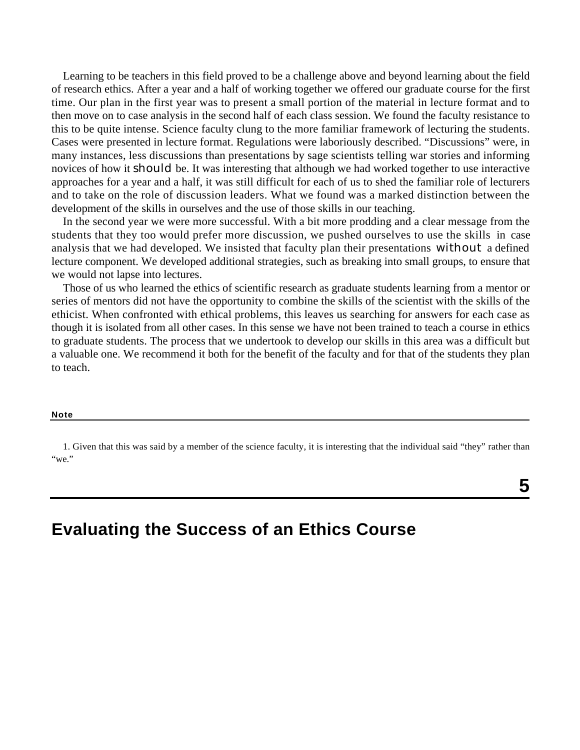Learning to be teachers in this field proved to be a challenge above and beyond learning about the field of research ethics. After a year and a half of working together we offered our graduate course for the first time. Our plan in the first year was to present a small portion of the material in lecture format and to then move on to case analysis in the second half of each class session. We found the faculty resistance to this to be quite intense. Science faculty clung to the more familiar framework of lecturing the students. Cases were presented in lecture format. Regulations were laboriously described. "Discussions" were, in many instances, less discussions than presentations by sage scientists telling war stories and informing novices of how it *should* be. It was interesting that although we had worked together to use interactive approaches for a year and a half, it was still difficult for each of us to shed the familiar role of lecturers and to take on the role of discussion leaders. What we found was a marked distinction between the development of the skills in ourselves and the use of those skills in our teaching.

In the second year we were more successful. With a bit more prodding and a clear message from the students that they too would prefer more discussion, we pushed ourselves to use the skills in case analysis that we had developed. We insisted that faculty plan their presentations *without* a defined lecture component. We developed additional strategies, such as breaking into small groups, to ensure that we would not lapse into lectures.

Those of us who learned the ethics of scientific research as graduate students learning from a mentor or series of mentors did not have the opportunity to combine the skills of the scientist with the skills of the ethicist. When confronted with ethical problems, this leaves us searching for answers for each case as though it is isolated from all other cases. In this sense we have not been trained to teach a course in ethics to graduate students. The process that we undertook to develop our skills in this area was a difficult but a valuable one. We recommend it both for the benefit of the faculty and for that of the students they plan to teach.

**Note**

1. Given that this was said by a member of the science faculty, it is interesting that the individual said "they" rather than "we."

# 5

# Evaluating the Success of an Ethics Course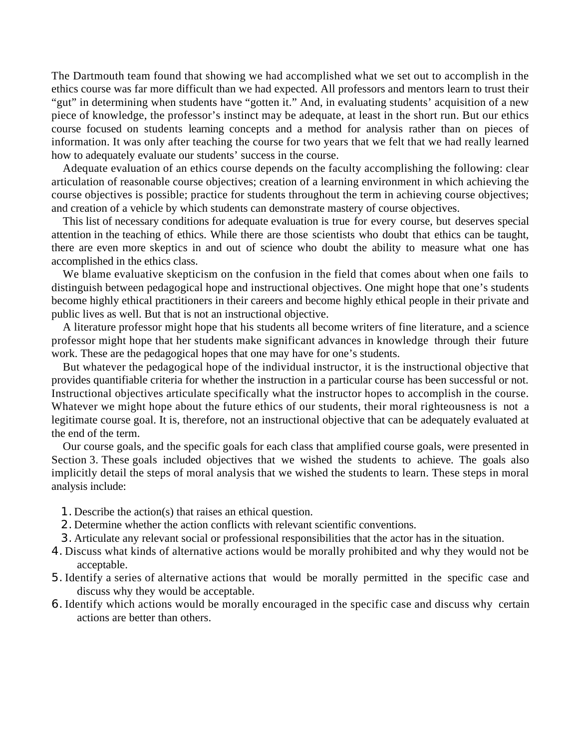The Dartmouth team found that showing we had accomplished what we set out to accomplish in the ethics course was far more difficult than we had expected. All professors and mentors learn to trust their "gut" in determining when students have "gotten it." And, in evaluating students' acquisition of a new piece of knowledge, the professor's instinct may be adequate, at least in the short run. But our ethics course focused on students learning concepts and a method for analysis rather than on pieces of information. It was only after teaching the course for two years that we felt that we had really learned how to adequately evaluate our students' success in the course.

Adequate evaluation of an ethics course depends on the faculty accomplishing the following: clear articulation of reasonable course objectives; creation of a learning environment in which achieving the course objectives is possible; practice for students throughout the term in achieving course objectives; and creation of a vehicle by which students can demonstrate mastery of course objectives.

This list of necessary conditions for adequate evaluation is true for every course, but deserves special attention in the teaching of ethics. While there are those scientists who doubt that ethics can be taught, there are even more skeptics in and out of science who doubt the ability to measure what one has accomplished in the ethics class.

We blame evaluative skepticism on the confusion in the field that comes about when one fails to distinguish between pedagogical hope and instructional objectives. One might hope that one's students become highly ethical practitioners in their careers and become highly ethical people in their private and public lives as well. But that is not an instructional objective.

A literature professor might hope that his students all become writers of fine literature, and a science professor might hope that her students make significant advances in knowledge through their future work. These are the pedagogical hopes that one may have for one's students.

But whatever the pedagogical hope of the individual instructor, it is the instructional objective that provides quantifiable criteria for whether the instruction in a particular course has been successful or not. Instructional objectives articulate specifically what the instructor hopes to accomplish in the course. Whatever we might hope about the future ethics of our students, their moral righteousness is not a legitimate course goal. It is, therefore, not an instructional objective that can be adequately evaluated at the end of the term.

Our course goals, and the specific goals for each class that amplified course goals, were presented in Section 3. These goals included objectives that we wished the students to achieve. The goals also implicitly detail the steps of moral analysis that we wished the students to learn. These steps in moral analysis include:

1. Describe the action(s) that raises an ethical question.
2. Determine whether the action conflicts with relevant scientific conventions.
3. Articulate any relevant social or professional responsibilities that the actor has in the situation.
4. Discuss what kinds of alternative actions would be morally prohibited and why they would not be acceptable.
5. Identify a series of alternative actions that would be morally permitted in the specific case and discuss why they would be acceptable.
6. Identify which actions would be morally encouraged in the specific case and discuss why certain actions are better than others.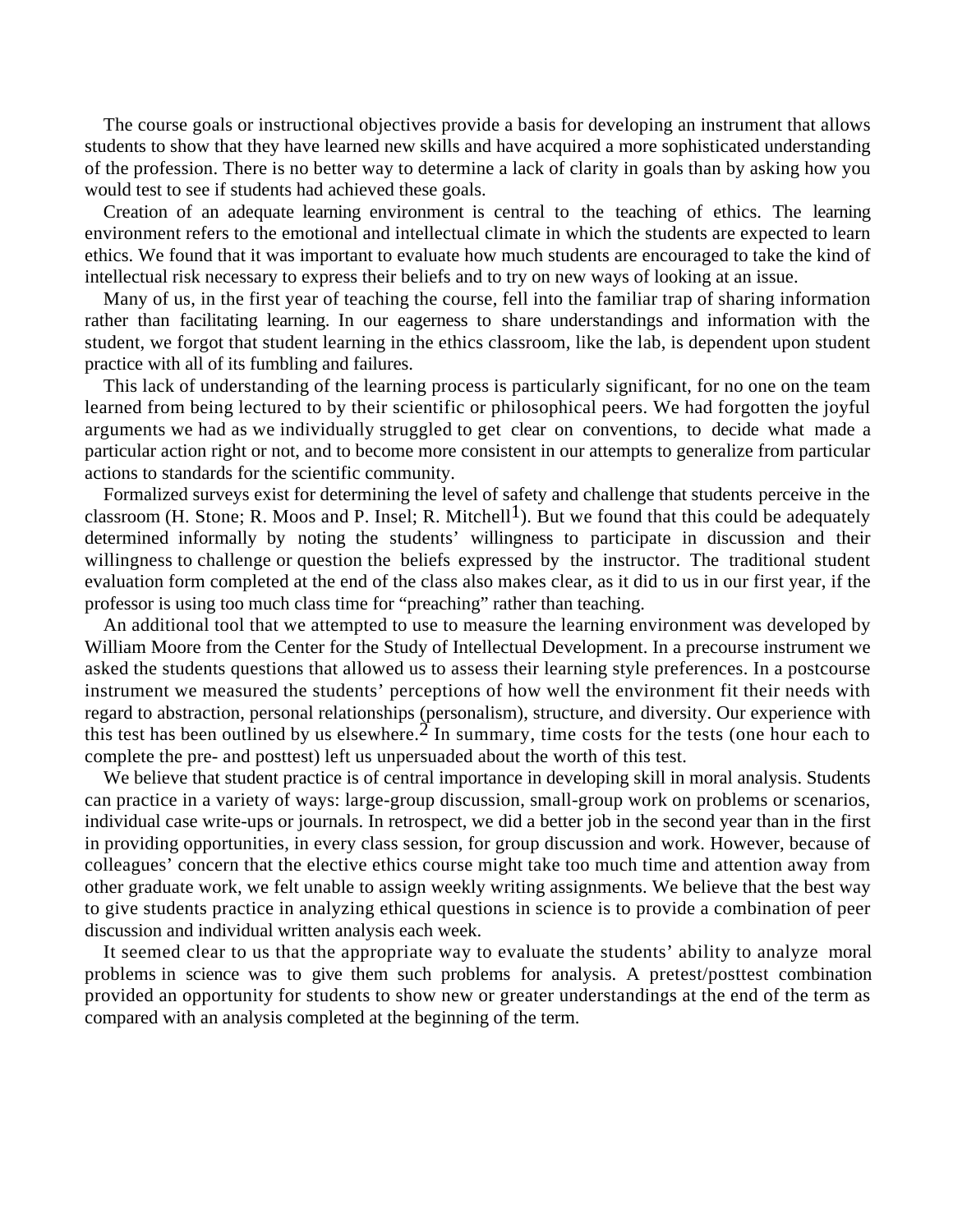The course goals or instructional objectives provide a basis for developing an instrument that allows students to show that they have learned new skills and have acquired a more sophisticated understanding of the profession. There is no better way to determine a lack of clarity in goals than by asking how you would test to see if students had achieved these goals.

Creation of an adequate learning environment is central to the teaching of ethics. The learning environment refers to the emotional and intellectual climate in which the students are expected to learn ethics. We found that it was important to evaluate how much students are encouraged to take the kind of intellectual risk necessary to express their beliefs and to try on new ways of looking at an issue.

Many of us, in the first year of teaching the course, fell into the familiar trap of sharing information rather than facilitating learning. In our eagerness to share understandings and information with the student, we forgot that student learning in the ethics classroom, like the lab, is dependent upon student practice with all of its fumbling and failures.

This lack of understanding of the learning process is particularly significant, for no one on the team learned from being lectured to by their scientific or philosophical peers. We had forgotten the joyful arguments we had as we individually struggled to get clear on conventions, to decide what made a particular action right or not, and to become more consistent in our attempts to generalize from particular actions to standards for the scientific community.

Formalized surveys exist for determining the level of safety and challenge that students perceive in the classroom (H. Stone; R. Moos and P. Insel; R. Mitchell[1]). But we found that this could be adequately determined informally by noting the students' willingness to participate in discussion and their willingness to challenge or question the beliefs expressed by the instructor. The traditional student evaluation form completed at the end of the class also makes clear, as it did to us in our first year, if the professor is using too much class time for "preaching" rather than teaching.

An additional tool that we attempted to use to measure the learning environment was developed by William Moore from the Center for the Study of Intellectual Development. In a precourse instrument we asked the students questions that allowed us to assess their learning style preferences. In a postcourse instrument we measured the students' perceptions of how well the environment fit their needs with regard to abstraction, personal relationships (personalism), structure, and diversity. Our experience with this test has been outlined by us elsewhere.[2] In summary, time costs for the tests (one hour each to complete the pre- and posttest) left us unpersuaded about the worth of this test.

We believe that student practice is of central importance in developing skill in moral analysis. Students can practice in a variety of ways: large-group discussion, small-group work on problems or scenarios, individual case write-ups or journals. In retrospect, we did a better job in the second year than in the first in providing opportunities, in every class session, for group discussion and work. However, because of colleagues' concern that the elective ethics course might take too much time and attention away from other graduate work, we felt unable to assign weekly writing assignments. We believe that the best way to give students practice in analyzing ethical questions in science is to provide a combination of peer discussion and individual written analysis each week.

It seemed clear to us that the appropriate way to evaluate the students' ability to analyze moral problems in science was to give them such problems for analysis. A pretest/posttest combination provided an opportunity for students to show new or greater understandings at the end of the term as compared with an analysis completed at the beginning of the term.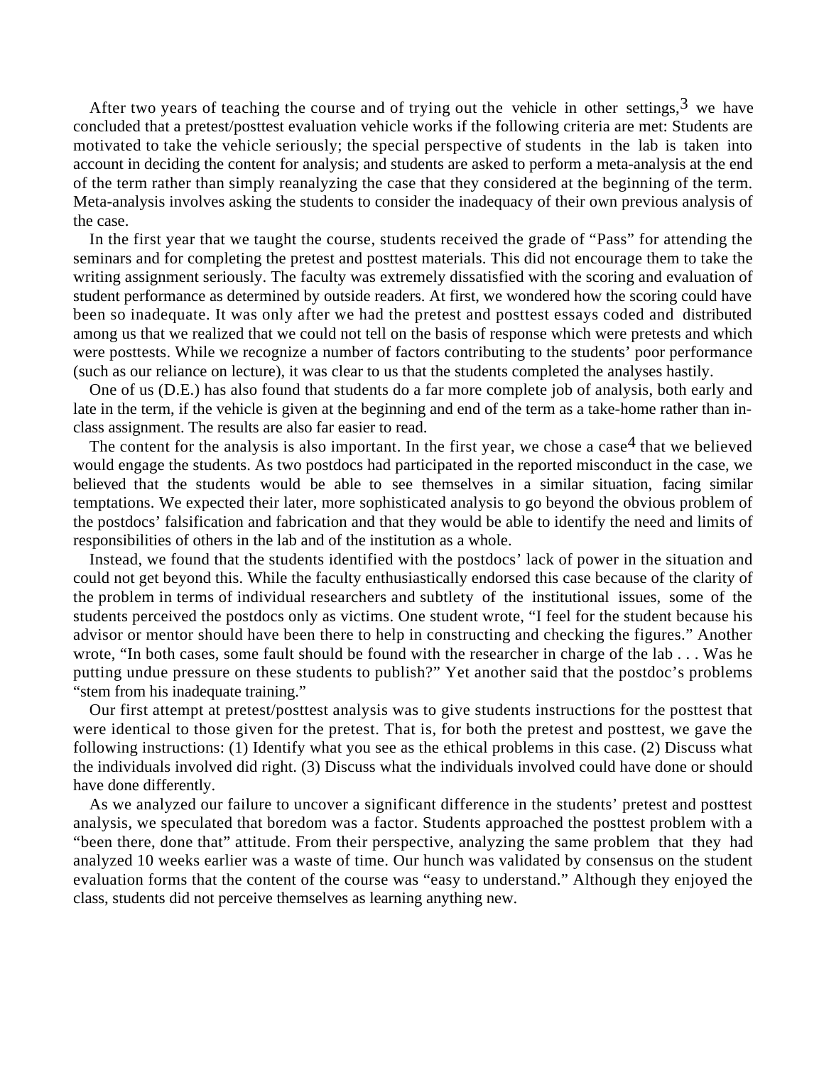After two years of teaching the course and of trying out the vehicle in other settings,[3] we have concluded that a pretest/posttest evaluation vehicle works if the following criteria are met: Students are motivated to take the vehicle seriously; the special perspective of students in the lab is taken into account in deciding the content for analysis; and students are asked to perform a meta-analysis at the end of the term rather than simply reanalyzing the case that they considered at the beginning of the term. Meta-analysis involves asking the students to consider the inadequacy of their own previous analysis of the case.

In the first year that we taught the course, students received the grade of "Pass" for attending the seminars and for completing the pretest and posttest materials. This did not encourage them to take the writing assignment seriously. The faculty was extremely dissatisfied with the scoring and evaluation of student performance as determined by outside readers. At first, we wondered how the scoring could have been so inadequate. It was only after we had the pretest and posttest essays coded and distributed among us that we realized that we could not tell on the basis of response which were pretests and which were posttests. While we recognize a number of factors contributing to the students' poor performance (such as our reliance on lecture), it was clear to us that the students completed the analyses hastily.

One of us (D.E.) has also found that students do a far more complete job of analysis, both early and late in the term, if the vehicle is given at the beginning and end of the term as a take-home rather than in-class assignment. The results are also far easier to read.

The content for the analysis is also important. In the first year, we chose a case[4] that we believed would engage the students. As two postdocs had participated in the reported misconduct in the case, we believed that the students would be able to see themselves in a similar situation, facing similar temptations. We expected their later, more sophisticated analysis to go beyond the obvious problem of the postdocs' falsification and fabrication and that they would be able to identify the need and limits of responsibilities of others in the lab and of the institution as a whole.

Instead, we found that the students identified with the postdocs' lack of power in the situation and could not get beyond this. While the faculty enthusiastically endorsed this case because of the clarity of the problem in terms of individual researchers and subtlety of the institutional issues, some of the students perceived the postdocs only as victims. One student wrote, "I feel for the student because his advisor or mentor should have been there to help in constructing and checking the figures." Another wrote, "In both cases, some fault should be found with the researcher in charge of the lab . . . Was he putting undue pressure on these students to publish?" Yet another said that the postdoc's problems "stem from his inadequate training."

Our first attempt at pretest/posttest analysis was to give students instructions for the posttest that were identical to those given for the pretest. That is, for both the pretest and posttest, we gave the following instructions: (1) Identify what you see as the ethical problems in this case. (2) Discuss what the individuals involved did right. (3) Discuss what the individuals involved could have done or should have done differently.

As we analyzed our failure to uncover a significant difference in the students' pretest and posttest analysis, we speculated that boredom was a factor. Students approached the posttest problem with a "been there, done that" attitude. From their perspective, analyzing the same problem that they had analyzed 10 weeks earlier was a waste of time. Our hunch was validated by consensus on the student evaluation forms that the content of the course was "easy to understand." Although they enjoyed the class, students did not perceive themselves as learning anything new.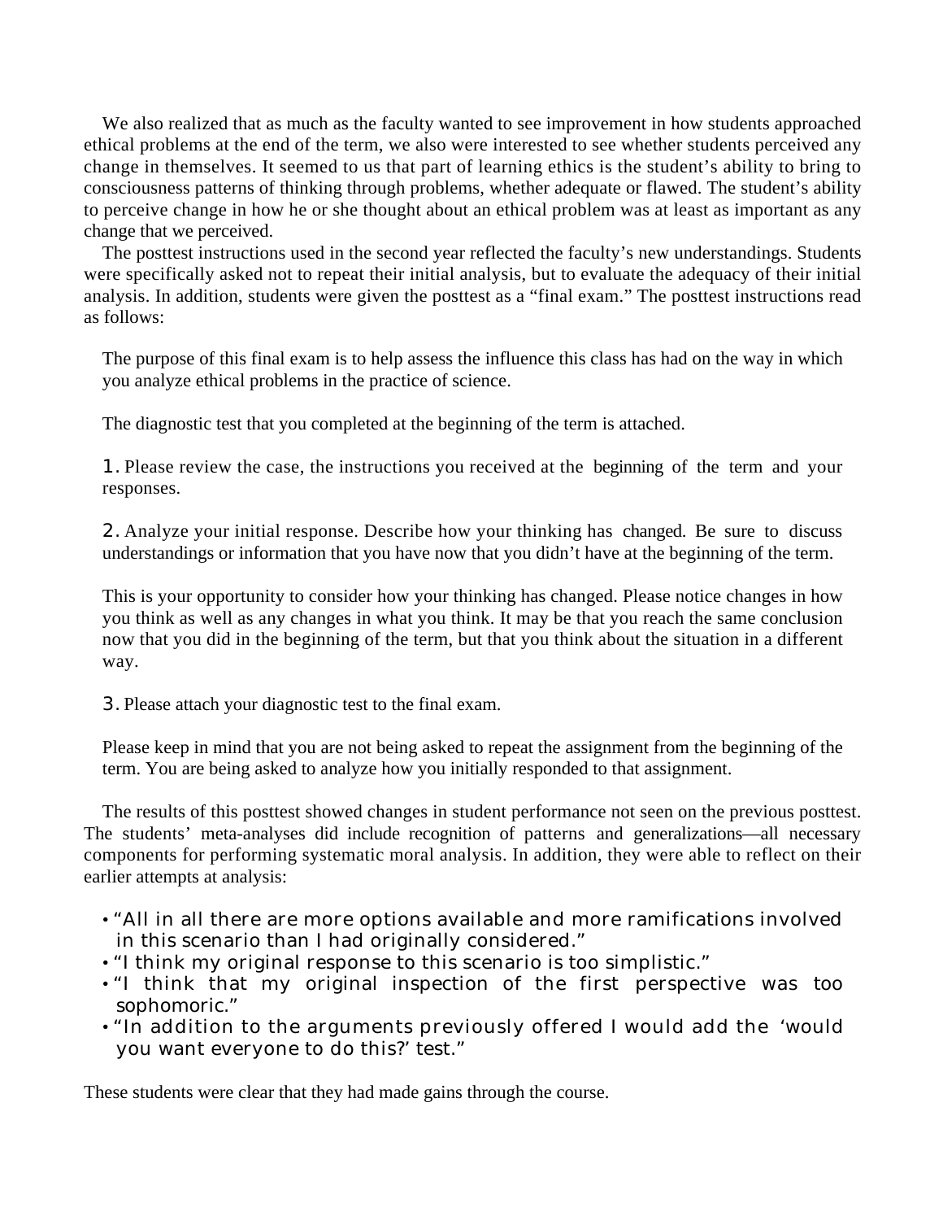We also realized that as much as the faculty wanted to see improvement in how students approached ethical problems at the end of the term, we also were interested to see whether students perceived any change in themselves. It seemed to us that part of learning ethics is the student's ability to bring to consciousness patterns of thinking through problems, whether adequate or flawed. The student's ability to perceive change in how he or she thought about an ethical problem was at least as important as any change that we perceived.

The posttest instructions used in the second year reflected the faculty's new understandings. Students were specifically asked not to repeat their initial analysis, but to evaluate the adequacy of their initial analysis. In addition, students were given the posttest as a "final exam." The posttest instructions read as follows:

> The purpose of this final exam is to help assess the influence this class has had on the way in which you analyze ethical problems in the practice of science.
>
> The diagnostic test that you completed at the beginning of the term is attached.
>
> 1. Please review the case, the instructions you received at the beginning of the term and your responses.
>
> 2. Analyze your initial response. Describe how your thinking has changed. Be sure to discuss understandings or information that you have now that you didn't have at the beginning of the term.
>
> This is your opportunity to consider how your thinking has changed. Please notice changes in how you think as well as any changes in what you think. It may be that you reach the same conclusion now that you did in the beginning of the term, but that you think about the situation in a different way.
>
> 3. Please attach your diagnostic test to the final exam.
>
> Please keep in mind that you are not being asked to repeat the assignment from the beginning of the term. You are being asked to analyze how you initially responded to that assignment.

The results of this posttest showed changes in student performance not seen on the previous posttest. The students' meta-analyses did include recognition of patterns and generalizations—all necessary components for performing systematic moral analysis. In addition, they were able to reflect on their earlier attempts at analysis:

- "All in all there are more options available and more ramifications involved in this scenario than I had originally considered."
- "I think my original response to this scenario is too simplistic."
- "I think that my original inspection of the first perspective was too sophomoric."
- "In addition to the arguments previously offered I would add the 'would you want everyone to do this?' test."

These students were clear that they had made gains through the course.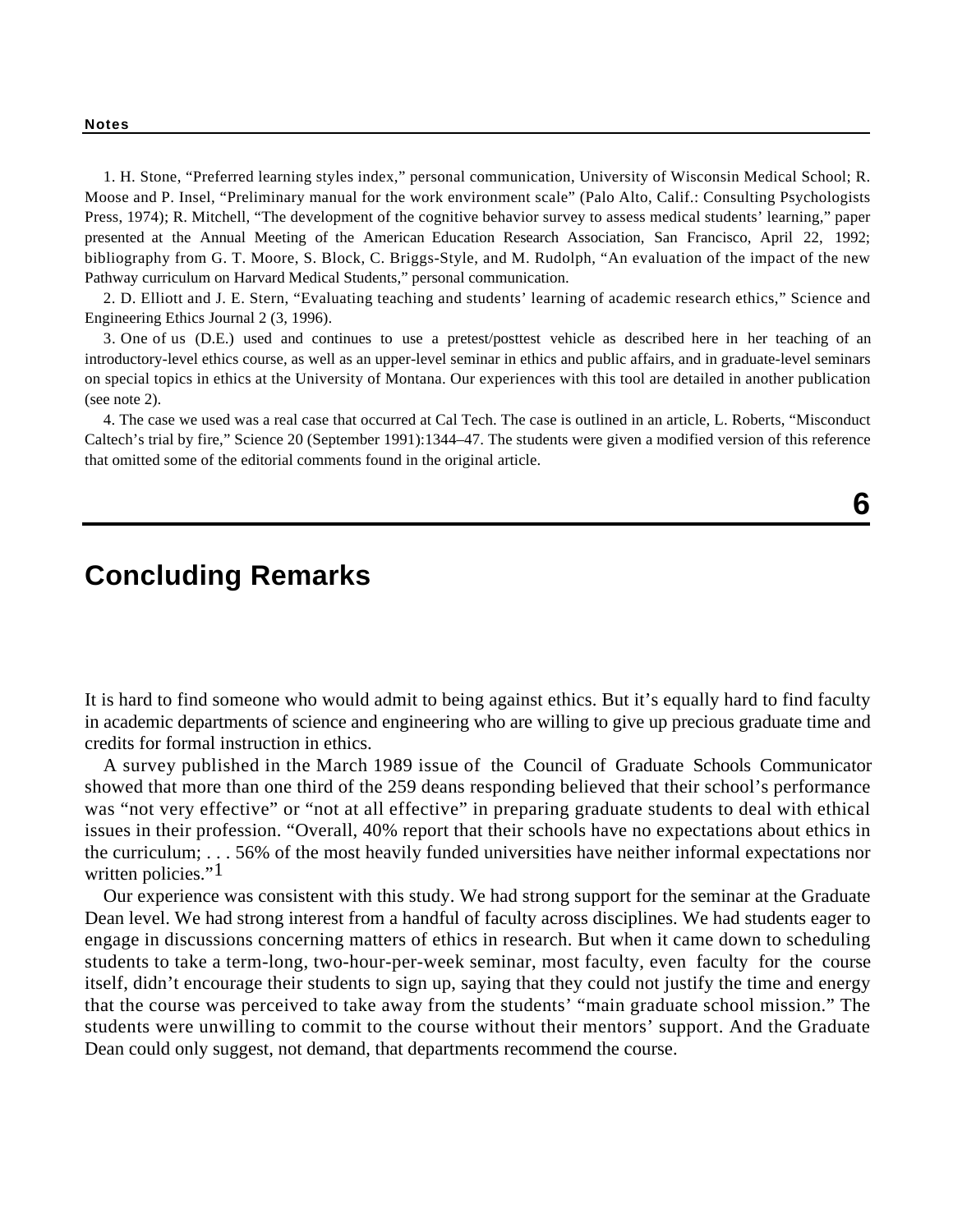## Notes

1. H. Stone, "Preferred learning styles index," personal communication, University of Wisconsin Medical School; R. Moose and P. Insel, "Preliminary manual for the work environment scale" (Palo Alto, Calif.: Consulting Psychologists Press, 1974); R. Mitchell, "The development of the cognitive behavior survey to assess medical students' learning," paper presented at the Annual Meeting of the American Education Research Association, San Francisco, April 22, 1992; bibliography from G. T. Moore, S. Block, C. Briggs-Style, and M. Rudolph, "An evaluation of the impact of the new Pathway curriculum on Harvard Medical Students," personal communication.

2. D. Elliott and J. E. Stern, "Evaluating teaching and students' learning of academic research ethics," Science and Engineering Ethics Journal 2 (3, 1996).

3. One of us (D.E.) used and continues to use a pretest/posttest vehicle as described here in her teaching of an introductory-level ethics course, as well as an upper-level seminar in ethics and public affairs, and in graduate-level seminars on special topics in ethics at the University of Montana. Our experiences with this tool are detailed in another publication (see note 2).

4. The case we used was a real case that occurred at Cal Tech. The case is outlined in an article, L. Roberts, "Misconduct Caltech's trial by fire," Science 20 (September 1991):1344–47. The students were given a modified version of this reference that omitted some of the editorial comments found in the original article.

# 6

# Concluding Remarks

It is hard to find someone who would admit to being against ethics. But it's equally hard to find faculty in academic departments of science and engineering who are willing to give up precious graduate time and credits for formal instruction in ethics.

A survey published in the March 1989 issue of the Council of Graduate Schools Communicator showed that more than one third of the 259 deans responding believed that their school's performance was "not very effective" or "not at all effective" in preparing graduate students to deal with ethical issues in their profession. "Overall, 40% report that their schools have no expectations about ethics in the curriculum; . . . 56% of the most heavily funded universities have neither informal expectations nor written policies."[1]

Our experience was consistent with this study. We had strong support for the seminar at the Graduate Dean level. We had strong interest from a handful of faculty across disciplines. We had students eager to engage in discussions concerning matters of ethics in research. But when it came down to scheduling students to take a term-long, two-hour-per-week seminar, most faculty, even faculty for the course itself, didn't encourage their students to sign up, saying that they could not justify the time and energy that the course was perceived to take away from the students' "main graduate school mission." The students were unwilling to commit to the course without their mentors' support. And the Graduate Dean could only suggest, not demand, that departments recommend the course.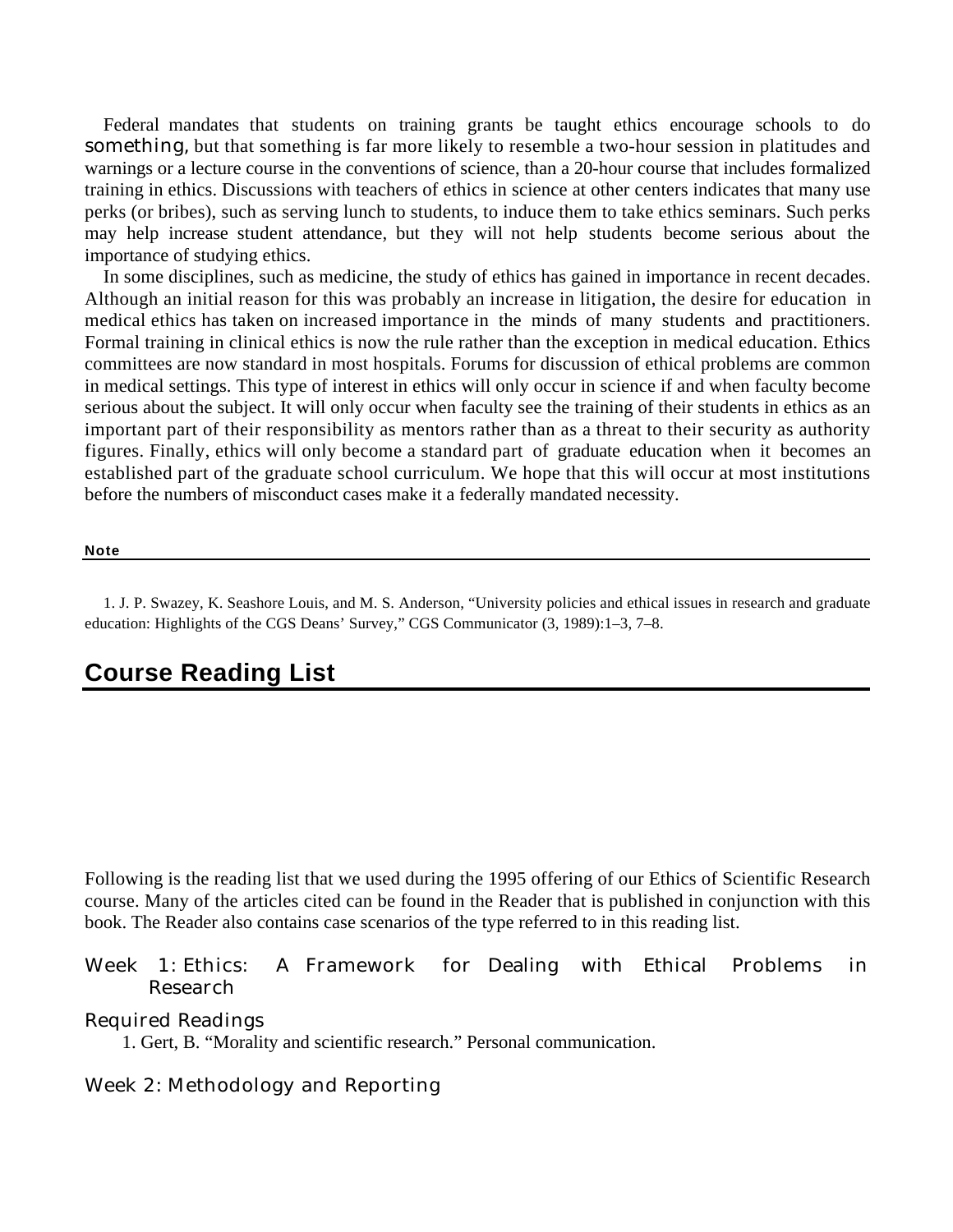Federal mandates that students on training grants be taught ethics encourage schools to do *something*, but that something is far more likely to resemble a two-hour session in platitudes and warnings or a lecture course in the conventions of science, than a 20-hour course that includes formalized training in ethics. Discussions with teachers of ethics in science at other centers indicates that many use perks (or bribes), such as serving lunch to students, to induce them to take ethics seminars. Such perks may help increase student attendance, but they will not help students become serious about the importance of studying ethics.

In some disciplines, such as medicine, the study of ethics has gained in importance in recent decades. Although an initial reason for this was probably an increase in litigation, the desire for education in medical ethics has taken on increased importance in the minds of many students and practitioners. Formal training in clinical ethics is now the rule rather than the exception in medical education. Ethics committees are now standard in most hospitals. Forums for discussion of ethical problems are common in medical settings. This type of interest in ethics will only occur in science if and when faculty become serious about the subject. It will only occur when faculty see the training of their students in ethics as an important part of their responsibility as mentors rather than as a threat to their security as authority figures. Finally, ethics will only become a standard part of graduate education when it becomes an established part of the graduate school curriculum. We hope that this will occur at most institutions before the numbers of misconduct cases make it a federally mandated necessity.

#### Note

1. J. P. Swazey, K. Seashore Louis, and M. S. Anderson, "University policies and ethical issues in research and graduate education: Highlights of the CGS Deans' Survey," CGS Communicator (3, 1989):1–3, 7–8.

## Course Reading List

Following is the reading list that we used during the 1995 offering of our Ethics of Scientific Research course. Many of the articles cited can be found in the Reader that is published in conjunction with this book. The Reader also contains case scenarios of the type referred to in this reading list.

### Week 1: Ethics: A Framework for Dealing with Ethical Problems in Research

#### Required Readings

1. Gert, B. "Morality and scientific research." Personal communication.

### Week 2: Methodology and Reporting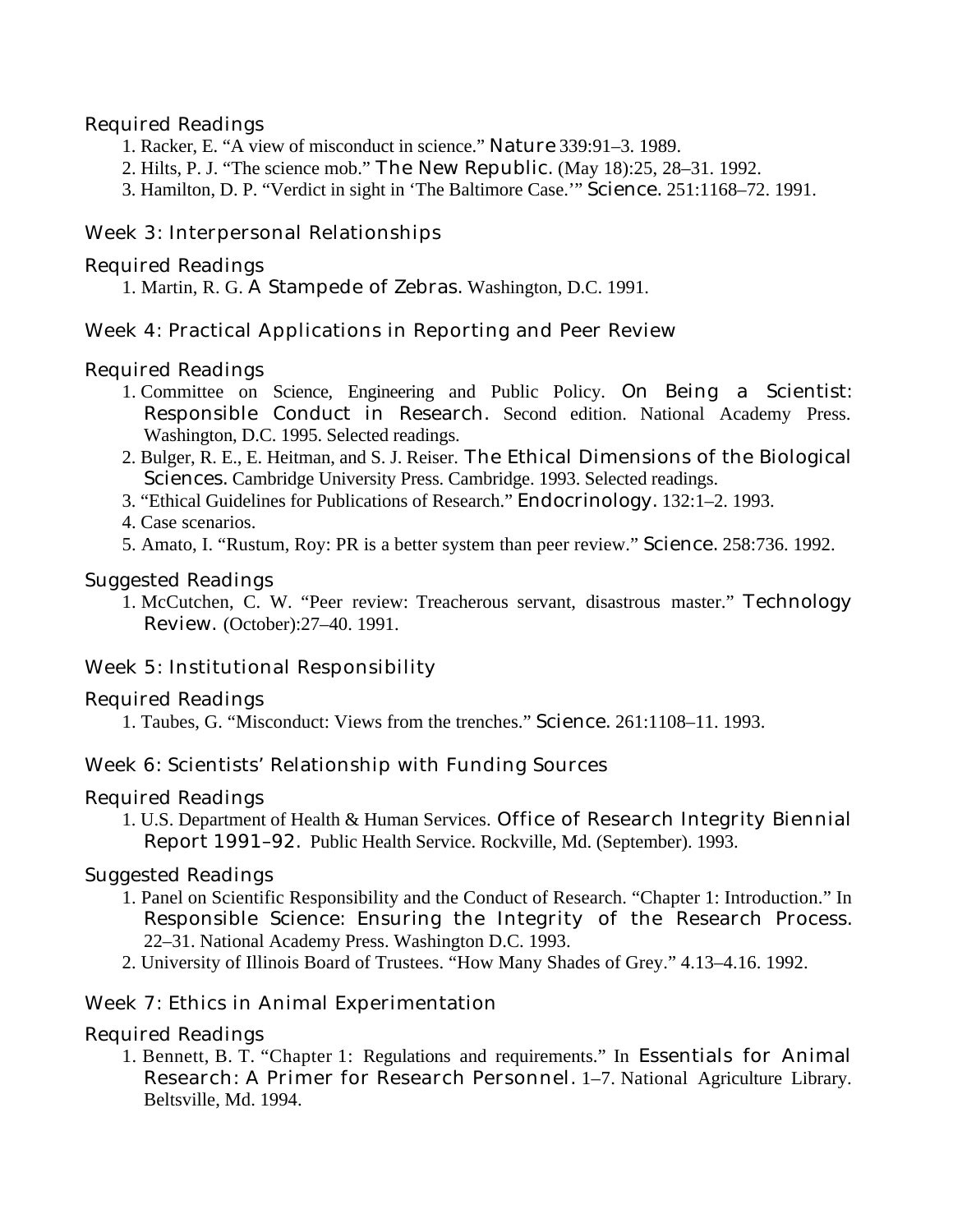### Required Readings

1. Racker, E. "A view of misconduct in science." *Nature* 339:91–3. 1989.
2. Hilts, P. J. "The science mob." *The New Republic.* (May 18):25, 28–31. 1992.
3. Hamilton, D. P. "Verdict in sight in 'The Baltimore Case.'" *Science.* 251:1168–72. 1991.

## Week 3: Interpersonal Relationships

### Required Readings

1. Martin, R. G. *A Stampede of Zebras.* Washington, D.C. 1991.

## Week 4: Practical Applications in Reporting and Peer Review

### Required Readings

1. Committee on Science, Engineering and Public Policy. *On Being a Scientist: Responsible Conduct in Research.* Second edition. National Academy Press. Washington, D.C. 1995. Selected readings.
2. Bulger, R. E., E. Heitman, and S. J. Reiser. *The Ethical Dimensions of the Biological Sciences.* Cambridge University Press. Cambridge. 1993. Selected readings.
3. "Ethical Guidelines for Publications of Research." *Endocrinology.* 132:1–2. 1993.
4. Case scenarios.
5. Amato, I. "Rustum, Roy: PR is a better system than peer review." *Science.* 258:736. 1992.

### Suggested Readings

1. McCutchen, C. W. "Peer review: Treacherous servant, disastrous master." *Technology Review.* (October):27–40. 1991.

## Week 5: Institutional Responsibility

### Required Readings

1. Taubes, G. "Misconduct: Views from the trenches." *Science.* 261:1108–11. 1993.

## Week 6: Scientists' Relationship with Funding Sources

### Required Readings

1. U.S. Department of Health & Human Services. *Office of Research Integrity Biennial Report 1991–92.* Public Health Service. Rockville, Md. (September). 1993.

### Suggested Readings

1. Panel on Scientific Responsibility and the Conduct of Research. "Chapter 1: Introduction." In *Responsible Science: Ensuring the Integrity of the Research Process.* 22–31. National Academy Press. Washington D.C. 1993.
2. University of Illinois Board of Trustees. "How Many Shades of Grey." 4.13–4.16. 1992.

## Week 7: Ethics in Animal Experimentation

### Required Readings

1. Bennett, B. T. "Chapter 1: Regulations and requirements." In *Essentials for Animal Research: A Primer for Research Personnel.* 1–7. National Agriculture Library. Beltsville, Md. 1994.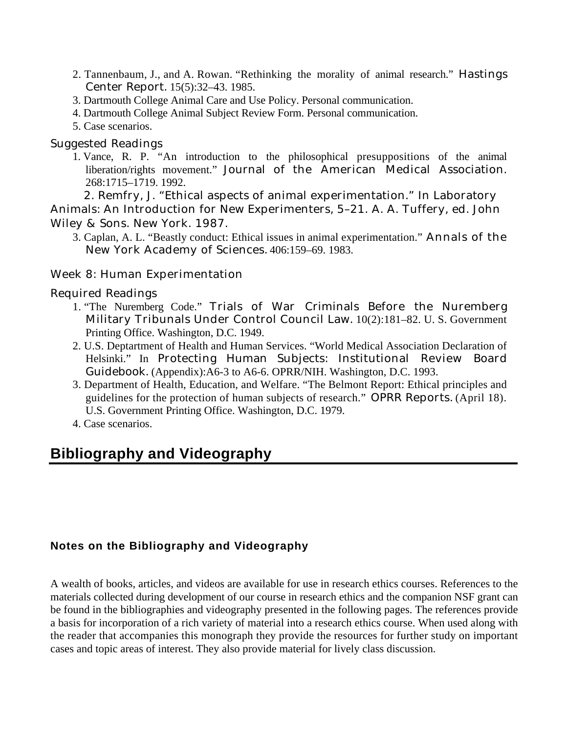2. Tannenbaum, J., and A. Rowan. "Rethinking the morality of animal research." *Hastings Center Report.* 15(5):32–43. 1985.
3. Dartmouth College Animal Care and Use Policy. Personal communication.
4. Dartmouth College Animal Subject Review Form. Personal communication.
5. Case scenarios.

### Suggested Readings

1. Vance, R. P. "An introduction to the philosophical presuppositions of the animal liberation/rights movement." *Journal of the American Medical Association.* 268:1715–1719. 1992.
2. Remfry, J. "Ethical aspects of animal experimentation." In *Laboratory Animals: An Introduction for New Experimenters*, 5–21. A. A. Tuffery, ed. John Wiley & Sons. New York. 1987.
3. Caplan, A. L. "Beastly conduct: Ethical issues in animal experimentation." *Annals of the New York Academy of Sciences.* 406:159–69. 1983.

### Week 8: Human Experimentation

### Required Readings

1. "The Nuremberg Code." *Trials of War Criminals Before the Nuremberg Military Tribunals Under Control Council Law.* 10(2):181–82. U. S. Government Printing Office. Washington, D.C. 1949.
2. U.S. Deptartment of Health and Human Services. "World Medical Association Declaration of Helsinki." In *Protecting Human Subjects: Institutional Review Board Guidebook.* (Appendix):A6-3 to A6-6. OPRR/NIH. Washington, D.C. 1993.
3. Department of Health, Education, and Welfare. "The Belmont Report: Ethical principles and guidelines for the protection of human subjects of research." *OPRR Reports.* (April 18). U.S. Government Printing Office. Washington, D.C. 1979.
4. Case scenarios.

## Bibliography and Videography

#### Notes on the Bibliography and Videography

A wealth of books, articles, and videos are available for use in research ethics courses. References to the materials collected during development of our course in research ethics and the companion NSF grant can be found in the bibliographies and videography presented in the following pages. The references provide a basis for incorporation of a rich variety of material into a research ethics course. When used along with the reader that accompanies this monograph they provide the resources for further study on important cases and topic areas of interest. They also provide material for lively class discussion.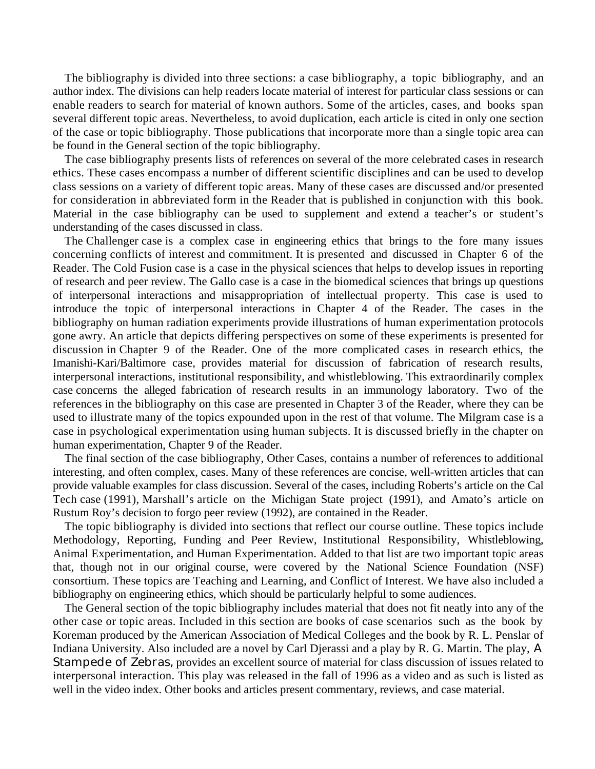The bibliography is divided into three sections: a case bibliography, a topic bibliography, and an author index. The divisions can help readers locate material of interest for particular class sessions or can enable readers to search for material of known authors. Some of the articles, cases, and books span several different topic areas. Nevertheless, to avoid duplication, each article is cited in only one section of the case or topic bibliography. Those publications that incorporate more than a single topic area can be found in the General section of the topic bibliography.

The case bibliography presents lists of references on several of the more celebrated cases in research ethics. These cases encompass a number of different scientific disciplines and can be used to develop class sessions on a variety of different topic areas. Many of these cases are discussed and/or presented for consideration in abbreviated form in the Reader that is published in conjunction with this book. Material in the case bibliography can be used to supplement and extend a teacher's or student's understanding of the cases discussed in class.

The Challenger case is a complex case in engineering ethics that brings to the fore many issues concerning conflicts of interest and commitment. It is presented and discussed in Chapter 6 of the Reader. The Cold Fusion case is a case in the physical sciences that helps to develop issues in reporting of research and peer review. The Gallo case is a case in the biomedical sciences that brings up questions of interpersonal interactions and misappropriation of intellectual property. This case is used to introduce the topic of interpersonal interactions in Chapter 4 of the Reader. The cases in the bibliography on human radiation experiments provide illustrations of human experimentation protocols gone awry. An article that depicts differing perspectives on some of these experiments is presented for discussion in Chapter 9 of the Reader. One of the more complicated cases in research ethics, the Imanishi-Kari/Baltimore case, provides material for discussion of fabrication of research results, interpersonal interactions, institutional responsibility, and whistleblowing. This extraordinarily complex case concerns the alleged fabrication of research results in an immunology laboratory. Two of the references in the bibliography on this case are presented in Chapter 3 of the Reader, where they can be used to illustrate many of the topics expounded upon in the rest of that volume. The Milgram case is a case in psychological experimentation using human subjects. It is discussed briefly in the chapter on human experimentation, Chapter 9 of the Reader.

The final section of the case bibliography, Other Cases, contains a number of references to additional interesting, and often complex, cases. Many of these references are concise, well-written articles that can provide valuable examples for class discussion. Several of the cases, including Roberts's article on the Cal Tech case (1991), Marshall's article on the Michigan State project (1991), and Amato's article on Rustum Roy's decision to forgo peer review (1992), are contained in the Reader.

The topic bibliography is divided into sections that reflect our course outline. These topics include Methodology, Reporting, Funding and Peer Review, Institutional Responsibility, Whistleblowing, Animal Experimentation, and Human Experimentation. Added to that list are two important topic areas that, though not in our original course, were covered by the National Science Foundation (NSF) consortium. These topics are Teaching and Learning, and Conflict of Interest. We have also included a bibliography on engineering ethics, which should be particularly helpful to some audiences.

The General section of the topic bibliography includes material that does not fit neatly into any of the other case or topic areas. Included in this section are books of case scenarios such as the book by Koreman produced by the American Association of Medical Colleges and the book by R. L. Penslar of Indiana University. Also included are a novel by Carl Djerassi and a play by R. G. Martin. The play, *A Stampede of Zebras,* provides an excellent source of material for class discussion of issues related to interpersonal interaction. This play was released in the fall of 1996 as a video and as such is listed as well in the video index. Other books and articles present commentary, reviews, and case material.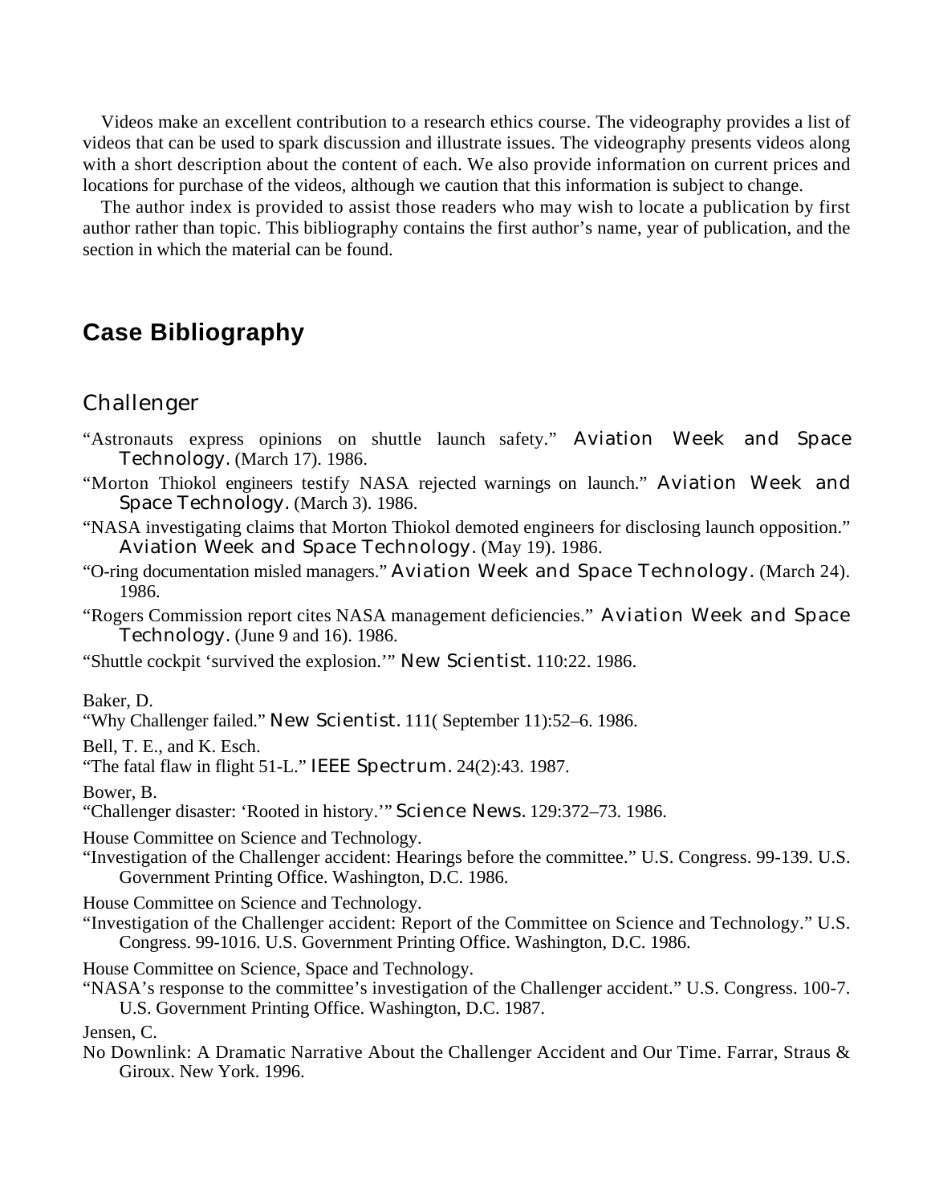Videos make an excellent contribution to a research ethics course. The videography provides a list of videos that can be used to spark discussion and illustrate issues. The videography presents videos along with a short description about the content of each. We also provide information on current prices and locations for purchase of the videos, although we caution that this information is subject to change.

The author index is provided to assist those readers who may wish to locate a publication by first author rather than topic. This bibliography contains the first author's name, year of publication, and the section in which the material can be found.

## Case Bibliography

### Challenger

"Astronauts express opinions on shuttle launch safety." *Aviation Week and Space Technology.* (March 17). 1986.

"Morton Thiokol engineers testify NASA rejected warnings on launch." *Aviation Week and Space Technology.* (March 3). 1986.

"NASA investigating claims that Morton Thiokol demoted engineers for disclosing launch opposition." *Aviation Week and Space Technology.* (May 19). 1986.

"O-ring documentation misled managers." *Aviation Week and Space Technology.* (March 24). 1986.

"Rogers Commission report cites NASA management deficiencies." *Aviation Week and Space Technology.* (June 9 and 16). 1986.

"Shuttle cockpit 'survived the explosion.'" *New Scientist.* 110:22. 1986.

Baker, D.
"Why Challenger failed." *New Scientist.* 111( September 11):52–6. 1986.

Bell, T. E., and K. Esch.
"The fatal flaw in flight 51-L." *IEEE Spectrum.* 24(2):43. 1987.

Bower, B.
"Challenger disaster: 'Rooted in history.'" *Science News.* 129:372–73. 1986.

House Committee on Science and Technology.
"Investigation of the Challenger accident: Hearings before the committee." U.S. Congress. 99-139. U.S. Government Printing Office. Washington, D.C. 1986.

House Committee on Science and Technology.
"Investigation of the Challenger accident: Report of the Committee on Science and Technology." U.S. Congress. 99-1016. U.S. Government Printing Office. Washington, D.C. 1986.

House Committee on Science, Space and Technology.
"NASA's response to the committee's investigation of the Challenger accident." U.S. Congress. 100-7. U.S. Government Printing Office. Washington, D.C. 1987.

Jensen, C.
No Downlink: A Dramatic Narrative About the Challenger Accident and Our Time. Farrar, Straus & Giroux. New York. 1996.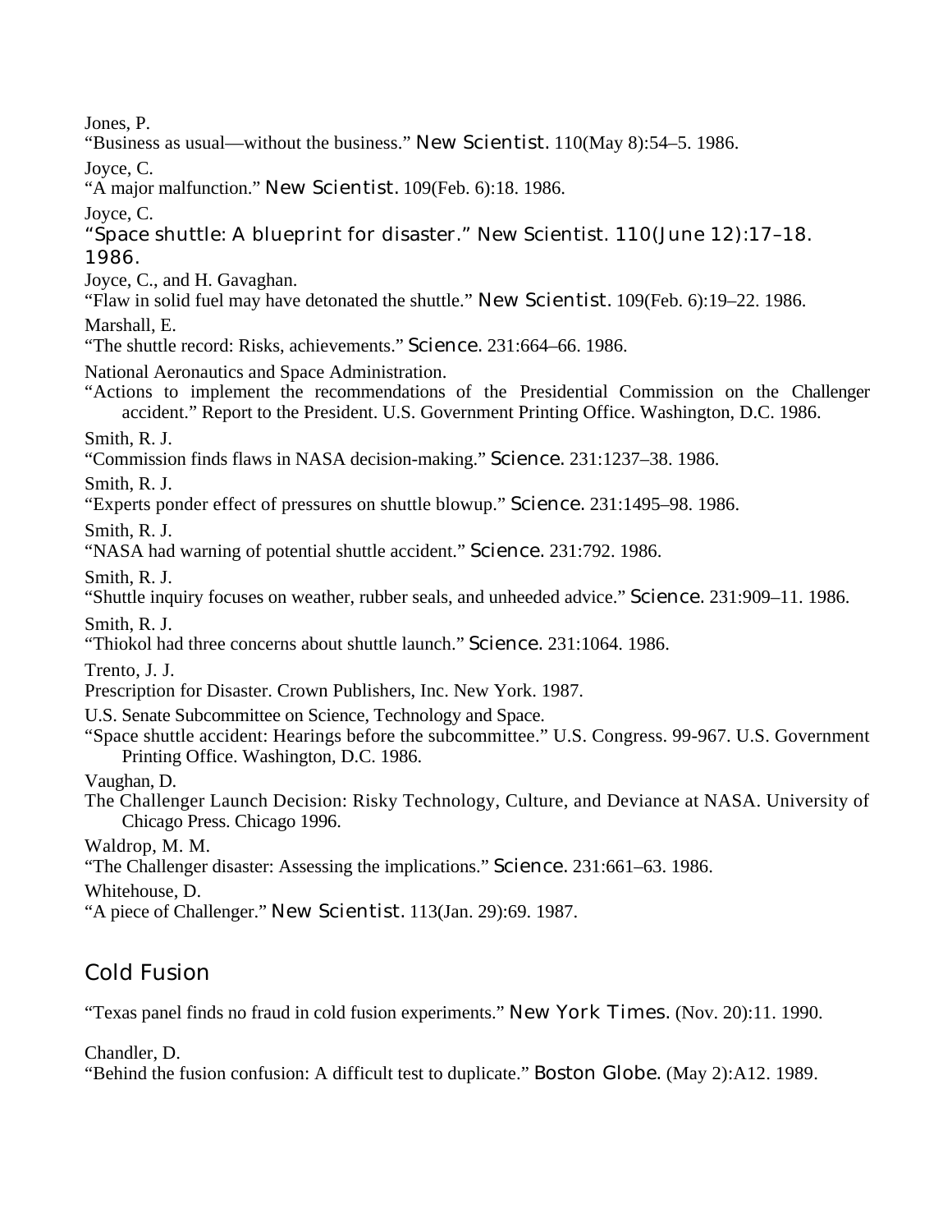Jones, P.
"Business as usual—without the business." *New Scientist*. 110(May 8):54–5. 1986.

Joyce, C.
"A major malfunction." *New Scientist*. 109(Feb. 6):18. 1986.

Joyce, C.
"Space shuttle: A blueprint for disaster." New Scientist. 110(June 12):17–18. 1986.

Joyce, C., and H. Gavaghan.
"Flaw in solid fuel may have detonated the shuttle." *New Scientist*. 109(Feb. 6):19–22. 1986.

Marshall, E.
"The shuttle record: Risks, achievements." *Science*. 231:664–66. 1986.

National Aeronautics and Space Administration.
"Actions to implement the recommendations of the Presidential Commission on the Challenger accident." Report to the President. U.S. Government Printing Office. Washington, D.C. 1986.

Smith, R. J.
"Commission finds flaws in NASA decision-making." *Science*. 231:1237–38. 1986.

Smith, R. J.
"Experts ponder effect of pressures on shuttle blowup." *Science*. 231:1495–98. 1986.

Smith, R. J.
"NASA had warning of potential shuttle accident." *Science*. 231:792. 1986.

Smith, R. J.
"Shuttle inquiry focuses on weather, rubber seals, and unheeded advice." *Science*. 231:909–11. 1986.

Smith, R. J.
"Thiokol had three concerns about shuttle launch." *Science*. 231:1064. 1986.

Trento, J. J.
Prescription for Disaster. Crown Publishers, Inc. New York. 1987.

U.S. Senate Subcommittee on Science, Technology and Space.
"Space shuttle accident: Hearings before the subcommittee." U.S. Congress. 99-967. U.S. Government Printing Office. Washington, D.C. 1986.

Vaughan, D.
The Challenger Launch Decision: Risky Technology, Culture, and Deviance at NASA. University of Chicago Press. Chicago 1996.

Waldrop, M. M.
"The Challenger disaster: Assessing the implications." *Science*. 231:661–63. 1986.

Whitehouse, D.
"A piece of Challenger." *New Scientist*. 113(Jan. 29):69. 1987.

## Cold Fusion

"Texas panel finds no fraud in cold fusion experiments." *New York Times*. (Nov. 20):11. 1990.

Chandler, D.
"Behind the fusion confusion: A difficult test to duplicate." *Boston Globe*. (May 2):A12. 1989.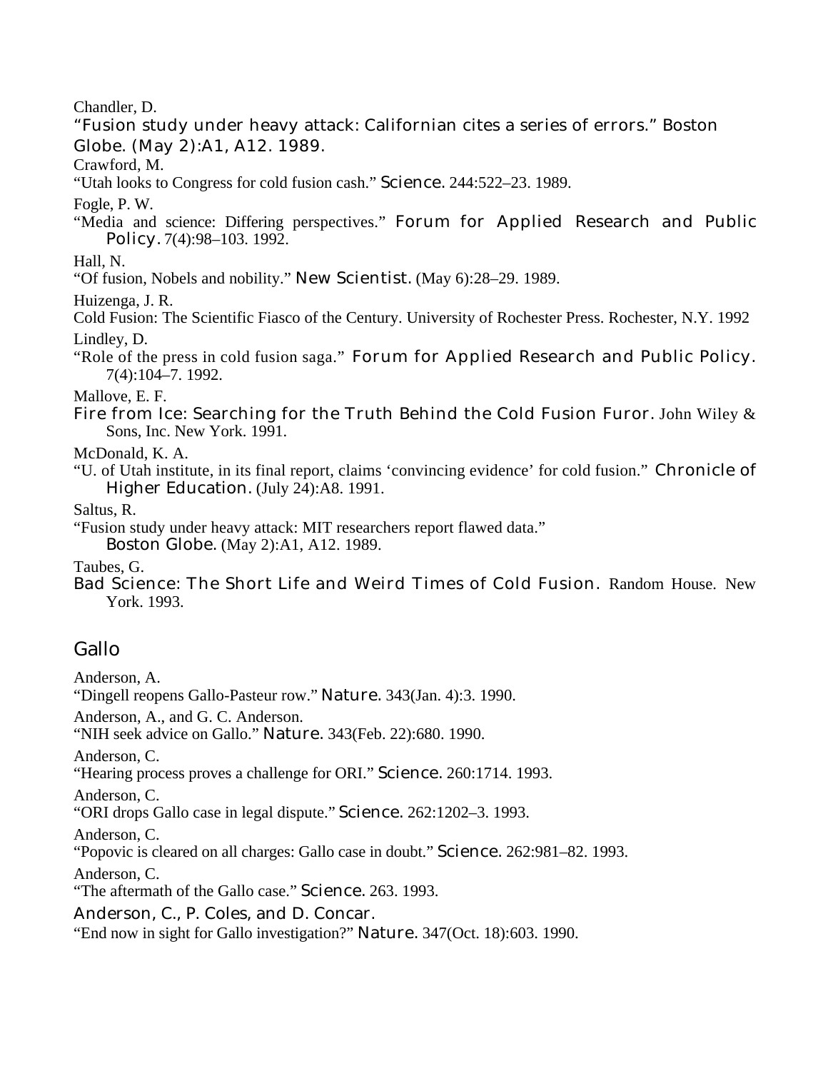Chandler, D.

"Fusion study under heavy attack: Californian cites a series of errors." *Boston Globe.* (May 2):A1, A12. 1989.

Crawford, M.

"Utah looks to Congress for cold fusion cash." *Science.* 244:522–23. 1989.

Fogle, P. W.

"Media and science: Differing perspectives." *Forum for Applied Research and Public Policy.* 7(4):98–103. 1992.

Hall, N.

"Of fusion, Nobels and nobility." *New Scientist.* (May 6):28–29. 1989.

Huizenga, J. R.

Cold Fusion: The Scientific Fiasco of the Century. University of Rochester Press. Rochester, N.Y. 1992

Lindley, D.

"Role of the press in cold fusion saga." *Forum for Applied Research and Public Policy.* 7(4):104–7. 1992.

Mallove, E. F.

*Fire from Ice: Searching for the Truth Behind the Cold Fusion Furor.* John Wiley & Sons, Inc. New York. 1991.

McDonald, K. A.

"U. of Utah institute, in its final report, claims 'convincing evidence' for cold fusion." *Chronicle of Higher Education.* (July 24):A8. 1991.

Saltus, R.

"Fusion study under heavy attack: MIT researchers report flawed data." *Boston Globe.* (May 2):A1, A12. 1989.

Taubes, G.

*Bad Science: The Short Life and Weird Times of Cold Fusion.* Random House. New York. 1993.

## Gallo

Anderson, A.

"Dingell reopens Gallo-Pasteur row." *Nature.* 343(Jan. 4):3. 1990.

Anderson, A., and G. C. Anderson.

"NIH seek advice on Gallo." *Nature.* 343(Feb. 22):680. 1990.

Anderson, C.

"Hearing process proves a challenge for ORI." *Science.* 260:1714. 1993.

Anderson, C.

"ORI drops Gallo case in legal dispute." *Science.* 262:1202–3. 1993.

Anderson, C.

"Popovic is cleared on all charges: Gallo case in doubt." *Science.* 262:981–82. 1993.

Anderson, C.

"The aftermath of the Gallo case." *Science.* 263. 1993.

Anderson, C., P. Coles, and D. Concar.

"End now in sight for Gallo investigation?" *Nature.* 347(Oct. 18):603. 1990.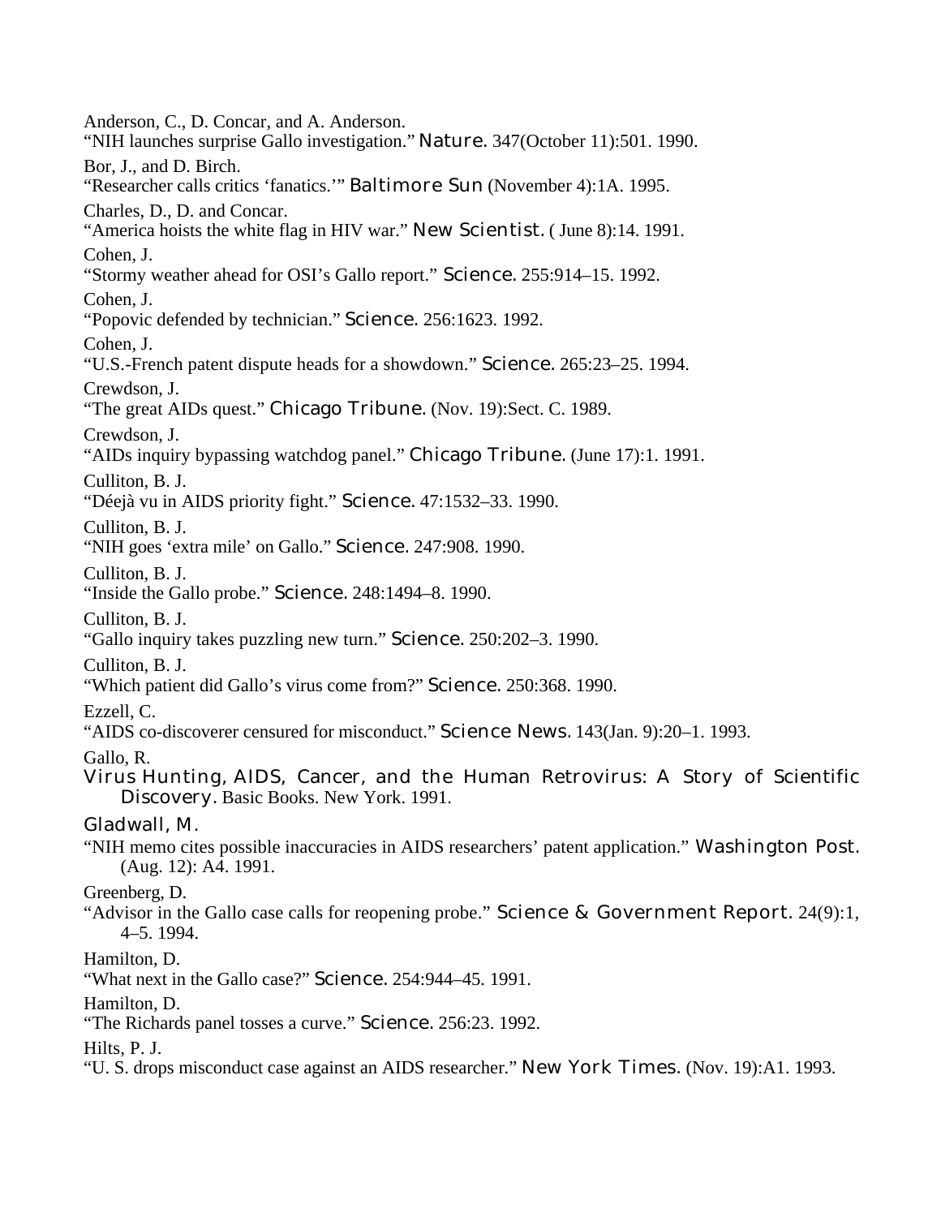Anderson, C., D. Concar, and A. Anderson.
"NIH launches surprise Gallo investigation." *Nature*. 347(October 11):501. 1990.

Bor, J., and D. Birch.
"Researcher calls critics 'fanatics.'" *Baltimore Sun* (November 4):1A. 1995.

Charles, D., D. and Concar.
"America hoists the white flag in HIV war." *New Scientist*. ( June 8):14. 1991.

Cohen, J.
"Stormy weather ahead for OSI's Gallo report." *Science*. 255:914–15. 1992.

Cohen, J.
"Popovic defended by technician." *Science*. 256:1623. 1992.

Cohen, J.
"U.S.-French patent dispute heads for a showdown." *Science*. 265:23–25. 1994.

Crewdson, J.
"The great AIDs quest." *Chicago Tribune*. (Nov. 19):Sect. C. 1989.

Crewdson, J.
"AIDs inquiry bypassing watchdog panel." *Chicago Tribune*. (June 17):1. 1991.

Culliton, B. J.
"Déejà vu in AIDS priority fight." *Science*. 47:1532–33. 1990.

Culliton, B. J.
"NIH goes 'extra mile' on Gallo." *Science*. 247:908. 1990.

Culliton, B. J.
"Inside the Gallo probe." *Science*. 248:1494–8. 1990.

Culliton, B. J.
"Gallo inquiry takes puzzling new turn." *Science*. 250:202–3. 1990.

Culliton, B. J.
"Which patient did Gallo's virus come from?" *Science*. 250:368. 1990.

Ezzell, C.
"AIDS co-discoverer censured for misconduct." *Science News*. 143(Jan. 9):20–1. 1993.

Gallo, R.
*Virus Hunting, AIDS, Cancer, and the Human Retrovirus: A Story of Scientific Discovery*. Basic Books. New York. 1991.

Gladwall, M.
"NIH memo cites possible inaccuracies in AIDS researchers' patent application." *Washington Post*. (Aug. 12): A4. 1991.

Greenberg, D.
"Advisor in the Gallo case calls for reopening probe." *Science & Government Report*. 24(9):1, 4–5. 1994.

Hamilton, D.
"What next in the Gallo case?" *Science*. 254:944–45. 1991.

Hamilton, D.
"The Richards panel tosses a curve." *Science*. 256:23. 1992.

Hilts, P. J.
"U. S. drops misconduct case against an AIDS researcher." *New York Times*. (Nov. 19):A1. 1993.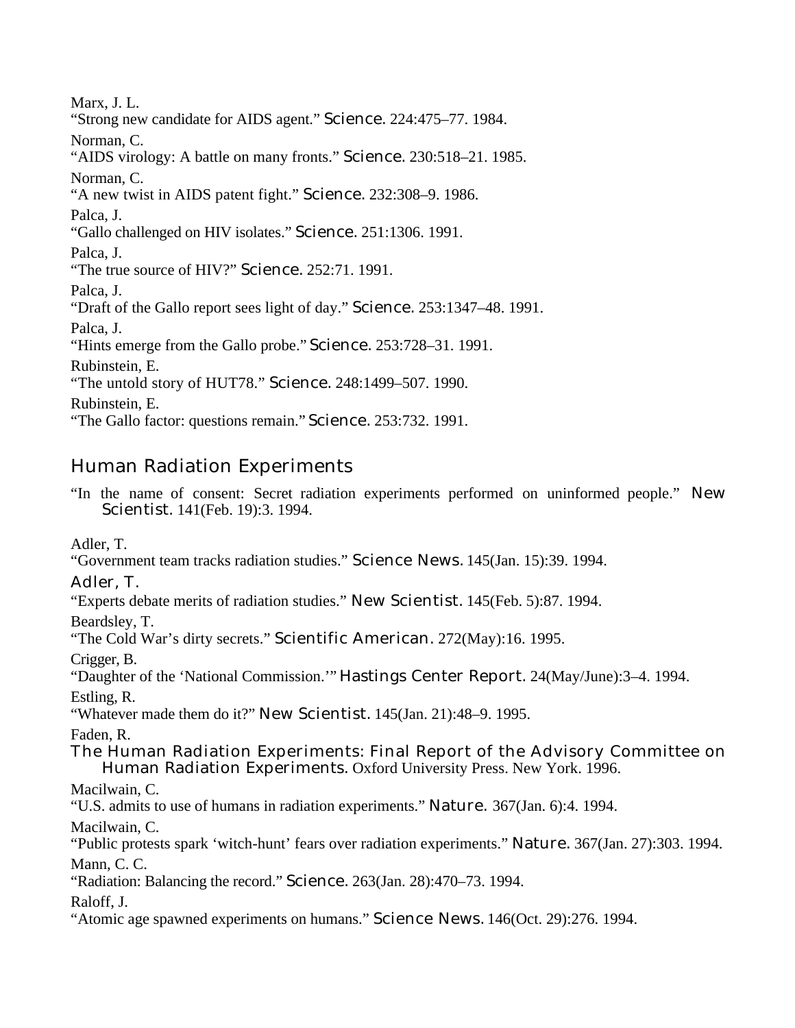Marx, J. L.
"Strong new candidate for AIDS agent." *Science*. 224:475–77. 1984.

Norman, C.
"AIDS virology: A battle on many fronts." *Science*. 230:518–21. 1985.

Norman, C.
"A new twist in AIDS patent fight." *Science*. 232:308–9. 1986.

Palca, J.
"Gallo challenged on HIV isolates." *Science*. 251:1306. 1991.

Palca, J.
"The true source of HIV?" *Science*. 252:71. 1991.

Palca, J.
"Draft of the Gallo report sees light of day." *Science*. 253:1347–48. 1991.

Palca, J.
"Hints emerge from the Gallo probe." *Science*. 253:728–31. 1991.

Rubinstein, E.
"The untold story of HUT78." *Science*. 248:1499–507. 1990.

Rubinstein, E.
"The Gallo factor: questions remain." *Science*. 253:732. 1991.

## Human Radiation Experiments

"In the name of consent: Secret radiation experiments performed on uninformed people." *New Scientist*. 141(Feb. 19):3. 1994.

Adler, T.
"Government team tracks radiation studies." *Science News*. 145(Jan. 15):39. 1994.

Adler, T.
"Experts debate merits of radiation studies." *New Scientist*. 145(Feb. 5):87. 1994.

Beardsley, T.
"The Cold War's dirty secrets." *Scientific American*. 272(May):16. 1995.

Crigger, B.
"Daughter of the 'National Commission.'" *Hastings Center Report*. 24(May/June):3–4. 1994.

Estling, R.
"Whatever made them do it?" *New Scientist*. 145(Jan. 21):48–9. 1995.

Faden, R.
*The Human Radiation Experiments: Final Report of the Advisory Committee on Human Radiation Experiments*. Oxford University Press. New York. 1996.

Macilwain, C.
"U.S. admits to use of humans in radiation experiments." *Nature*. 367(Jan. 6):4. 1994.

Macilwain, C.
"Public protests spark 'witch-hunt' fears over radiation experiments." *Nature*. 367(Jan. 27):303. 1994.

Mann, C. C.
"Radiation: Balancing the record." *Science*. 263(Jan. 28):470–73. 1994.

Raloff, J.
"Atomic age spawned experiments on humans." *Science News*. 146(Oct. 29):276. 1994.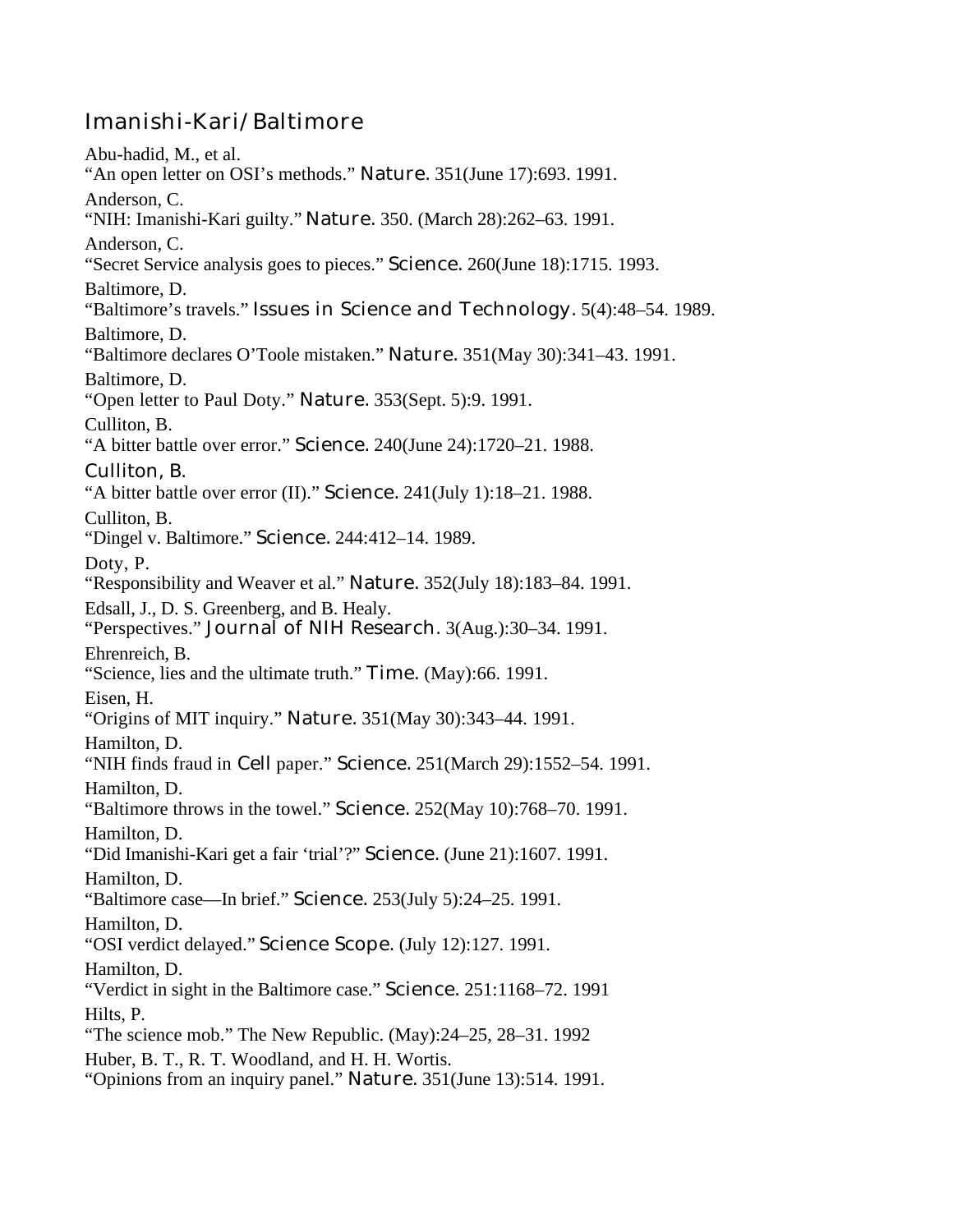## Imanishi-Kari/Baltimore

Abu-hadid, M., et al.
"An open letter on OSI's methods." *Nature.* 351(June 17):693. 1991.

Anderson, C.
"NIH: Imanishi-Kari guilty." *Nature.* 350. (March 28):262–63. 1991.

Anderson, C.
"Secret Service analysis goes to pieces." *Science.* 260(June 18):1715. 1993.

Baltimore, D.
"Baltimore's travels." *Issues in Science and Technology.* 5(4):48–54. 1989.

Baltimore, D.
"Baltimore declares O'Toole mistaken." *Nature.* 351(May 30):341–43. 1991.

Baltimore, D.
"Open letter to Paul Doty." *Nature.* 353(Sept. 5):9. 1991.

Culliton, B.
"A bitter battle over error." *Science.* 240(June 24):1720–21. 1988.

Culliton, B.
"A bitter battle over error (II)." *Science.* 241(July 1):18–21. 1988.

Culliton, B.
"Dingel v. Baltimore." *Science.* 244:412–14. 1989.

Doty, P.
"Responsibility and Weaver et al." *Nature.* 352(July 18):183–84. 1991.

Edsall, J., D. S. Greenberg, and B. Healy.
"Perspectives." *Journal of NIH Research.* 3(Aug.):30–34. 1991.

Ehrenreich, B.
"Science, lies and the ultimate truth." *Time.* (May):66. 1991.

Eisen, H.
"Origins of MIT inquiry." *Nature.* 351(May 30):343–44. 1991.

Hamilton, D.
"NIH finds fraud in *Cell* paper." *Science.* 251(March 29):1552–54. 1991.

Hamilton, D.
"Baltimore throws in the towel." *Science.* 252(May 10):768–70. 1991.

Hamilton, D.
"Did Imanishi-Kari get a fair 'trial'?" *Science.* (June 21):1607. 1991.

Hamilton, D.
"Baltimore case—In brief." *Science.* 253(July 5):24–25. 1991.

Hamilton, D.
"OSI verdict delayed." *Science Scope.* (July 12):127. 1991.

Hamilton, D.
"Verdict in sight in the Baltimore case." *Science.* 251:1168–72. 1991

Hilts, P.
"The science mob." The New Republic. (May):24–25, 28–31. 1992

Huber, B. T., R. T. Woodland, and H. H. Wortis.
"Opinions from an inquiry panel." *Nature.* 351(June 13):514. 1991.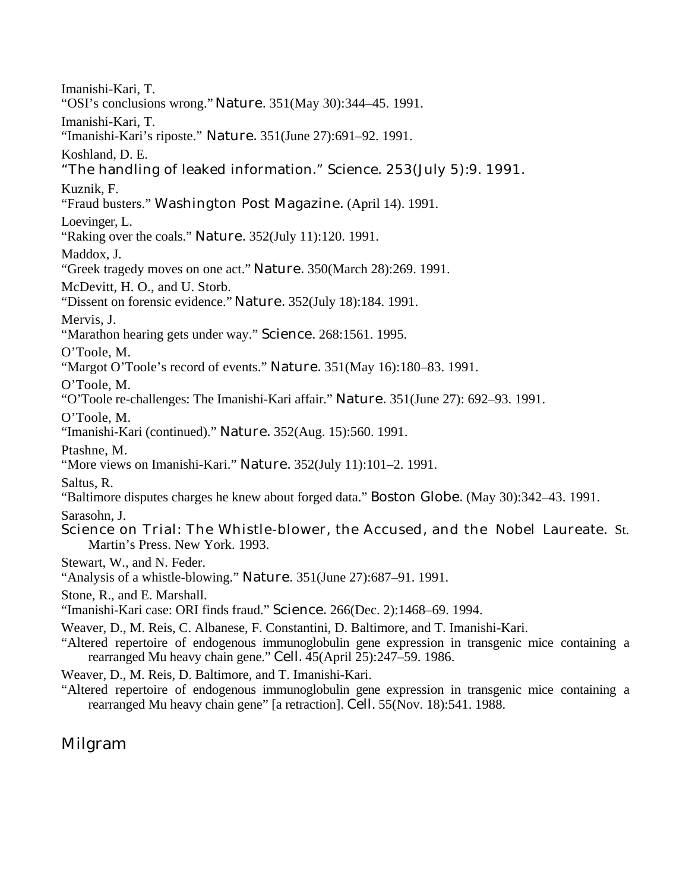Imanishi-Kari, T.
"OSI's conclusions wrong." *Nature.* 351(May 30):344–45. 1991.

Imanishi-Kari, T.
"Imanishi-Kari's riposte." *Nature.* 351(June 27):691–92. 1991.

Koshland, D. E.
"The handling of leaked information." *Science.* 253(July 5):9. 1991.

Kuznik, F.
"Fraud busters." *Washington Post Magazine.* (April 14). 1991.

Loevinger, L.
"Raking over the coals." *Nature.* 352(July 11):120. 1991.

Maddox, J.
"Greek tragedy moves on one act." *Nature.* 350(March 28):269. 1991.

McDevitt, H. O., and U. Storb.
"Dissent on forensic evidence." *Nature.* 352(July 18):184. 1991.

Mervis, J.
"Marathon hearing gets under way." *Science.* 268:1561. 1995.

O'Toole, M.
"Margot O'Toole's record of events." *Nature.* 351(May 16):180–83. 1991.

O'Toole, M.
"O'Toole re-challenges: The Imanishi-Kari affair." *Nature.* 351(June 27): 692–93. 1991.

O'Toole, M.
"Imanishi-Kari (continued)." *Nature.* 352(Aug. 15):560. 1991.

Ptashne, M.
"More views on Imanishi-Kari." *Nature.* 352(July 11):101–2. 1991.

Saltus, R.
"Baltimore disputes charges he knew about forged data." *Boston Globe.* (May 30):342–43. 1991.

Sarasohn, J.
*Science on Trial: The Whistle-blower, the Accused, and the Nobel Laureate.* St. Martin's Press. New York. 1993.

Stewart, W., and N. Feder.
"Analysis of a whistle-blowing." *Nature.* 351(June 27):687–91. 1991.

Stone, R., and E. Marshall.
"Imanishi-Kari case: ORI finds fraud." *Science.* 266(Dec. 2):1468–69. 1994.

Weaver, D., M. Reis, C. Albanese, F. Constantini, D. Baltimore, and T. Imanishi-Kari.
"Altered repertoire of endogenous immunoglobulin gene expression in transgenic mice containing a rearranged Mu heavy chain gene." *Cell.* 45(April 25):247–59. 1986.

Weaver, D., M. Reis, D. Baltimore, and T. Imanishi-Kari.
"Altered repertoire of endogenous immunoglobulin gene expression in transgenic mice containing a rearranged Mu heavy chain gene" [a retraction]. *Cell.* 55(Nov. 18):541. 1988.

## Milgram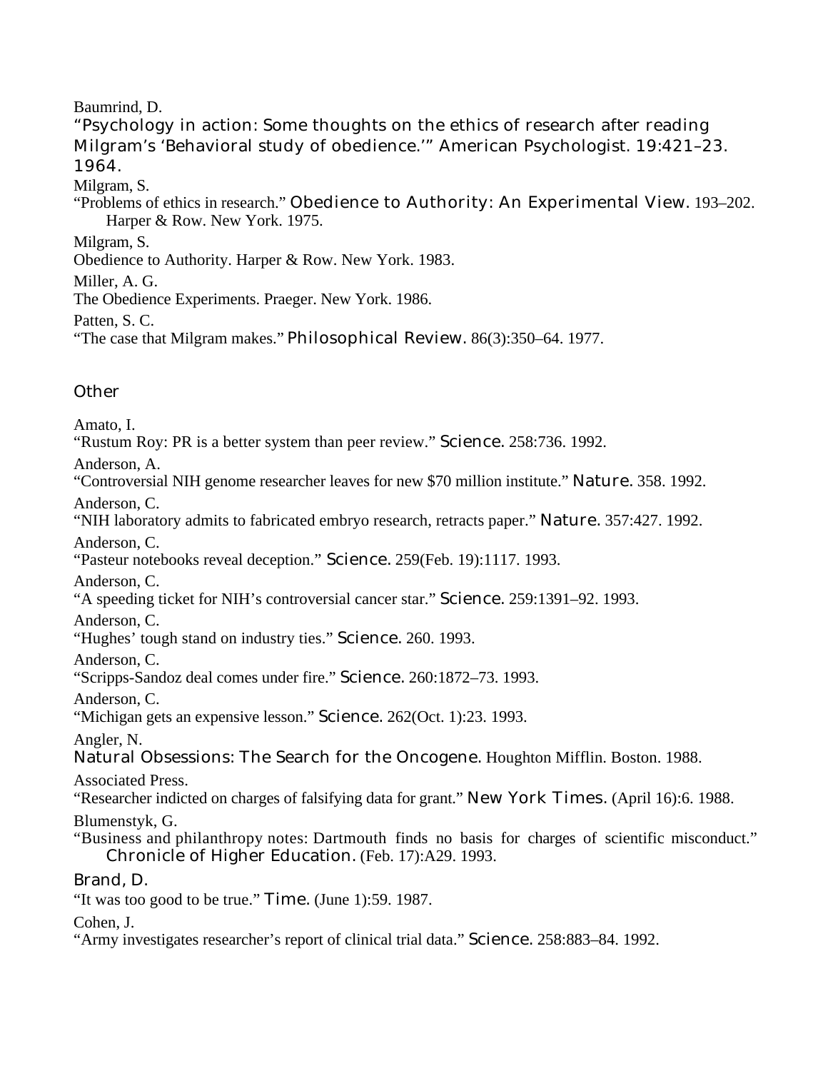Baumrind, D.

"Psychology in action: Some thoughts on the ethics of research after reading Milgram's 'Behavioral study of obedience.'" American Psychologist. 19:421–23. 1964.

Milgram, S.

"Problems of ethics in research." *Obedience to Authority: An Experimental View*. 193–202. Harper & Row. New York. 1975.

Milgram, S.

Obedience to Authority. Harper & Row. New York. 1983.

Miller, A. G.

The Obedience Experiments. Praeger. New York. 1986.

Patten, S. C.

"The case that Milgram makes." *Philosophical Review*. 86(3):350–64. 1977.

## Other

Amato, I.

"Rustum Roy: PR is a better system than peer review." *Science*. 258:736. 1992.

Anderson, A.

"Controversial NIH genome researcher leaves for new $70 million institute." *Nature*. 358. 1992.

Anderson, C.

"NIH laboratory admits to fabricated embryo research, retracts paper." *Nature*. 357:427. 1992.

Anderson, C.

"Pasteur notebooks reveal deception." *Science*. 259(Feb. 19):1117. 1993.

Anderson, C.

"A speeding ticket for NIH's controversial cancer star." *Science*. 259:1391–92. 1993.

Anderson, C.

"Hughes' tough stand on industry ties." *Science*. 260. 1993.

Anderson, C.

"Scripps-Sandoz deal comes under fire." *Science*. 260:1872–73. 1993.

Anderson, C.

"Michigan gets an expensive lesson." *Science*. 262(Oct. 1):23. 1993.

Angler, N.

*Natural Obsessions: The Search for the Oncogene*. Houghton Mifflin. Boston. 1988.

Associated Press.

"Researcher indicted on charges of falsifying data for grant." *New York Times*. (April 16):6. 1988.

Blumenstyk, G.

"Business and philanthropy notes: Dartmouth finds no basis for charges of scientific misconduct." *Chronicle of Higher Education*. (Feb. 17):A29. 1993.

Brand, D.

"It was too good to be true." *Time*. (June 1):59. 1987.

Cohen, J.

"Army investigates researcher's report of clinical trial data." *Science*. 258:883–84. 1992.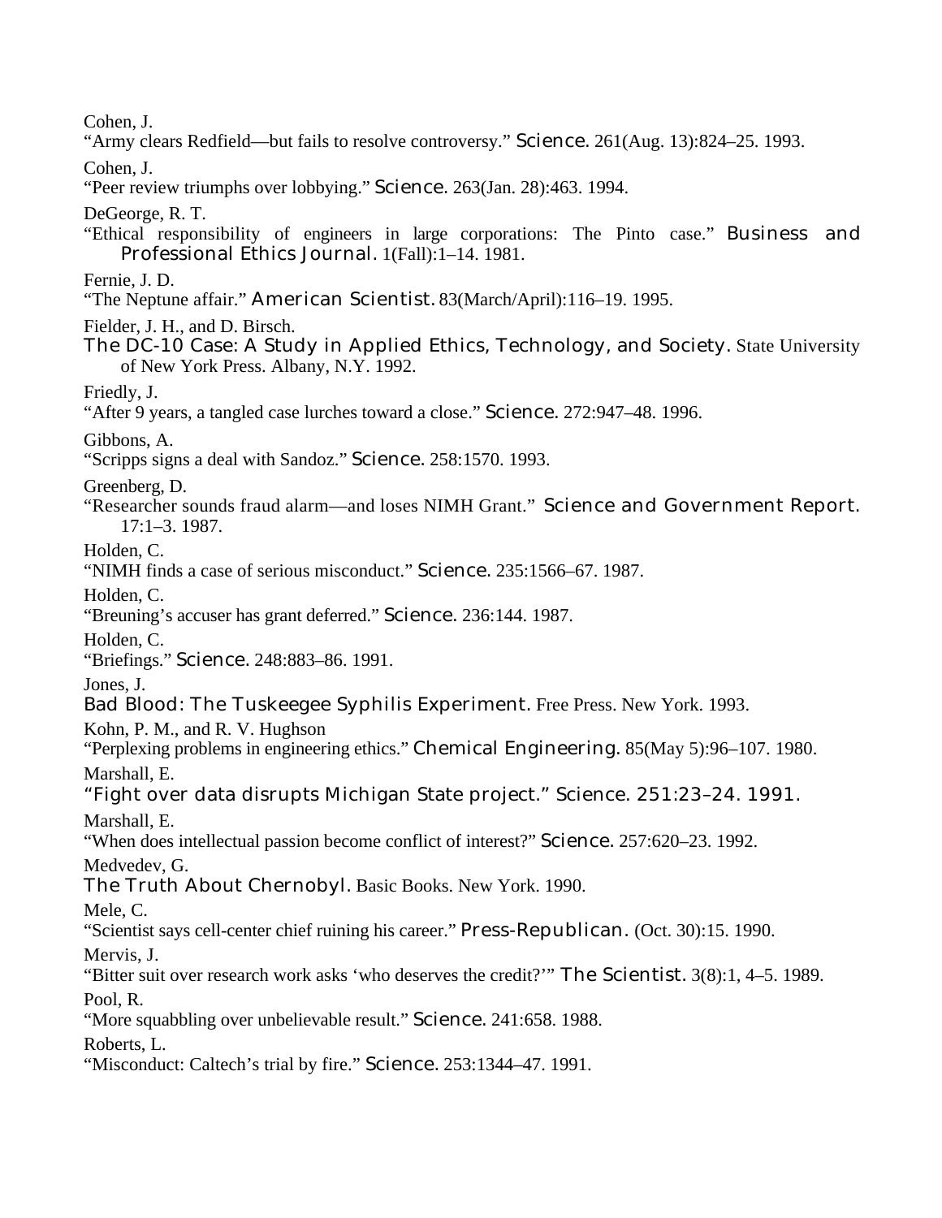Cohen, J.
"Army clears Redfield—but fails to resolve controversy." *Science*. 261(Aug. 13):824–25. 1993.

Cohen, J.
"Peer review triumphs over lobbying." *Science*. 263(Jan. 28):463. 1994.

DeGeorge, R. T.
"Ethical responsibility of engineers in large corporations: The Pinto case." *Business and Professional Ethics Journal*. 1(Fall):1–14. 1981.

Fernie, J. D.
"The Neptune affair." *American Scientist*. 83(March/April):116–19. 1995.

Fielder, J. H., and D. Birsch.
*The DC-10 Case: A Study in Applied Ethics, Technology, and Society*. State University of New York Press. Albany, N.Y. 1992.

Friedly, J.
"After 9 years, a tangled case lurches toward a close." *Science*. 272:947–48. 1996.

Gibbons, A.
"Scripps signs a deal with Sandoz." *Science*. 258:1570. 1993.

Greenberg, D.
"Researcher sounds fraud alarm—and loses NIMH Grant." *Science and Government Report*. 17:1–3. 1987.

Holden, C.
"NIMH finds a case of serious misconduct." *Science*. 235:1566–67. 1987.

Holden, C.
"Breuning's accuser has grant deferred." *Science*. 236:144. 1987.

Holden, C.
"Briefings." *Science*. 248:883–86. 1991.

Jones, J.
*Bad Blood: The Tuskeegee Syphilis Experiment*. Free Press. New York. 1993.

Kohn, P. M., and R. V. Hughson
"Perplexing problems in engineering ethics." *Chemical Engineering*. 85(May 5):96–107. 1980.

Marshall, E.
"Fight over data disrupts Michigan State project." Science. 251:23–24. 1991.

Marshall, E.
"When does intellectual passion become conflict of interest?" *Science*. 257:620–23. 1992.

Medvedev, G.
*The Truth About Chernobyl*. Basic Books. New York. 1990.

Mele, C.
"Scientist says cell-center chief ruining his career." *Press-Republican*. (Oct. 30):15. 1990.

Mervis, J.
"Bitter suit over research work asks 'who deserves the credit?'" *The Scientist*. 3(8):1, 4–5. 1989.

Pool, R.
"More squabbling over unbelievable result." *Science*. 241:658. 1988.

Roberts, L.
"Misconduct: Caltech's trial by fire." *Science*. 253:1344–47. 1991.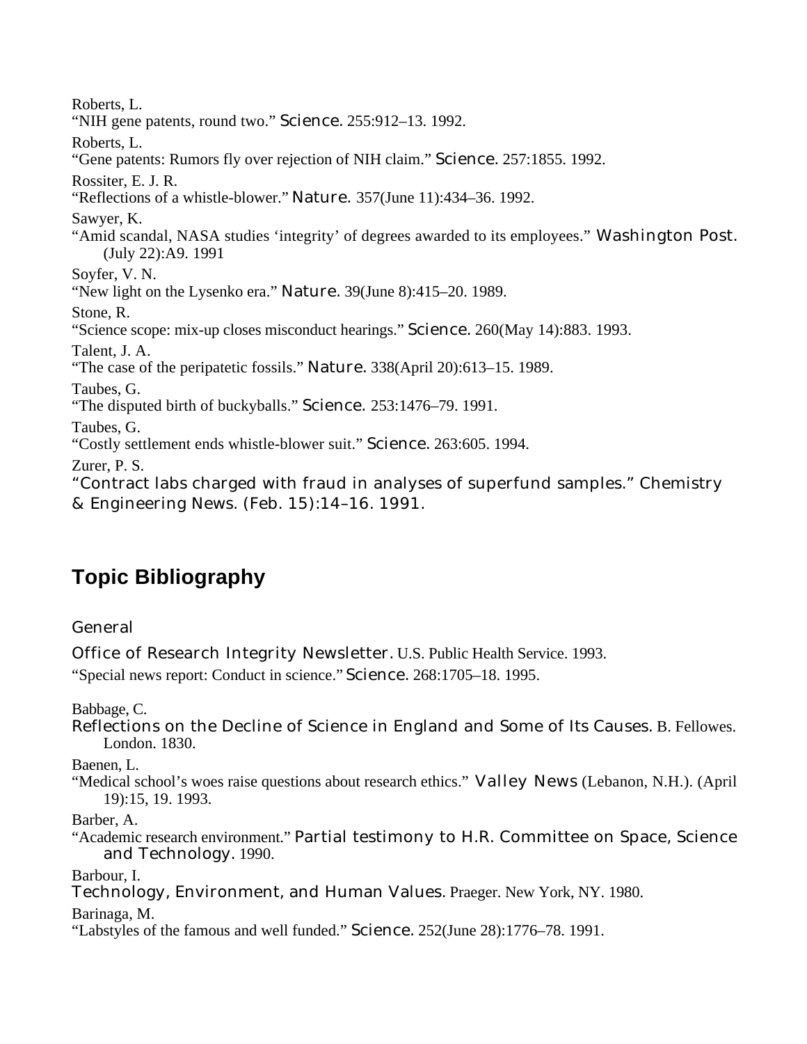Roberts, L.
"NIH gene patents, round two." *Science*. 255:912–13. 1992.

Roberts, L.
"Gene patents: Rumors fly over rejection of NIH claim." *Science*. 257:1855. 1992.

Rossiter, E. J. R.
"Reflections of a whistle-blower." *Nature*. 357(June 11):434–36. 1992.

Sawyer, K.
"Amid scandal, NASA studies 'integrity' of degrees awarded to its employees." *Washington Post*. (July 22):A9. 1991

Soyfer, V. N.
"New light on the Lysenko era." *Nature*. 39(June 8):415–20. 1989.

Stone, R.
"Science scope: mix-up closes misconduct hearings." *Science*. 260(May 14):883. 1993.

Talent, J. A.
"The case of the peripatetic fossils." *Nature*. 338(April 20):613–15. 1989.

Taubes, G.
"The disputed birth of buckyballs." *Science*. 253:1476–79. 1991.

Taubes, G.
"Costly settlement ends whistle-blower suit." *Science*. 263:605. 1994.

Zurer, P. S.
"Contract labs charged with fraud in analyses of superfund samples." *Chemistry & Engineering News*. (Feb. 15):14–16. 1991.

## Topic Bibliography

### General

*Office of Research Integrity Newsletter*. U.S. Public Health Service. 1993.

"Special news report: Conduct in science." *Science*. 268:1705–18. 1995.

Babbage, C.
*Reflections on the Decline of Science in England and Some of Its Causes*. B. Fellowes. London. 1830.

Baenen, L.
"Medical school's woes raise questions about research ethics." *Valley News* (Lebanon, N.H.). (April 19):15, 19. 1993.

Barber, A.
"Academic research environment." *Partial testimony to H.R. Committee on Space, Science and Technology*. 1990.

Barbour, I.
*Technology, Environment, and Human Values*. Praeger. New York, NY. 1980.

Barinaga, M.
"Labstyles of the famous and well funded." *Science*. 252(June 28):1776–78. 1991.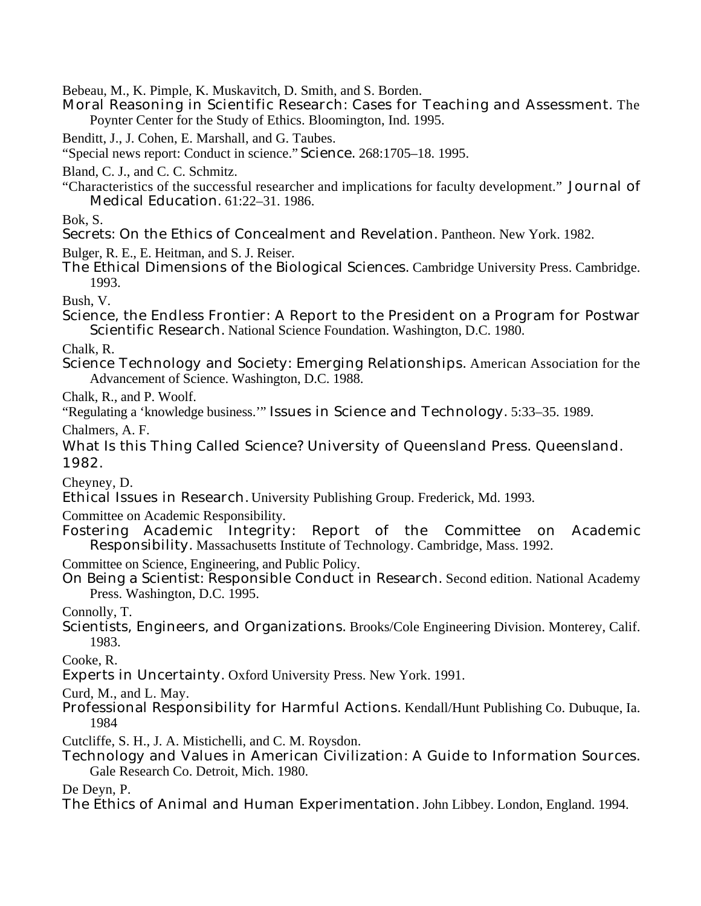Bebeau, M., K. Pimple, K. Muskavitch, D. Smith, and S. Borden.
*Moral Reasoning in Scientific Research: Cases for Teaching and Assessment.* The Poynter Center for the Study of Ethics. Bloomington, Ind. 1995.

Benditt, J., J. Cohen, E. Marshall, and G. Taubes.
"Special news report: Conduct in science." *Science.* 268:1705–18. 1995.

Bland, C. J., and C. C. Schmitz.
"Characteristics of the successful researcher and implications for faculty development." *Journal of Medical Education.* 61:22–31. 1986.

Bok, S.
*Secrets: On the Ethics of Concealment and Revelation.* Pantheon. New York. 1982.

Bulger, R. E., E. Heitman, and S. J. Reiser.
*The Ethical Dimensions of the Biological Sciences.* Cambridge University Press. Cambridge. 1993.

Bush, V.
*Science, the Endless Frontier: A Report to the President on a Program for Postwar Scientific Research.* National Science Foundation. Washington, D.C. 1980.

Chalk, R.
*Science Technology and Society: Emerging Relationships.* American Association for the Advancement of Science. Washington, D.C. 1988.

Chalk, R., and P. Woolf.
"Regulating a 'knowledge business.'" *Issues in Science and Technology.* 5:33–35. 1989.

Chalmers, A. F.
*What Is this Thing Called Science? University of Queensland Press. Queensland. 1982.*

Cheyney, D.
*Ethical Issues in Research.* University Publishing Group. Frederick, Md. 1993.

Committee on Academic Responsibility.
*Fostering Academic Integrity: Report of the Committee on Academic Responsibility.* Massachusetts Institute of Technology. Cambridge, Mass. 1992.

Committee on Science, Engineering, and Public Policy.
*On Being a Scientist: Responsible Conduct in Research.* Second edition. National Academy Press. Washington, D.C. 1995.

Connolly, T.
*Scientists, Engineers, and Organizations.* Brooks/Cole Engineering Division. Monterey, Calif. 1983.

Cooke, R.
*Experts in Uncertainty.* Oxford University Press. New York. 1991.

Curd, M., and L. May.
*Professional Responsibility for Harmful Actions.* Kendall/Hunt Publishing Co. Dubuque, Ia. 1984

Cutcliffe, S. H., J. A. Mistichelli, and C. M. Roysdon.
*Technology and Values in American Civilization: A Guide to Information Sources.* Gale Research Co. Detroit, Mich. 1980.

De Deyn, P.
*The Ethics of Animal and Human Experimentation.* John Libbey. London, England. 1994.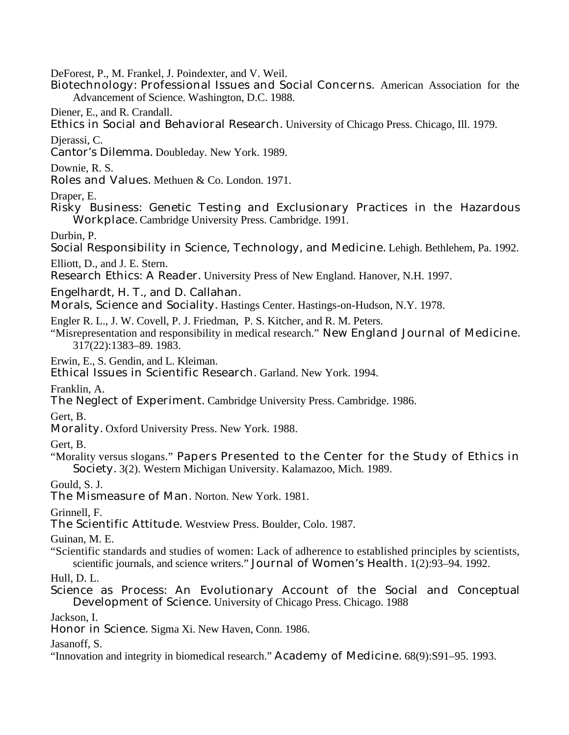DeForest, P., M. Frankel, J. Poindexter, and V. Weil.
*Biotechnology: Professional Issues and Social Concerns.* American Association for the Advancement of Science. Washington, D.C. 1988.

Diener, E., and R. Crandall.
*Ethics in Social and Behavioral Research.* University of Chicago Press. Chicago, Ill. 1979.

Djerassi, C.
*Cantor's Dilemma.* Doubleday. New York. 1989.

Downie, R. S.
*Roles and Values.* Methuen & Co. London. 1971.

Draper, E.
*Risky Business: Genetic Testing and Exclusionary Practices in the Hazardous Workplace.* Cambridge University Press. Cambridge. 1991.

Durbin, P.
*Social Responsibility in Science, Technology, and Medicine.* Lehigh. Bethlehem, Pa. 1992.

Elliott, D., and J. E. Stern.
*Research Ethics: A Reader.* University Press of New England. Hanover, N.H. 1997.

Engelhardt, H. T., and D. Callahan.
*Morals, Science and Sociality.* Hastings Center. Hastings-on-Hudson, N.Y. 1978.

Engler R. L., J. W. Covell, P. J. Friedman, P. S. Kitcher, and R. M. Peters.
"Misrepresentation and responsibility in medical research." *New England Journal of Medicine.* 317(22):1383–89. 1983.

Erwin, E., S. Gendin, and L. Kleiman.
*Ethical Issues in Scientific Research.* Garland. New York. 1994.

Franklin, A.
*The Neglect of Experiment.* Cambridge University Press. Cambridge. 1986.

Gert, B.
*Morality.* Oxford University Press. New York. 1988.

Gert, B.
"Morality versus slogans." *Papers Presented to the Center for the Study of Ethics in Society.* 3(2). Western Michigan University. Kalamazoo, Mich. 1989.

Gould, S. J.
*The Mismeasure of Man.* Norton. New York. 1981.

Grinnell, F.
*The Scientific Attitude.* Westview Press. Boulder, Colo. 1987.

Guinan, M. E.
"Scientific standards and studies of women: Lack of adherence to established principles by scientists, scientific journals, and science writers." *Journal of Women's Health.* 1(2):93–94. 1992.

Hull, D. L.
*Science as Process: An Evolutionary Account of the Social and Conceptual Development of Science.* University of Chicago Press. Chicago. 1988

Jackson, I.
*Honor in Science.* Sigma Xi. New Haven, Conn. 1986.

Jasanoff, S.
"Innovation and integrity in biomedical research." *Academy of Medicine.* 68(9):S91–95. 1993.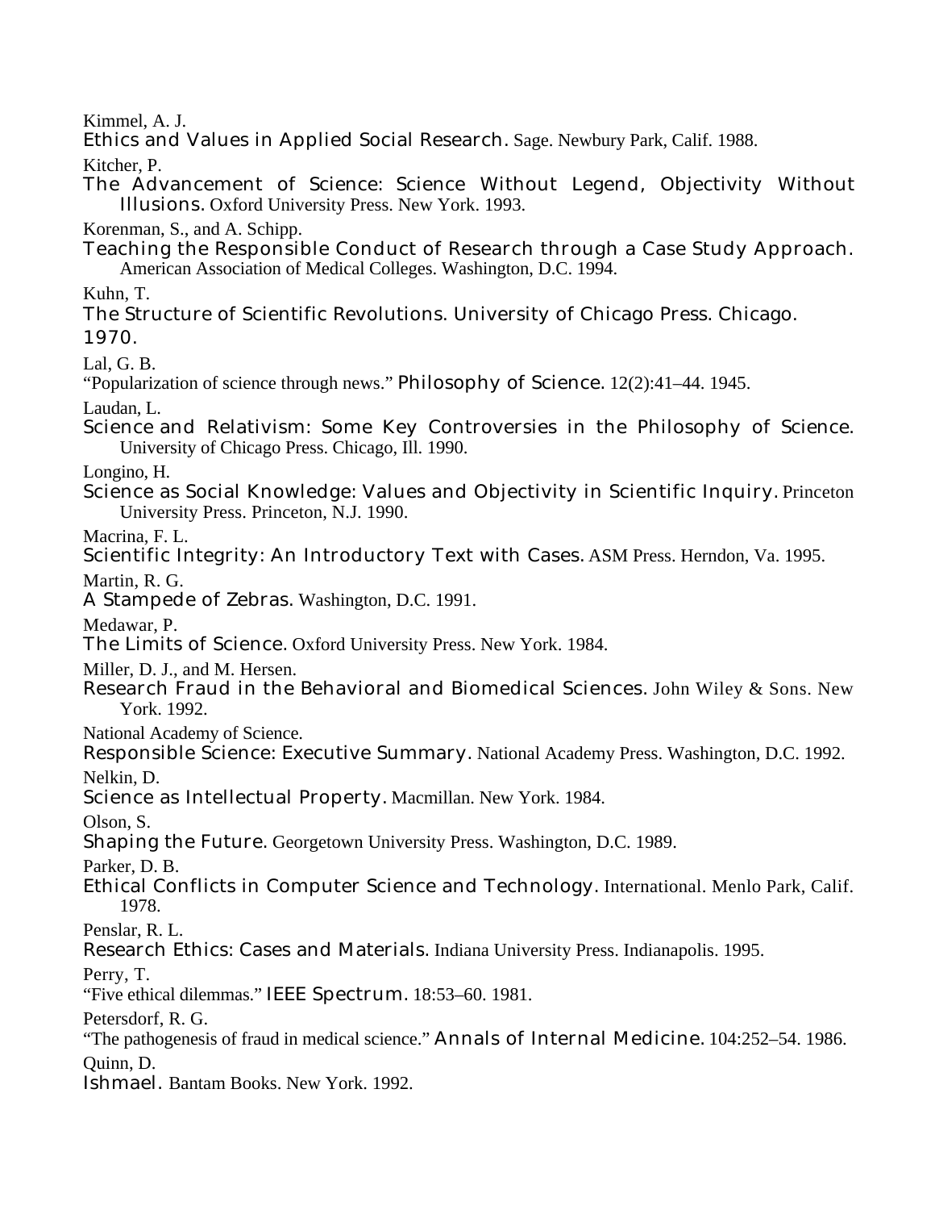Kimmel, A. J.
*Ethics and Values in Applied Social Research*. Sage. Newbury Park, Calif. 1988.

Kitcher, P.
*The Advancement of Science: Science Without Legend, Objectivity Without Illusions*. Oxford University Press. New York. 1993.

Korenman, S., and A. Schipp.
*Teaching the Responsible Conduct of Research through a Case Study Approach*. American Association of Medical Colleges. Washington, D.C. 1994.

Kuhn, T.
*The Structure of Scientific Revolutions*. University of Chicago Press. Chicago. 1970.

Lal, G. B.
"Popularization of science through news." *Philosophy of Science*. 12(2):41–44. 1945.

Laudan, L.
*Science and Relativism: Some Key Controversies in the Philosophy of Science*. University of Chicago Press. Chicago, Ill. 1990.

Longino, H.
*Science as Social Knowledge: Values and Objectivity in Scientific Inquiry*. Princeton University Press. Princeton, N.J. 1990.

Macrina, F. L.
*Scientific Integrity: An Introductory Text with Cases*. ASM Press. Herndon, Va. 1995.

Martin, R. G.
*A Stampede of Zebras*. Washington, D.C. 1991.

Medawar, P.
*The Limits of Science*. Oxford University Press. New York. 1984.

Miller, D. J., and M. Hersen.
*Research Fraud in the Behavioral and Biomedical Sciences*. John Wiley & Sons. New York. 1992.

National Academy of Science.
*Responsible Science: Executive Summary*. National Academy Press. Washington, D.C. 1992.

Nelkin, D.
*Science as Intellectual Property*. Macmillan. New York. 1984.

Olson, S.
*Shaping the Future*. Georgetown University Press. Washington, D.C. 1989.

Parker, D. B.
*Ethical Conflicts in Computer Science and Technology*. International. Menlo Park, Calif. 1978.

Penslar, R. L.
*Research Ethics: Cases and Materials*. Indiana University Press. Indianapolis. 1995.

Perry, T.
"Five ethical dilemmas." *IEEE Spectrum*. 18:53–60. 1981.

Petersdorf, R. G.
"The pathogenesis of fraud in medical science." *Annals of Internal Medicine*. 104:252–54. 1986.

Quinn, D.
*Ishmael*. Bantam Books. New York. 1992.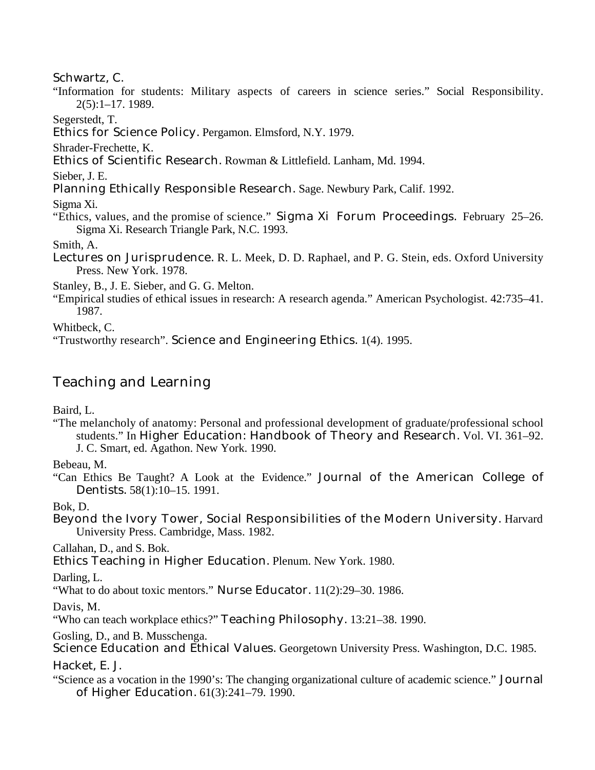Schwartz, C.

"Information for students: Military aspects of careers in science series." Social Responsibility. 2(5):1–17. 1989.

Segerstedt, T.

*Ethics for Science Policy*. Pergamon. Elmsford, N.Y. 1979.

Shrader-Frechette, K.

*Ethics of Scientific Research*. Rowman & Littlefield. Lanham, Md. 1994.

Sieber, J. E.

*Planning Ethically Responsible Research*. Sage. Newbury Park, Calif. 1992.

Sigma Xi.

"Ethics, values, and the promise of science." *Sigma Xi Forum Proceedings*. February 25–26. Sigma Xi. Research Triangle Park, N.C. 1993.

Smith, A.

*Lectures on Jurisprudence*. R. L. Meek, D. D. Raphael, and P. G. Stein, eds. Oxford University Press. New York. 1978.

Stanley, B., J. E. Sieber, and G. G. Melton.

"Empirical studies of ethical issues in research: A research agenda." American Psychologist. 42:735–41. 1987.

Whitbeck, C.

"Trustworthy research". *Science and Engineering Ethics*. 1(4). 1995.

## Teaching and Learning

Baird, L.

"The melancholy of anatomy: Personal and professional development of graduate/professional school students." In *Higher Education: Handbook of Theory and Research*. Vol. VI. 361–92. J. C. Smart, ed. Agathon. New York. 1990.

Bebeau, M.

"Can Ethics Be Taught? A Look at the Evidence." *Journal of the American College of Dentists*. 58(1):10–15. 1991.

Bok, D.

*Beyond the Ivory Tower, Social Responsibilities of the Modern University*. Harvard University Press. Cambridge, Mass. 1982.

Callahan, D., and S. Bok.

*Ethics Teaching in Higher Education*. Plenum. New York. 1980.

Darling, L.

"What to do about toxic mentors." *Nurse Educator*. 11(2):29–30. 1986.

Davis, M.

"Who can teach workplace ethics?" *Teaching Philosophy*. 13:21–38. 1990.

Gosling, D., and B. Musschenga.

*Science Education and Ethical Values*. Georgetown University Press. Washington, D.C. 1985.

Hacket, E. J.

"Science as a vocation in the 1990's: The changing organizational culture of academic science." *Journal of Higher Education*. 61(3):241–79. 1990.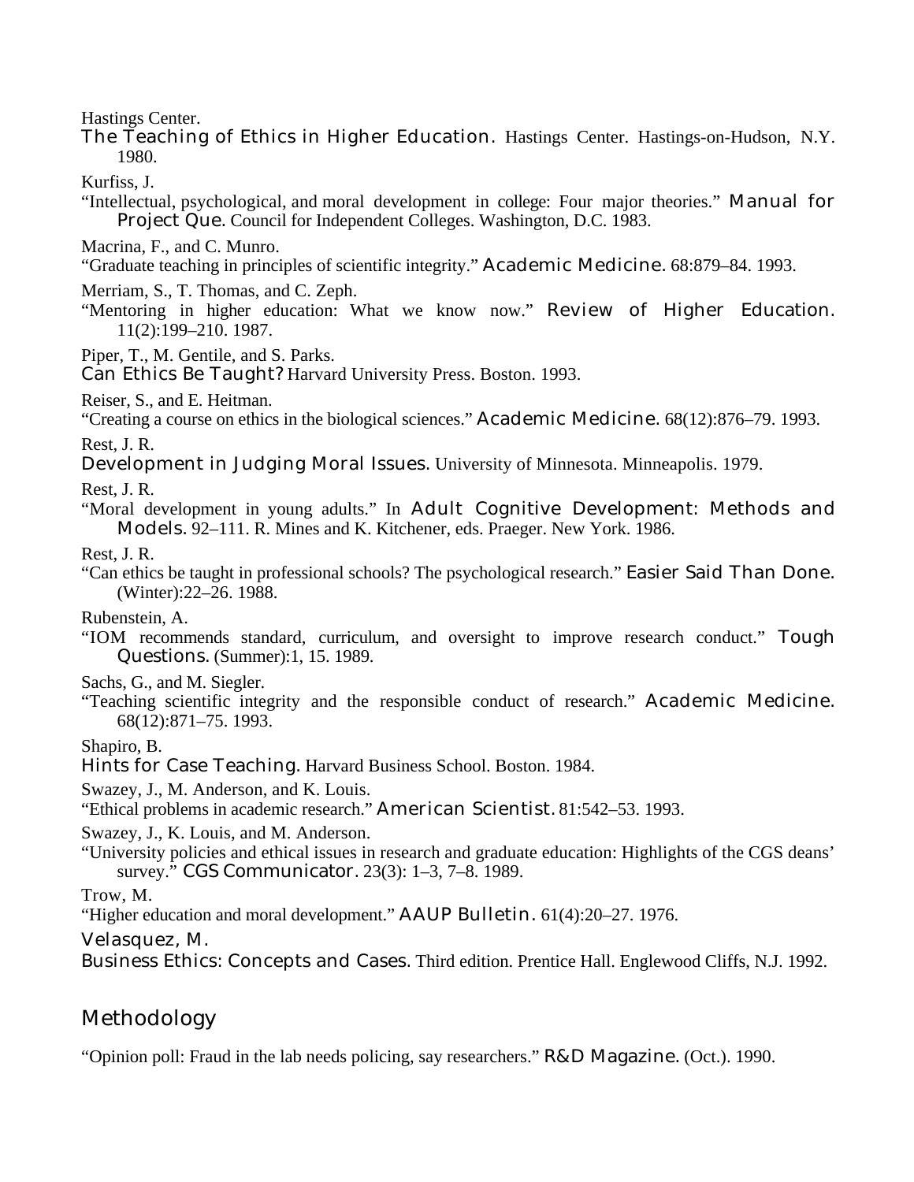Hastings Center.

*The Teaching of Ethics in Higher Education.* Hastings Center. Hastings-on-Hudson, N.Y. 1980.

Kurfiss, J.

"Intellectual, psychological, and moral development in college: Four major theories." *Manual for Project Que.* Council for Independent Colleges. Washington, D.C. 1983.

Macrina, F., and C. Munro.

"Graduate teaching in principles of scientific integrity." *Academic Medicine.* 68:879–84. 1993.

Merriam, S., T. Thomas, and C. Zeph.

"Mentoring in higher education: What we know now." *Review of Higher Education.* 11(2):199–210. 1987.

Piper, T., M. Gentile, and S. Parks.

*Can Ethics Be Taught?* Harvard University Press. Boston. 1993.

Reiser, S., and E. Heitman.

"Creating a course on ethics in the biological sciences." *Academic Medicine.* 68(12):876–79. 1993.

Rest, J. R.

*Development in Judging Moral Issues.* University of Minnesota. Minneapolis. 1979.

Rest, J. R.

"Moral development in young adults." In *Adult Cognitive Development: Methods and Models.* 92–111. R. Mines and K. Kitchener, eds. Praeger. New York. 1986.

Rest, J. R.

"Can ethics be taught in professional schools? The psychological research." *Easier Said Than Done.* (Winter):22–26. 1988.

Rubenstein, A.

"IOM recommends standard, curriculum, and oversight to improve research conduct." *Tough Questions.* (Summer):1, 15. 1989.

Sachs, G., and M. Siegler.

"Teaching scientific integrity and the responsible conduct of research." *Academic Medicine.* 68(12):871–75. 1993.

Shapiro, B.

*Hints for Case Teaching.* Harvard Business School. Boston. 1984.

Swazey, J., M. Anderson, and K. Louis.

"Ethical problems in academic research." *American Scientist.* 81:542–53. 1993.

Swazey, J., K. Louis, and M. Anderson.

"University policies and ethical issues in research and graduate education: Highlights of the CGS deans' survey." *CGS Communicator.* 23(3): 1–3, 7–8. 1989.

Trow, M.

"Higher education and moral development." *AAUP Bulletin.* 61(4):20–27. 1976.

Velasquez, M.

*Business Ethics: Concepts and Cases.* Third edition. Prentice Hall. Englewood Cliffs, N.J. 1992.

## Methodology

"Opinion poll: Fraud in the lab needs policing, say researchers." *R&D Magazine.* (Oct.). 1990.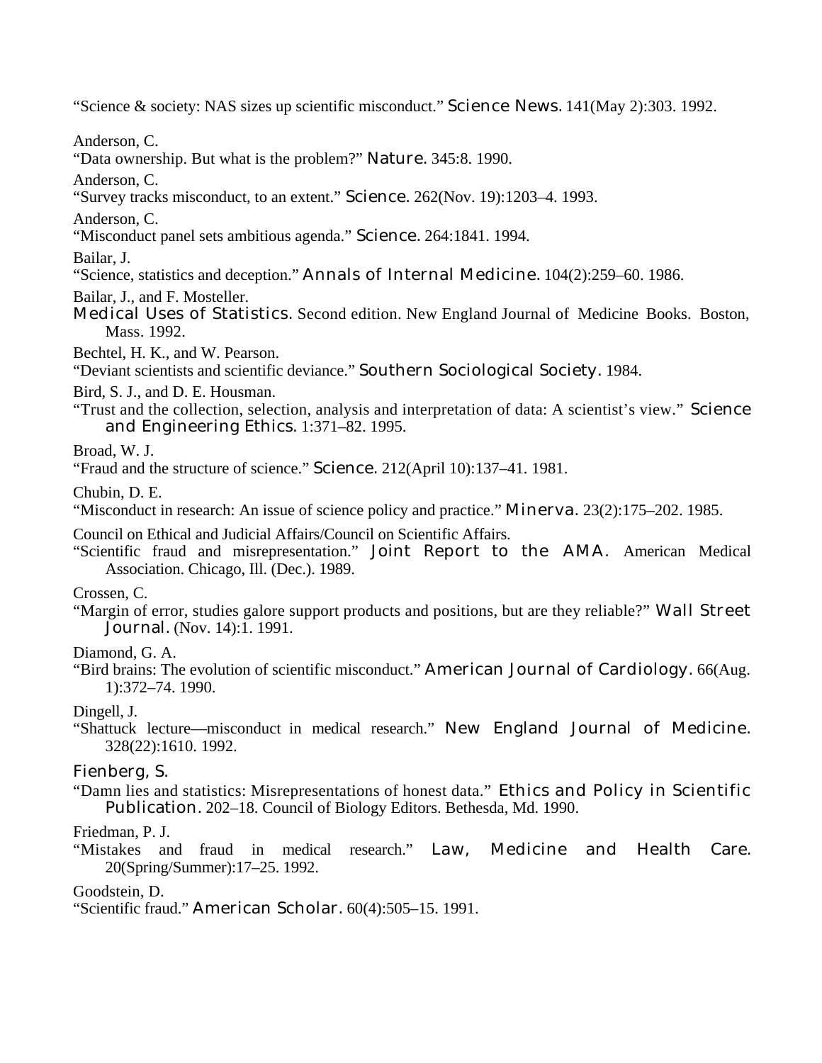"Science & society: NAS sizes up scientific misconduct." *Science News*. 141(May 2):303. 1992.

Anderson, C.
"Data ownership. But what is the problem?" *Nature*. 345:8. 1990.

Anderson, C.
"Survey tracks misconduct, to an extent." *Science*. 262(Nov. 19):1203–4. 1993.

Anderson, C.
"Misconduct panel sets ambitious agenda." *Science*. 264:1841. 1994.

Bailar, J.
"Science, statistics and deception." *Annals of Internal Medicine*. 104(2):259–60. 1986.

Bailar, J., and F. Mosteller.
*Medical Uses of Statistics*. Second edition. New England Journal of Medicine Books. Boston, Mass. 1992.

Bechtel, H. K., and W. Pearson.
"Deviant scientists and scientific deviance." *Southern Sociological Society*. 1984.

Bird, S. J., and D. E. Housman.
"Trust and the collection, selection, analysis and interpretation of data: A scientist's view." *Science and Engineering Ethics*. 1:371–82. 1995.

Broad, W. J.
"Fraud and the structure of science." *Science*. 212(April 10):137–41. 1981.

Chubin, D. E.
"Misconduct in research: An issue of science policy and practice." *Minerva*. 23(2):175–202. 1985.

Council on Ethical and Judicial Affairs/Council on Scientific Affairs.
"Scientific fraud and misrepresentation." *Joint Report to the AMA*. American Medical Association. Chicago, Ill. (Dec.). 1989.

Crossen, C.
"Margin of error, studies galore support products and positions, but are they reliable?" *Wall Street Journal*. (Nov. 14):1. 1991.

Diamond, G. A.
"Bird brains: The evolution of scientific misconduct." *American Journal of Cardiology*. 66(Aug. 1):372–74. 1990.

Dingell, J.
"Shattuck lecture—misconduct in medical research." *New England Journal of Medicine*. 328(22):1610. 1992.

Fienberg, S.
"Damn lies and statistics: Misrepresentations of honest data." *Ethics and Policy in Scientific Publication*. 202–18. Council of Biology Editors. Bethesda, Md. 1990.

Friedman, P. J.
"Mistakes and fraud in medical research." *Law, Medicine and Health Care*. 20(Spring/Summer):17–25. 1992.

Goodstein, D.
"Scientific fraud." *American Scholar*. 60(4):505–15. 1991.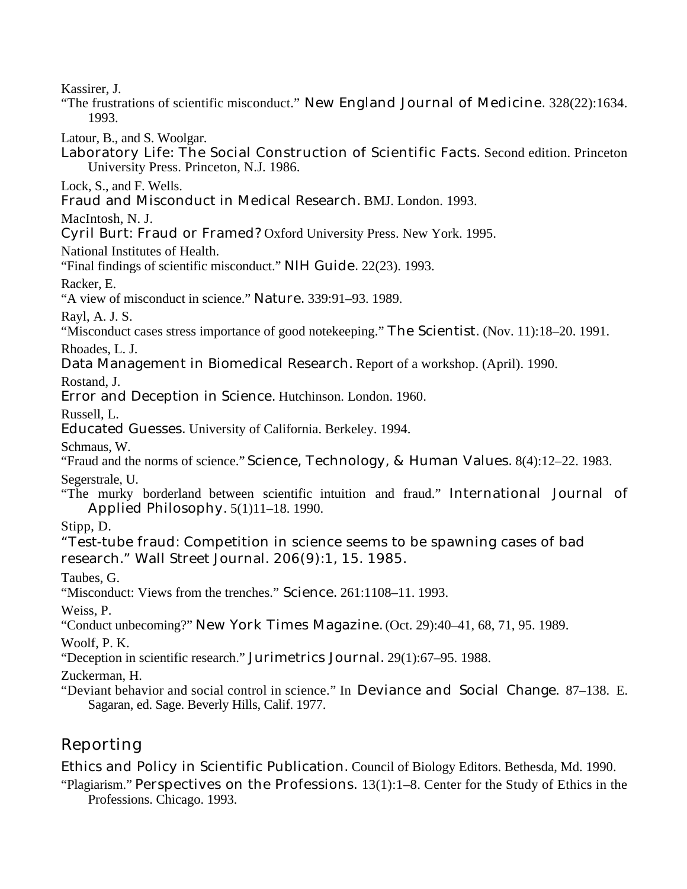Kassirer, J.
"The frustrations of scientific misconduct." *New England Journal of Medicine.* 328(22):1634. 1993.

Latour, B., and S. Woolgar.
*Laboratory Life: The Social Construction of Scientific Facts.* Second edition. Princeton University Press. Princeton, N.J. 1986.

Lock, S., and F. Wells.
*Fraud and Misconduct in Medical Research.* BMJ. London. 1993.

MacIntosh, N. J.
*Cyril Burt: Fraud or Framed?* Oxford University Press. New York. 1995.

National Institutes of Health.
"Final findings of scientific misconduct." *NIH Guide.* 22(23). 1993.

Racker, E.
"A view of misconduct in science." *Nature.* 339:91–93. 1989.

Rayl, A. J. S.
"Misconduct cases stress importance of good notekeeping." *The Scientist.* (Nov. 11):18–20. 1991.

Rhoades, L. J.
*Data Management in Biomedical Research.* Report of a workshop. (April). 1990.

Rostand, J.
*Error and Deception in Science.* Hutchinson. London. 1960.

Russell, L.
*Educated Guesses.* University of California. Berkeley. 1994.

Schmaus, W.
"Fraud and the norms of science." *Science, Technology, & Human Values.* 8(4):12–22. 1983.

Segerstrale, U.
"The murky borderland between scientific intuition and fraud." *International Journal of Applied Philosophy.* 5(1)11–18. 1990.

Stipp, D.
"Test-tube fraud: Competition in science seems to be spawning cases of bad research." *Wall Street Journal.* 206(9):1, 15. 1985.

Taubes, G.
"Misconduct: Views from the trenches." *Science.* 261:1108–11. 1993.

Weiss, P.
"Conduct unbecoming?" *New York Times Magazine.* (Oct. 29):40–41, 68, 71, 95. 1989.

Woolf, P. K.
"Deception in scientific research." *Jurimetrics Journal.* 29(1):67–95. 1988.

Zuckerman, H.
"Deviant behavior and social control in science." In *Deviance and Social Change.* 87–138. E. Sagaran, ed. Sage. Beverly Hills, Calif. 1977.

## Reporting

*Ethics and Policy in Scientific Publication.* Council of Biology Editors. Bethesda, Md. 1990.

"Plagiarism." *Perspectives on the Professions.* 13(1):1–8. Center for the Study of Ethics in the Professions. Chicago. 1993.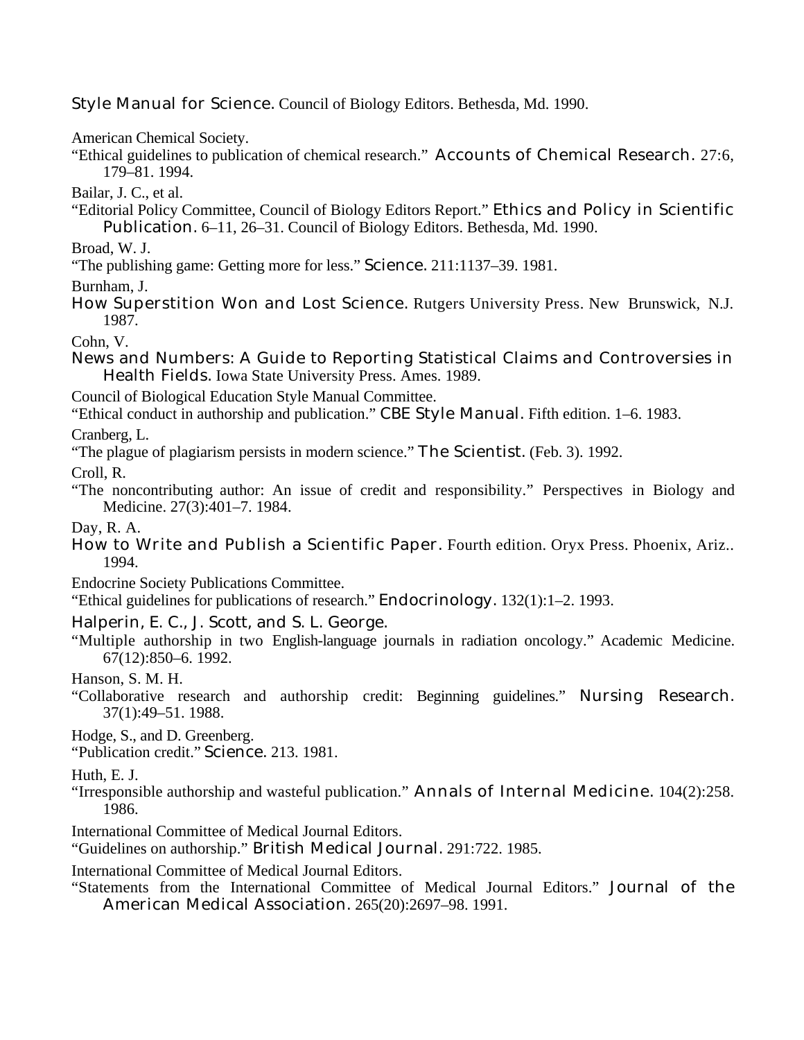*Style Manual for Science.* Council of Biology Editors. Bethesda, Md. 1990.

American Chemical Society.
"Ethical guidelines to publication of chemical research." *Accounts of Chemical Research.* 27:6, 179–81. 1994.

Bailar, J. C., et al.
"Editorial Policy Committee, Council of Biology Editors Report." *Ethics and Policy in Scientific Publication.* 6–11, 26–31. Council of Biology Editors. Bethesda, Md. 1990.

Broad, W. J.
"The publishing game: Getting more for less." *Science.* 211:1137–39. 1981.

Burnham, J.
*How Superstition Won and Lost Science.* Rutgers University Press. New Brunswick, N.J. 1987.

Cohn, V.
*News and Numbers: A Guide to Reporting Statistical Claims and Controversies in Health Fields.* Iowa State University Press. Ames. 1989.

Council of Biological Education Style Manual Committee.
"Ethical conduct in authorship and publication." *CBE Style Manual.* Fifth edition. 1–6. 1983.

Cranberg, L.
"The plague of plagiarism persists in modern science." *The Scientist.* (Feb. 3). 1992.

Croll, R.
"The noncontributing author: An issue of credit and responsibility." Perspectives in Biology and Medicine. 27(3):401–7. 1984.

Day, R. A.
*How to Write and Publish a Scientific Paper.* Fourth edition. Oryx Press. Phoenix, Ariz.. 1994.

Endocrine Society Publications Committee.
"Ethical guidelines for publications of research." *Endocrinology.* 132(1):1–2. 1993.

Halperin, E. C., J. Scott, and S. L. George.
"Multiple authorship in two English-language journals in radiation oncology." Academic Medicine. 67(12):850–6. 1992.

Hanson, S. M. H.
"Collaborative research and authorship credit: Beginning guidelines." *Nursing Research.* 37(1):49–51. 1988.

Hodge, S., and D. Greenberg.
"Publication credit." *Science.* 213. 1981.

Huth, E. J.
"Irresponsible authorship and wasteful publication." *Annals of Internal Medicine.* 104(2):258. 1986.

International Committee of Medical Journal Editors.
"Guidelines on authorship." *British Medical Journal.* 291:722. 1985.

International Committee of Medical Journal Editors.
"Statements from the International Committee of Medical Journal Editors." *Journal of the American Medical Association.* 265(20):2697–98. 1991.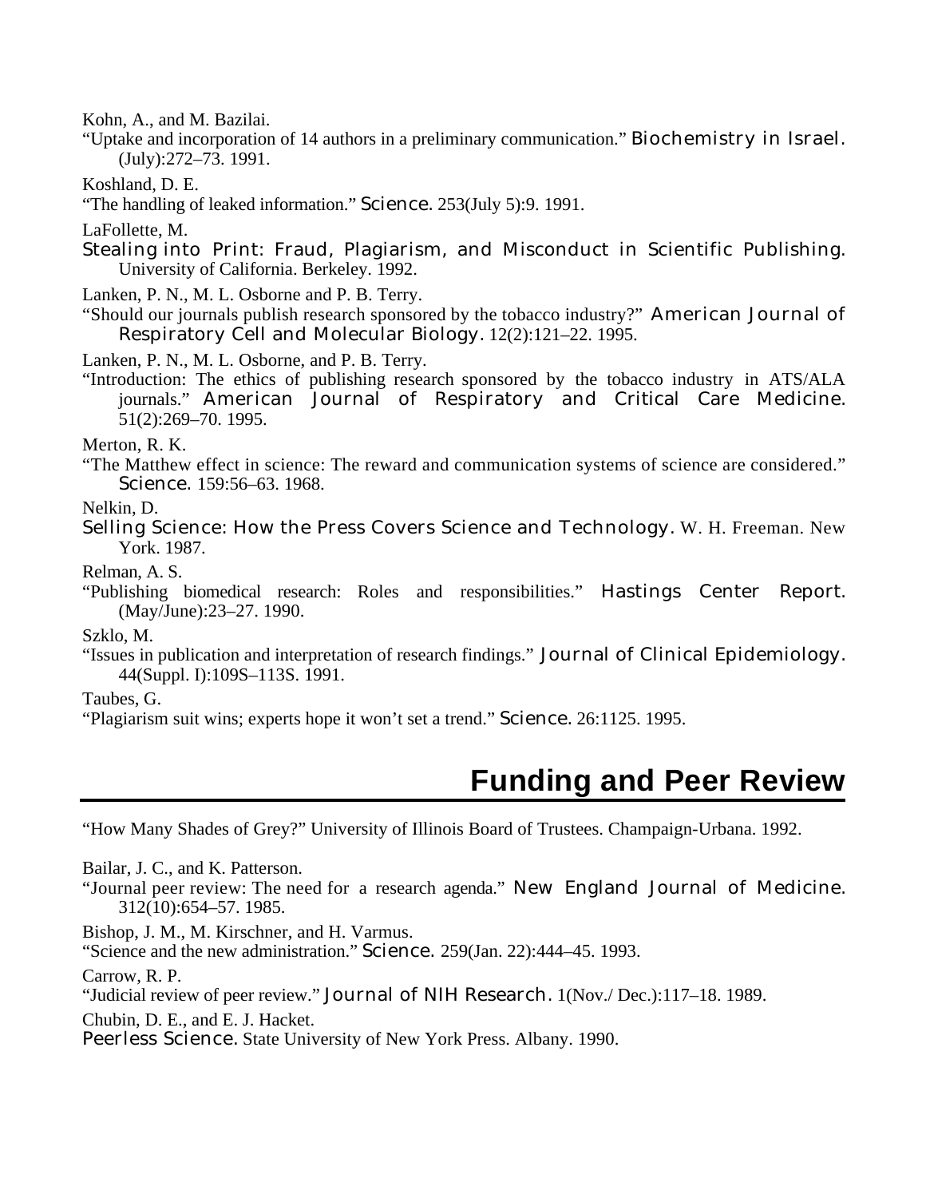Kohn, A., and M. Bazilai.
"Uptake and incorporation of 14 authors in a preliminary communication." *Biochemistry in Israel.* (July):272–73. 1991.

Koshland, D. E.
"The handling of leaked information." *Science.* 253(July 5):9. 1991.

LaFollette, M.
*Stealing into Print: Fraud, Plagiarism, and Misconduct in Scientific Publishing.* University of California. Berkeley. 1992.

Lanken, P. N., M. L. Osborne and P. B. Terry.
"Should our journals publish research sponsored by the tobacco industry?" *American Journal of Respiratory Cell and Molecular Biology.* 12(2):121–22. 1995.

Lanken, P. N., M. L. Osborne, and P. B. Terry.
"Introduction: The ethics of publishing research sponsored by the tobacco industry in ATS/ALA journals." *American Journal of Respiratory and Critical Care Medicine.* 51(2):269–70. 1995.

Merton, R. K.
"The Matthew effect in science: The reward and communication systems of science are considered." *Science.* 159:56–63. 1968.

Nelkin, D.
*Selling Science: How the Press Covers Science and Technology.* W. H. Freeman. New York. 1987.

Relman, A. S.
"Publishing biomedical research: Roles and responsibilities." *Hastings Center Report.* (May/June):23–27. 1990.

Szklo, M.
"Issues in publication and interpretation of research findings." *Journal of Clinical Epidemiology.* 44(Suppl. I):109S–113S. 1991.

Taubes, G.
"Plagiarism suit wins; experts hope it won't set a trend." *Science.* 26:1125. 1995.

## Funding and Peer Review

"How Many Shades of Grey?" University of Illinois Board of Trustees. Champaign-Urbana. 1992.

Bailar, J. C., and K. Patterson.
"Journal peer review: The need for a research agenda." *New England Journal of Medicine.* 312(10):654–57. 1985.

Bishop, J. M., M. Kirschner, and H. Varmus.
"Science and the new administration." *Science.* 259(Jan. 22):444–45. 1993.

Carrow, R. P.
"Judicial review of peer review." *Journal of NIH Research.* 1(Nov./ Dec.):117–18. 1989.

Chubin, D. E., and E. J. Hacket.
*Peerless Science.* State University of New York Press. Albany. 1990.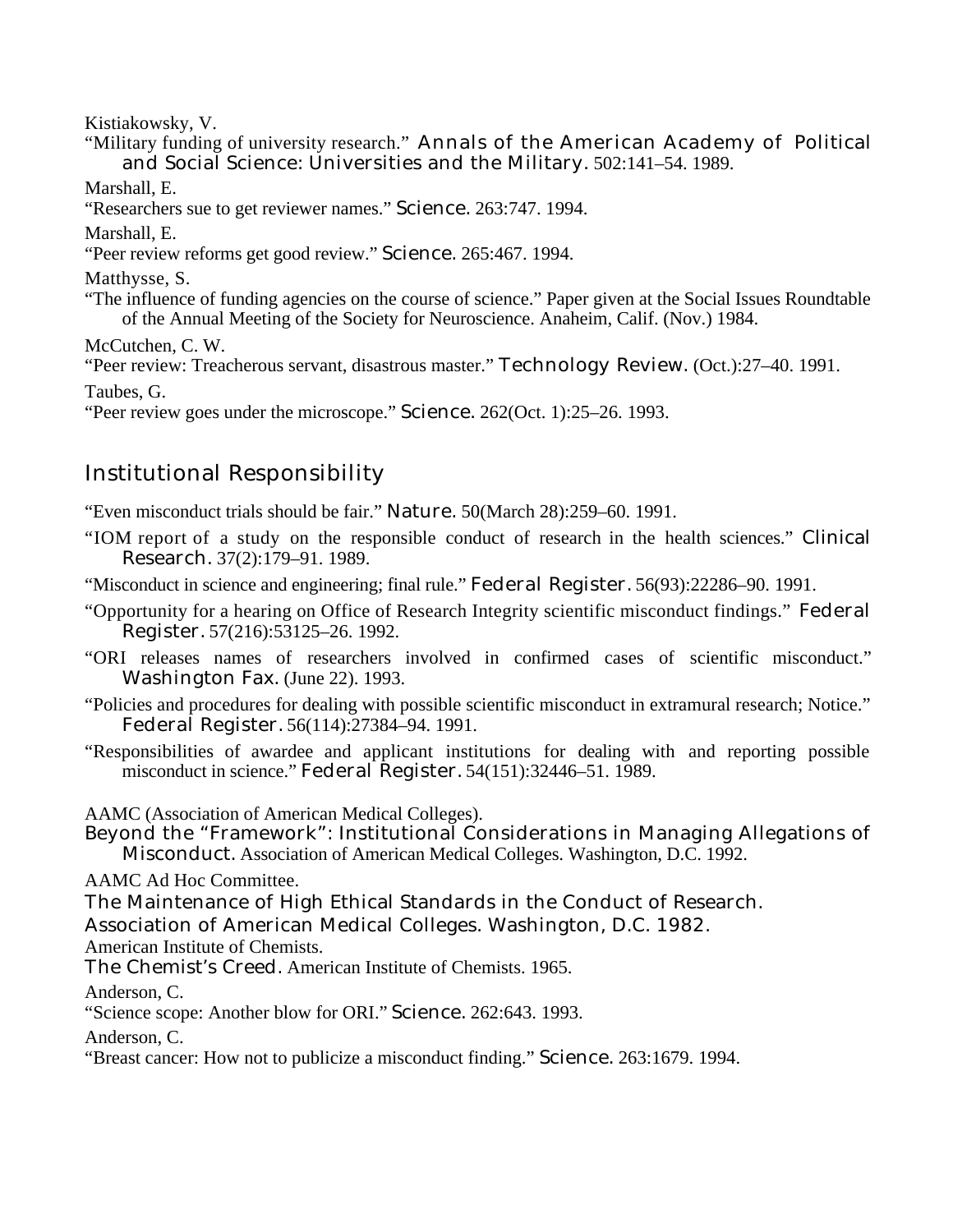Kistiakowsky, V.

"Military funding of university research." *Annals of the American Academy of Political and Social Science: Universities and the Military.* 502:141–54. 1989.

Marshall, E.

"Researchers sue to get reviewer names." *Science.* 263:747. 1994.

Marshall, E.

"Peer review reforms get good review." *Science.* 265:467. 1994.

Matthysse, S.

"The influence of funding agencies on the course of science." Paper given at the Social Issues Roundtable of the Annual Meeting of the Society for Neuroscience. Anaheim, Calif. (Nov.) 1984.

McCutchen, C. W.

"Peer review: Treacherous servant, disastrous master." *Technology Review.* (Oct.):27–40. 1991.

Taubes, G.

"Peer review goes under the microscope." *Science.* 262(Oct. 1):25–26. 1993.

## Institutional Responsibility

"Even misconduct trials should be fair." *Nature.* 50(March 28):259–60. 1991.

"IOM report of a study on the responsible conduct of research in the health sciences." *Clinical Research.* 37(2):179–91. 1989.

"Misconduct in science and engineering; final rule." *Federal Register.* 56(93):22286–90. 1991.

"Opportunity for a hearing on Office of Research Integrity scientific misconduct findings." *Federal Register.* 57(216):53125–26. 1992.

"ORI releases names of researchers involved in confirmed cases of scientific misconduct." *Washington Fax.* (June 22). 1993.

"Policies and procedures for dealing with possible scientific misconduct in extramural research; Notice." *Federal Register.* 56(114):27384–94. 1991.

"Responsibilities of awardee and applicant institutions for dealing with and reporting possible misconduct in science." *Federal Register.* 54(151):32446–51. 1989.

AAMC (Association of American Medical Colleges).

*Beyond the "Framework": Institutional Considerations in Managing Allegations of Misconduct.* Association of American Medical Colleges. Washington, D.C. 1992.

AAMC Ad Hoc Committee.

*The Maintenance of High Ethical Standards in the Conduct of Research. Association of American Medical Colleges. Washington, D.C. 1982.*

American Institute of Chemists.

*The Chemist's Creed.* American Institute of Chemists. 1965.

Anderson, C.

"Science scope: Another blow for ORI." *Science.* 262:643. 1993.

Anderson, C.

"Breast cancer: How not to publicize a misconduct finding." *Science.* 263:1679. 1994.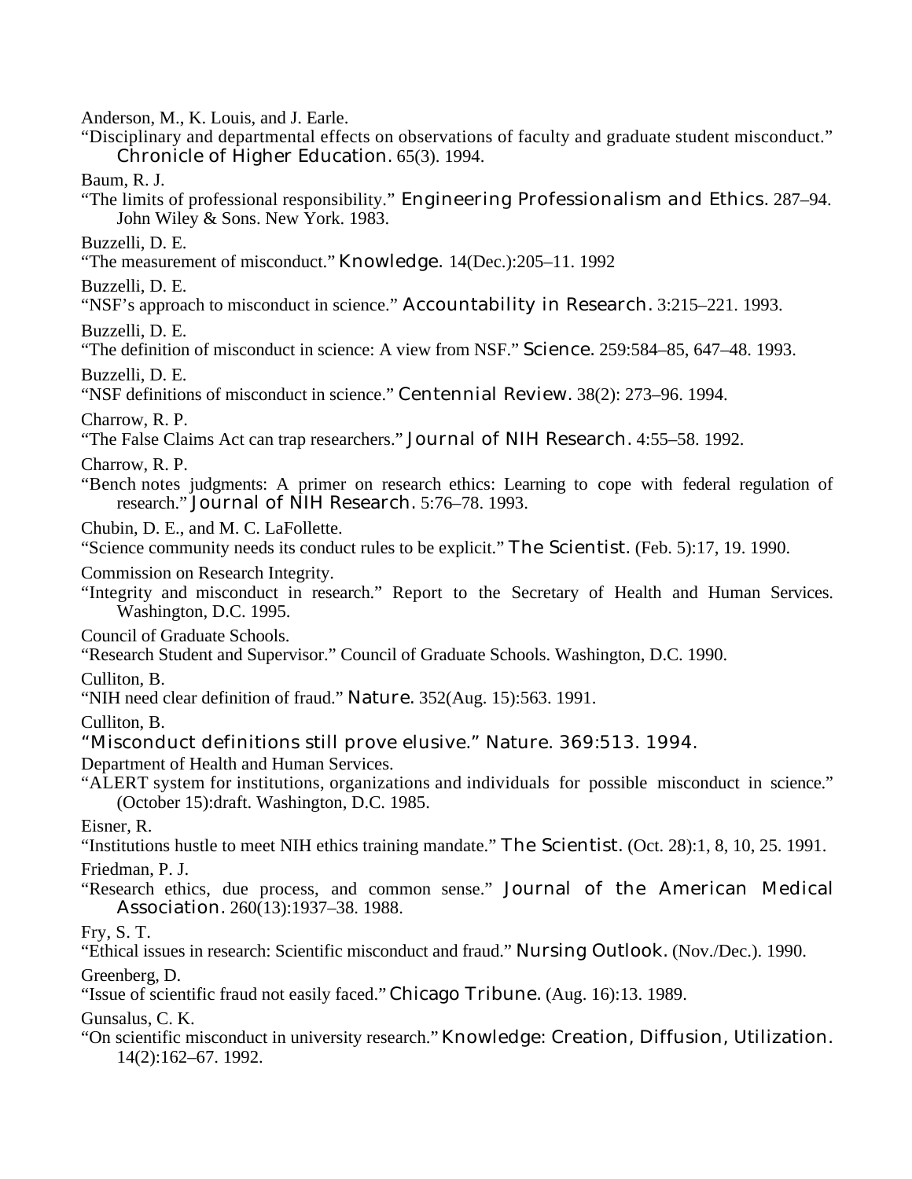Anderson, M., K. Louis, and J. Earle.
"Disciplinary and departmental effects on observations of faculty and graduate student misconduct." *Chronicle of Higher Education*. 65(3). 1994.

Baum, R. J.
"The limits of professional responsibility." *Engineering Professionalism and Ethics*. 287–94. John Wiley & Sons. New York. 1983.

Buzzelli, D. E.
"The measurement of misconduct." *Knowledge*. 14(Dec.):205–11. 1992

Buzzelli, D. E.
"NSF's approach to misconduct in science." *Accountability in Research*. 3:215–221. 1993.

Buzzelli, D. E.
"The definition of misconduct in science: A view from NSF." *Science*. 259:584–85, 647–48. 1993.

Buzzelli, D. E.
"NSF definitions of misconduct in science." *Centennial Review*. 38(2): 273–96. 1994.

Charrow, R. P.
"The False Claims Act can trap researchers." *Journal of NIH Research*. 4:55–58. 1992.

Charrow, R. P.
"Bench notes judgments: A primer on research ethics: Learning to cope with federal regulation of research." *Journal of NIH Research*. 5:76–78. 1993.

Chubin, D. E., and M. C. LaFollette.
"Science community needs its conduct rules to be explicit." *The Scientist*. (Feb. 5):17, 19. 1990.

Commission on Research Integrity.
"Integrity and misconduct in research." Report to the Secretary of Health and Human Services. Washington, D.C. 1995.

Council of Graduate Schools.
"Research Student and Supervisor." Council of Graduate Schools. Washington, D.C. 1990.

Culliton, B.
"NIH need clear definition of fraud." *Nature*. 352(Aug. 15):563. 1991.

Culliton, B.
"Misconduct definitions still prove elusive." Nature. 369:513. 1994.

Department of Health and Human Services.
"ALERT system for institutions, organizations and individuals for possible misconduct in science." (October 15):draft. Washington, D.C. 1985.

Eisner, R.
"Institutions hustle to meet NIH ethics training mandate." *The Scientist*. (Oct. 28):1, 8, 10, 25. 1991.

Friedman, P. J.
"Research ethics, due process, and common sense." *Journal of the American Medical Association*. 260(13):1937–38. 1988.

Fry, S. T.
"Ethical issues in research: Scientific misconduct and fraud." *Nursing Outlook*. (Nov./Dec.). 1990.

Greenberg, D.
"Issue of scientific fraud not easily faced." *Chicago Tribune*. (Aug. 16):13. 1989.

Gunsalus, C. K.
"On scientific misconduct in university research." *Knowledge: Creation, Diffusion, Utilization*. 14(2):162–67. 1992.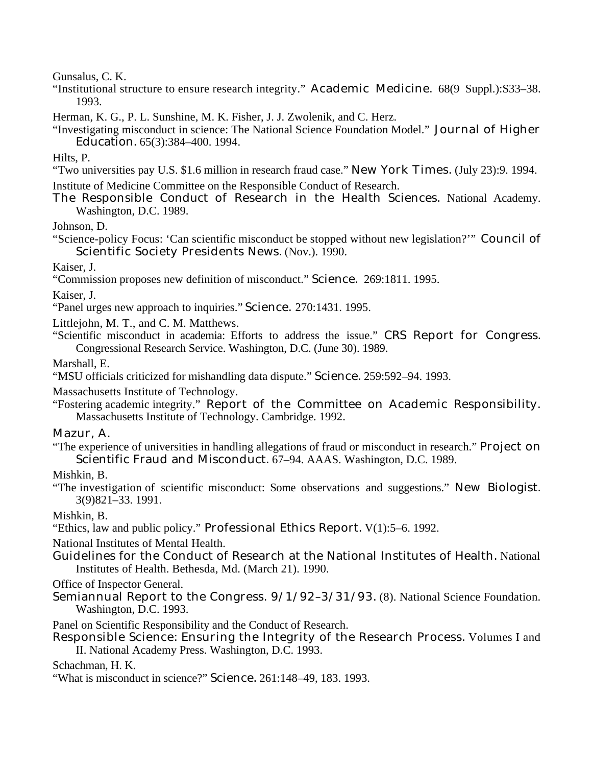Gunsalus, C. K.
"Institutional structure to ensure research integrity." *Academic Medicine.* 68(9 Suppl.):S33–38. 1993.

Herman, K. G., P. L. Sunshine, M. K. Fisher, J. J. Zwolenik, and C. Herz.
"Investigating misconduct in science: The National Science Foundation Model." *Journal of Higher Education.* 65(3):384–400. 1994.

Hilts, P.
"Two universities pay U.S. $1.6 million in research fraud case." *New York Times.* (July 23):9. 1994.

Institute of Medicine Committee on the Responsible Conduct of Research.
*The Responsible Conduct of Research in the Health Sciences.* National Academy. Washington, D.C. 1989.

Johnson, D.
"Science-policy Focus: 'Can scientific misconduct be stopped without new legislation?'" *Council of Scientific Society Presidents News.* (Nov.). 1990.

Kaiser, J.
"Commission proposes new definition of misconduct." *Science.* 269:1811. 1995.

Kaiser, J.
"Panel urges new approach to inquiries." *Science.* 270:1431. 1995.

Littlejohn, M. T., and C. M. Matthews.
"Scientific misconduct in academia: Efforts to address the issue." *CRS Report for Congress.* Congressional Research Service. Washington, D.C. (June 30). 1989.

Marshall, E.
"MSU officials criticized for mishandling data dispute." *Science.* 259:592–94. 1993.

Massachusetts Institute of Technology.
"Fostering academic integrity." *Report of the Committee on Academic Responsibility.* Massachusetts Institute of Technology. Cambridge. 1992.

Mazur, A.
"The experience of universities in handling allegations of fraud or misconduct in research." *Project on Scientific Fraud and Misconduct.* 67–94. AAAS. Washington, D.C. 1989.

Mishkin, B.
"The investigation of scientific misconduct: Some observations and suggestions." *New Biologist.* 3(9)821–33. 1991.

Mishkin, B.
"Ethics, law and public policy." *Professional Ethics Report.* V(1):5–6. 1992.

National Institutes of Mental Health.
*Guidelines for the Conduct of Research at the National Institutes of Health.* National Institutes of Health. Bethesda, Md. (March 21). 1990.

Office of Inspector General.
*Semiannual Report to the Congress. 9/1/92–3/31/93.* (8). National Science Foundation. Washington, D.C. 1993.

Panel on Scientific Responsibility and the Conduct of Research.
*Responsible Science: Ensuring the Integrity of the Research Process.* Volumes I and II. National Academy Press. Washington, D.C. 1993.

Schachman, H. K.
"What is misconduct in science?" *Science.* 261:148–49, 183. 1993.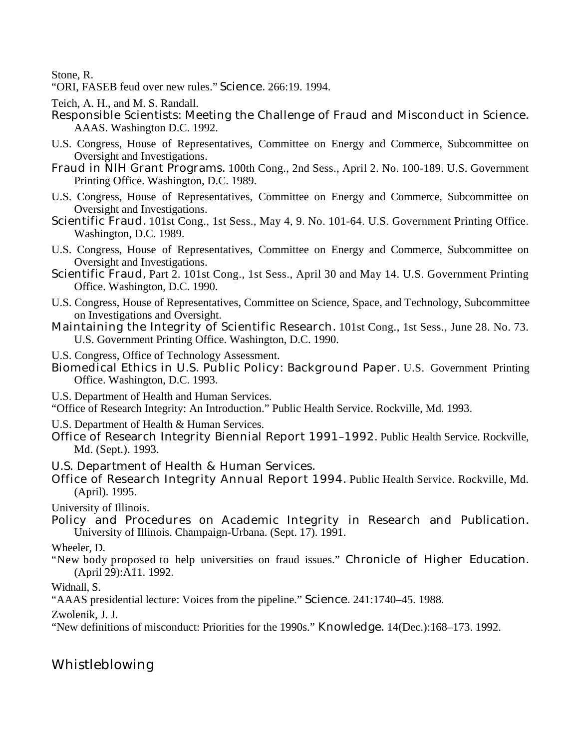Stone, R.

"ORI, FASEB feud over new rules." *Science*. 266:19. 1994.

Teich, A. H., and M. S. Randall.

*Responsible Scientists: Meeting the Challenge of Fraud and Misconduct in Science*. AAAS. Washington D.C. 1992.

U.S. Congress, House of Representatives, Committee on Energy and Commerce, Subcommittee on Oversight and Investigations.

*Fraud in NIH Grant Programs*. 100th Cong., 2nd Sess., April 2. No. 100-189. U.S. Government Printing Office. Washington, D.C. 1989.

U.S. Congress, House of Representatives, Committee on Energy and Commerce, Subcommittee on Oversight and Investigations.

*Scientific Fraud*. 101st Cong., 1st Sess., May 4, 9. No. 101-64. U.S. Government Printing Office. Washington, D.C. 1989.

U.S. Congress, House of Representatives, Committee on Energy and Commerce, Subcommittee on Oversight and Investigations.

*Scientific Fraud,* Part 2. 101st Cong., 1st Sess., April 30 and May 14. U.S. Government Printing Office. Washington, D.C. 1990.

U.S. Congress, House of Representatives, Committee on Science, Space, and Technology, Subcommittee on Investigations and Oversight.

*Maintaining the Integrity of Scientific Research*. 101st Cong., 1st Sess., June 28. No. 73. U.S. Government Printing Office. Washington, D.C. 1990.

U.S. Congress, Office of Technology Assessment.

*Biomedical Ethics in U.S. Public Policy: Background Paper*. U.S. Government Printing Office. Washington, D.C. 1993.

U.S. Department of Health and Human Services.

"Office of Research Integrity: An Introduction." Public Health Service. Rockville, Md. 1993.

U.S. Department of Health & Human Services.

*Office of Research Integrity Biennial Report 1991–1992*. Public Health Service. Rockville, Md. (Sept.). 1993.

U.S. Department of Health & Human Services.

*Office of Research Integrity Annual Report 1994*. Public Health Service. Rockville, Md. (April). 1995.

University of Illinois.

*Policy and Procedures on Academic Integrity in Research and Publication*. University of Illinois. Champaign-Urbana. (Sept. 17). 1991.

Wheeler, D.

"New body proposed to help universities on fraud issues." *Chronicle of Higher Education*. (April 29):A11. 1992.

Widnall, S.

"AAAS presidential lecture: Voices from the pipeline." *Science*. 241:1740–45. 1988.

Zwolenik, J. J.

"New definitions of misconduct: Priorities for the 1990s." *Knowledge*. 14(Dec.):168–173. 1992.

## Whistleblowing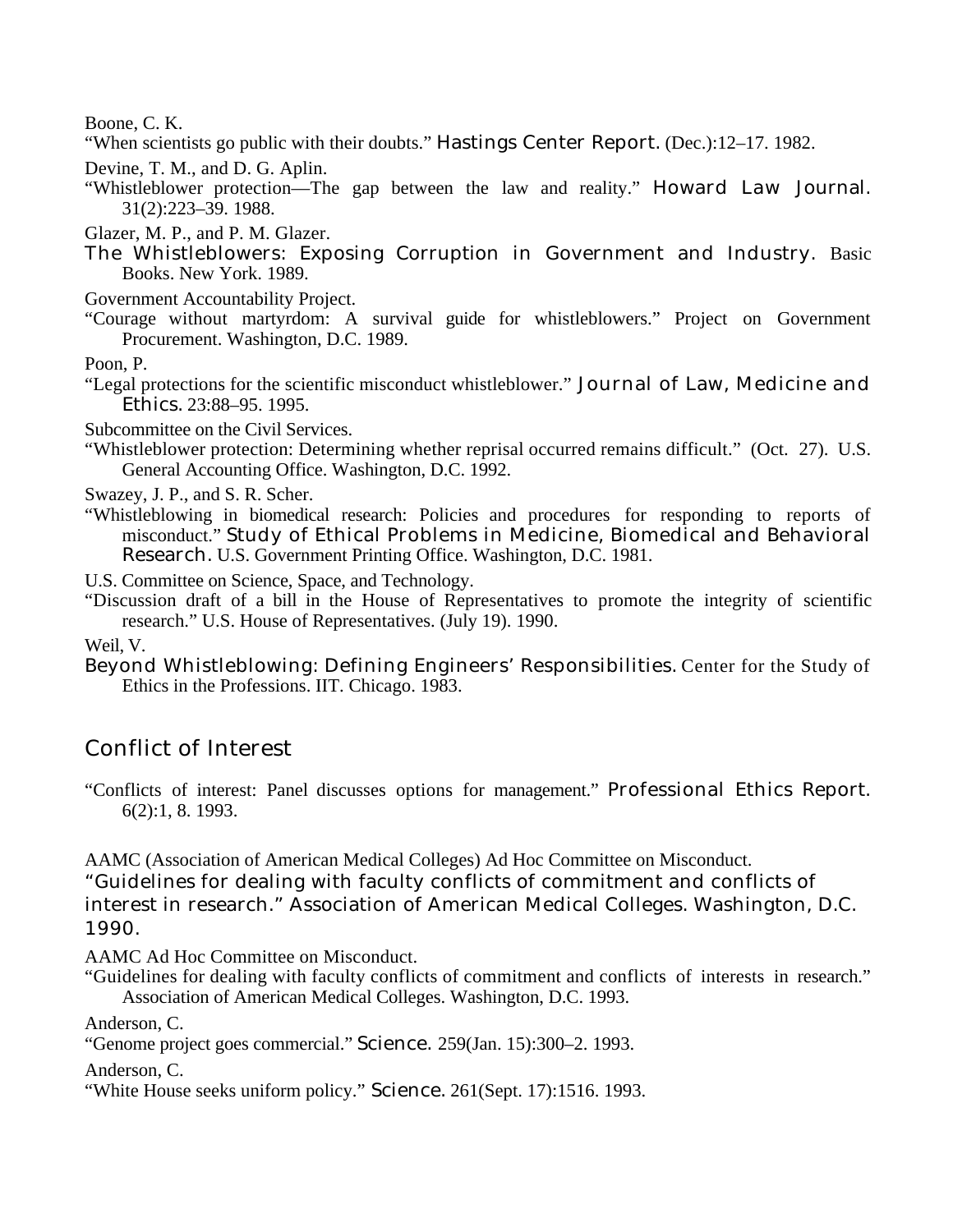Boone, C. K.
"When scientists go public with their doubts." *Hastings Center Report.* (Dec.):12–17. 1982.

Devine, T. M., and D. G. Aplin.
"Whistleblower protection—The gap between the law and reality." *Howard Law Journal.* 31(2):223–39. 1988.

Glazer, M. P., and P. M. Glazer.
*The Whistleblowers: Exposing Corruption in Government and Industry.* Basic Books. New York. 1989.

Government Accountability Project.
"Courage without martyrdom: A survival guide for whistleblowers." Project on Government Procurement. Washington, D.C. 1989.

Poon, P.
"Legal protections for the scientific misconduct whistleblower." *Journal of Law, Medicine and Ethics.* 23:88–95. 1995.

Subcommittee on the Civil Services.
"Whistleblower protection: Determining whether reprisal occurred remains difficult." (Oct. 27). U.S. General Accounting Office. Washington, D.C. 1992.

Swazey, J. P., and S. R. Scher.
"Whistleblowing in biomedical research: Policies and procedures for responding to reports of misconduct." *Study of Ethical Problems in Medicine, Biomedical and Behavioral Research.* U.S. Government Printing Office. Washington, D.C. 1981.

U.S. Committee on Science, Space, and Technology.
"Discussion draft of a bill in the House of Representatives to promote the integrity of scientific research." U.S. House of Representatives. (July 19). 1990.

Weil, V.
*Beyond Whistleblowing: Defining Engineers' Responsibilities.* Center for the Study of Ethics in the Professions. IIT. Chicago. 1983.

## Conflict of Interest

"Conflicts of interest: Panel discusses options for management." *Professional Ethics Report.* 6(2):1, 8. 1993.

AAMC (Association of American Medical Colleges) Ad Hoc Committee on Misconduct.
"Guidelines for dealing with faculty conflicts of commitment and conflicts of interest in research." Association of American Medical Colleges. Washington, D.C. 1990.

AAMC Ad Hoc Committee on Misconduct.
"Guidelines for dealing with faculty conflicts of commitment and conflicts of interests in research." Association of American Medical Colleges. Washington, D.C. 1993.

Anderson, C.
"Genome project goes commercial." *Science.* 259(Jan. 15):300–2. 1993.

Anderson, C.
"White House seeks uniform policy." *Science.* 261(Sept. 17):1516. 1993.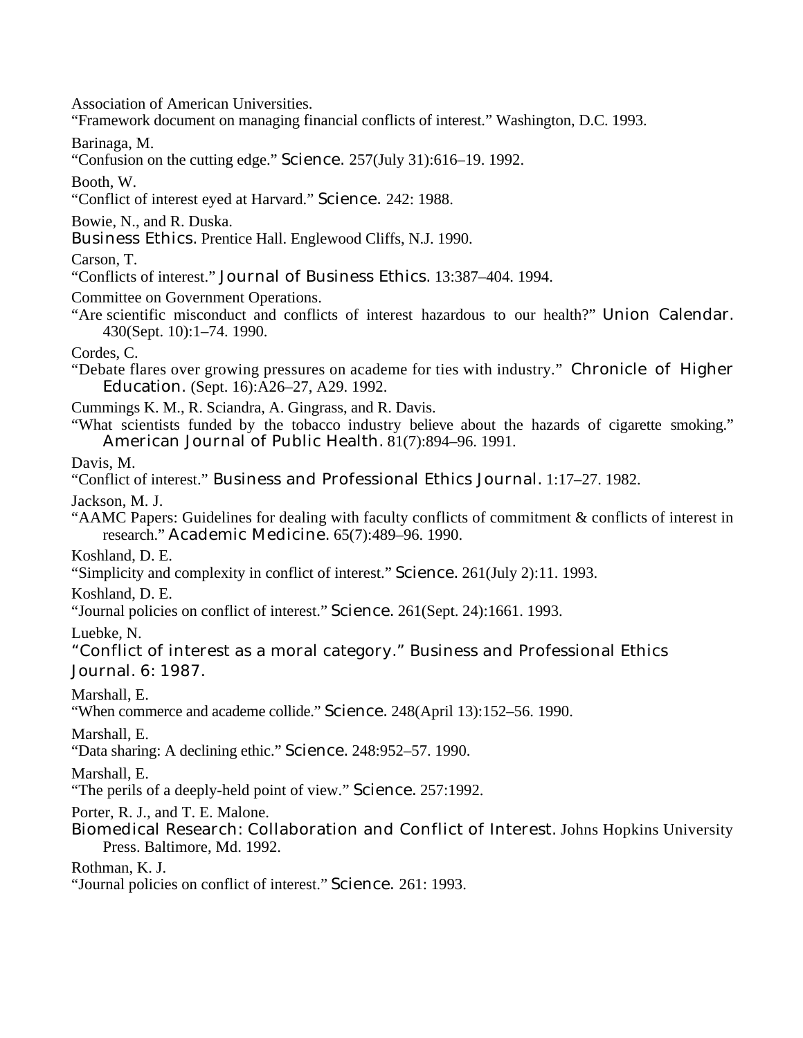Association of American Universities.
"Framework document on managing financial conflicts of interest." Washington, D.C. 1993.

Barinaga, M.
"Confusion on the cutting edge." *Science.* 257(July 31):616–19. 1992.

Booth, W.
"Conflict of interest eyed at Harvard." *Science.* 242: 1988.

Bowie, N., and R. Duska.
*Business Ethics.* Prentice Hall. Englewood Cliffs, N.J. 1990.

Carson, T.
"Conflicts of interest." *Journal of Business Ethics.* 13:387–404. 1994.

Committee on Government Operations.
"Are scientific misconduct and conflicts of interest hazardous to our health?" *Union Calendar.* 430(Sept. 10):1–74. 1990.

Cordes, C.
"Debate flares over growing pressures on academe for ties with industry." *Chronicle of Higher Education.* (Sept. 16):A26–27, A29. 1992.

Cummings K. M., R. Sciandra, A. Gingrass, and R. Davis.
"What scientists funded by the tobacco industry believe about the hazards of cigarette smoking." *American Journal of Public Health.* 81(7):894–96. 1991.

Davis, M.
"Conflict of interest." *Business and Professional Ethics Journal.* 1:17–27. 1982.

Jackson, M. J.
"AAMC Papers: Guidelines for dealing with faculty conflicts of commitment & conflicts of interest in research." *Academic Medicine.* 65(7):489–96. 1990.

Koshland, D. E.
"Simplicity and complexity in conflict of interest." *Science.* 261(July 2):11. 1993.

Koshland, D. E.
"Journal policies on conflict of interest." *Science.* 261(Sept. 24):1661. 1993.

Luebke, N.
"Conflict of interest as a moral category." *Business and Professional Ethics Journal.* 6: 1987.

Marshall, E.
"When commerce and academe collide." *Science.* 248(April 13):152–56. 1990.

Marshall, E.
"Data sharing: A declining ethic." *Science.* 248:952–57. 1990.

Marshall, E.
"The perils of a deeply-held point of view." *Science.* 257:1992.

Porter, R. J., and T. E. Malone.
*Biomedical Research: Collaboration and Conflict of Interest.* Johns Hopkins University Press. Baltimore, Md. 1992.

Rothman, K. J.
"Journal policies on conflict of interest." *Science.* 261: 1993.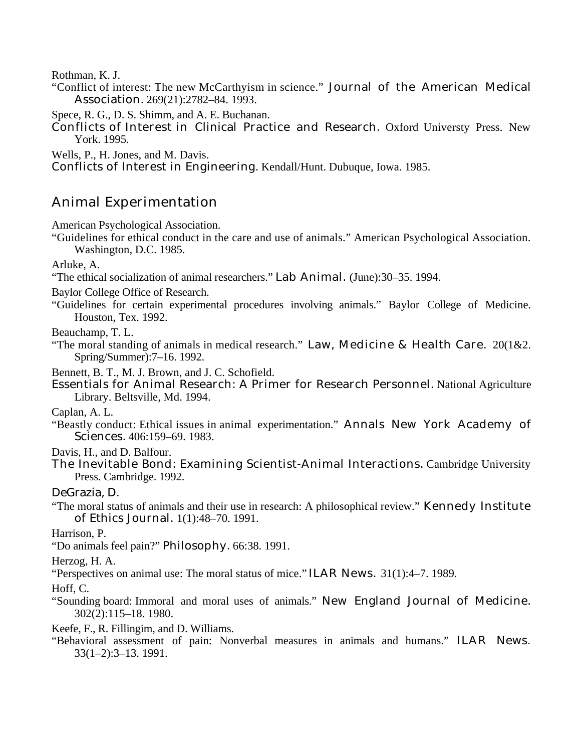Rothman, K. J.

"Conflict of interest: The new McCarthyism in science." *Journal of the American Medical Association*. 269(21):2782–84. 1993.

Spece, R. G., D. S. Shimm, and A. E. Buchanan.

*Conflicts of Interest in Clinical Practice and Research*. Oxford Universty Press. New York. 1995.

Wells, P., H. Jones, and M. Davis.

*Conflicts of Interest in Engineering*. Kendall/Hunt. Dubuque, Iowa. 1985.

## Animal Experimentation

American Psychological Association.

"Guidelines for ethical conduct in the care and use of animals." American Psychological Association. Washington, D.C. 1985.

Arluke, A.

"The ethical socialization of animal researchers." *Lab Animal*. (June):30–35. 1994.

Baylor College Office of Research.

"Guidelines for certain experimental procedures involving animals." Baylor College of Medicine. Houston, Tex. 1992.

Beauchamp, T. L.

"The moral standing of animals in medical research." *Law, Medicine & Health Care*. 20(1&2. Spring/Summer):7–16. 1992.

Bennett, B. T., M. J. Brown, and J. C. Schofield.

*Essentials for Animal Research: A Primer for Research Personnel*. National Agriculture Library. Beltsville, Md. 1994.

Caplan, A. L.

"Beastly conduct: Ethical issues in animal experimentation." *Annals New York Academy of Sciences*. 406:159–69. 1983.

Davis, H., and D. Balfour.

*The Inevitable Bond: Examining Scientist-Animal Interactions*. Cambridge University Press. Cambridge. 1992.

DeGrazia, D.

"The moral status of animals and their use in research: A philosophical review." *Kennedy Institute of Ethics Journal*. 1(1):48–70. 1991.

Harrison, P.

"Do animals feel pain?" *Philosophy*. 66:38. 1991.

Herzog, H. A.

"Perspectives on animal use: The moral status of mice." *ILAR News*. 31(1):4–7. 1989.

Hoff, C.

"Sounding board: Immoral and moral uses of animals." *New England Journal of Medicine*. 302(2):115–18. 1980.

Keefe, F., R. Fillingim, and D. Williams.

"Behavioral assessment of pain: Nonverbal measures in animals and humans." *ILAR News*. 33(1–2):3–13. 1991.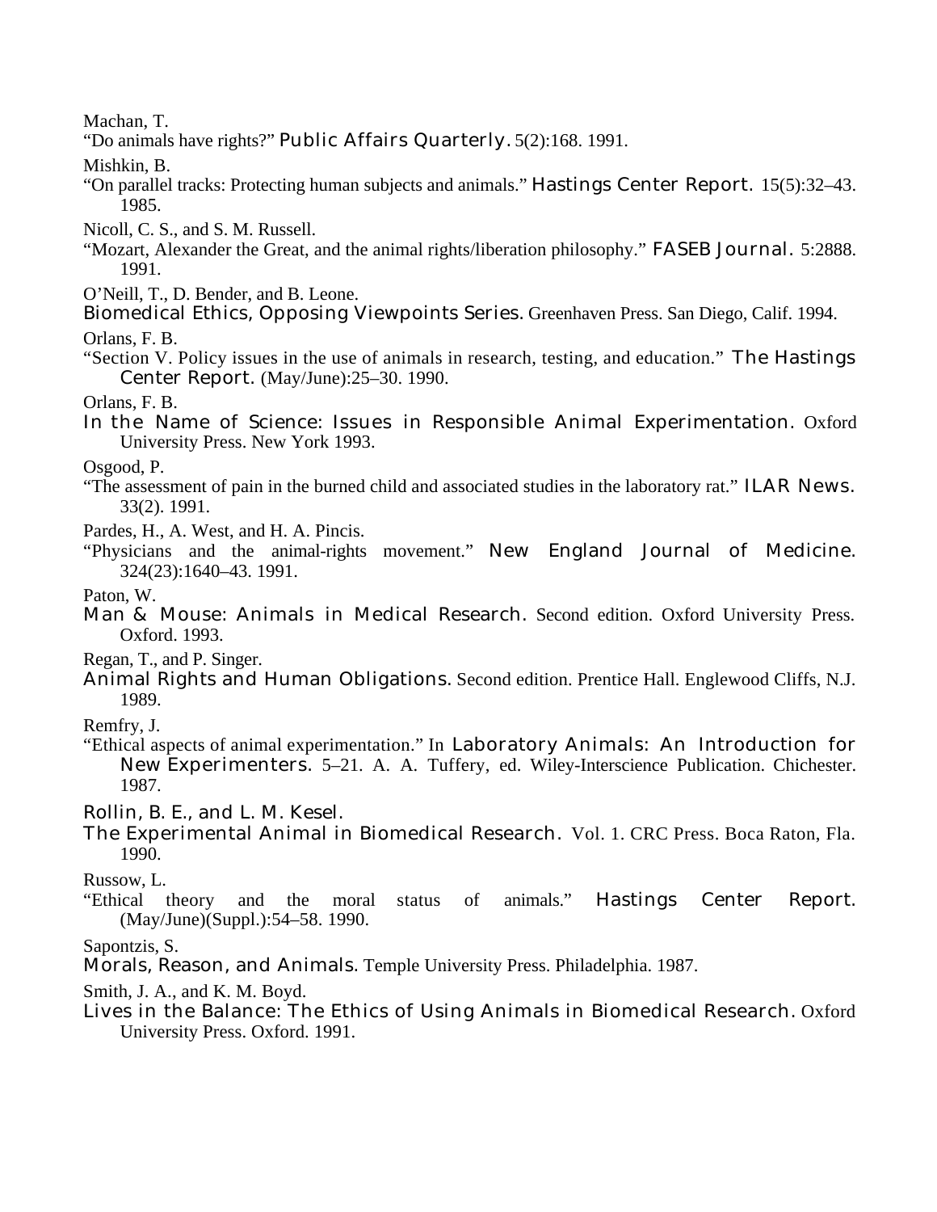Machan, T.
"Do animals have rights?" *Public Affairs Quarterly*. 5(2):168. 1991.

Mishkin, B.
"On parallel tracks: Protecting human subjects and animals." *Hastings Center Report*. 15(5):32–43. 1985.

Nicoll, C. S., and S. M. Russell.
"Mozart, Alexander the Great, and the animal rights/liberation philosophy." *FASEB Journal*. 5:2888. 1991.

O'Neill, T., D. Bender, and B. Leone.
*Biomedical Ethics, Opposing Viewpoints Series*. Greenhaven Press. San Diego, Calif. 1994.

Orlans, F. B.
"Section V. Policy issues in the use of animals in research, testing, and education." *The Hastings Center Report*. (May/June):25–30. 1990.

Orlans, F. B.
*In the Name of Science: Issues in Responsible Animal Experimentation*. Oxford University Press. New York 1993.

Osgood, P.
"The assessment of pain in the burned child and associated studies in the laboratory rat." *ILAR News*. 33(2). 1991.

Pardes, H., A. West, and H. A. Pincis.
"Physicians and the animal-rights movement." *New England Journal of Medicine*. 324(23):1640–43. 1991.

Paton, W.
*Man & Mouse: Animals in Medical Research*. Second edition. Oxford University Press. Oxford. 1993.

Regan, T., and P. Singer.
*Animal Rights and Human Obligations*. Second edition. Prentice Hall. Englewood Cliffs, N.J. 1989.

Remfry, J.
"Ethical aspects of animal experimentation." In *Laboratory Animals: An Introduction for New Experimenters*. 5–21. A. A. Tuffery, ed. Wiley-Interscience Publication. Chichester. 1987.

Rollin, B. E., and L. M. Kesel.
*The Experimental Animal in Biomedical Research*. Vol. 1. CRC Press. Boca Raton, Fla. 1990.

Russow, L.
"Ethical theory and the moral status of animals." *Hastings Center Report*. (May/June)(Suppl.):54–58. 1990.

Sapontzis, S.
*Morals, Reason, and Animals*. Temple University Press. Philadelphia. 1987.

Smith, J. A., and K. M. Boyd.
*Lives in the Balance: The Ethics of Using Animals in Biomedical Research*. Oxford University Press. Oxford. 1991.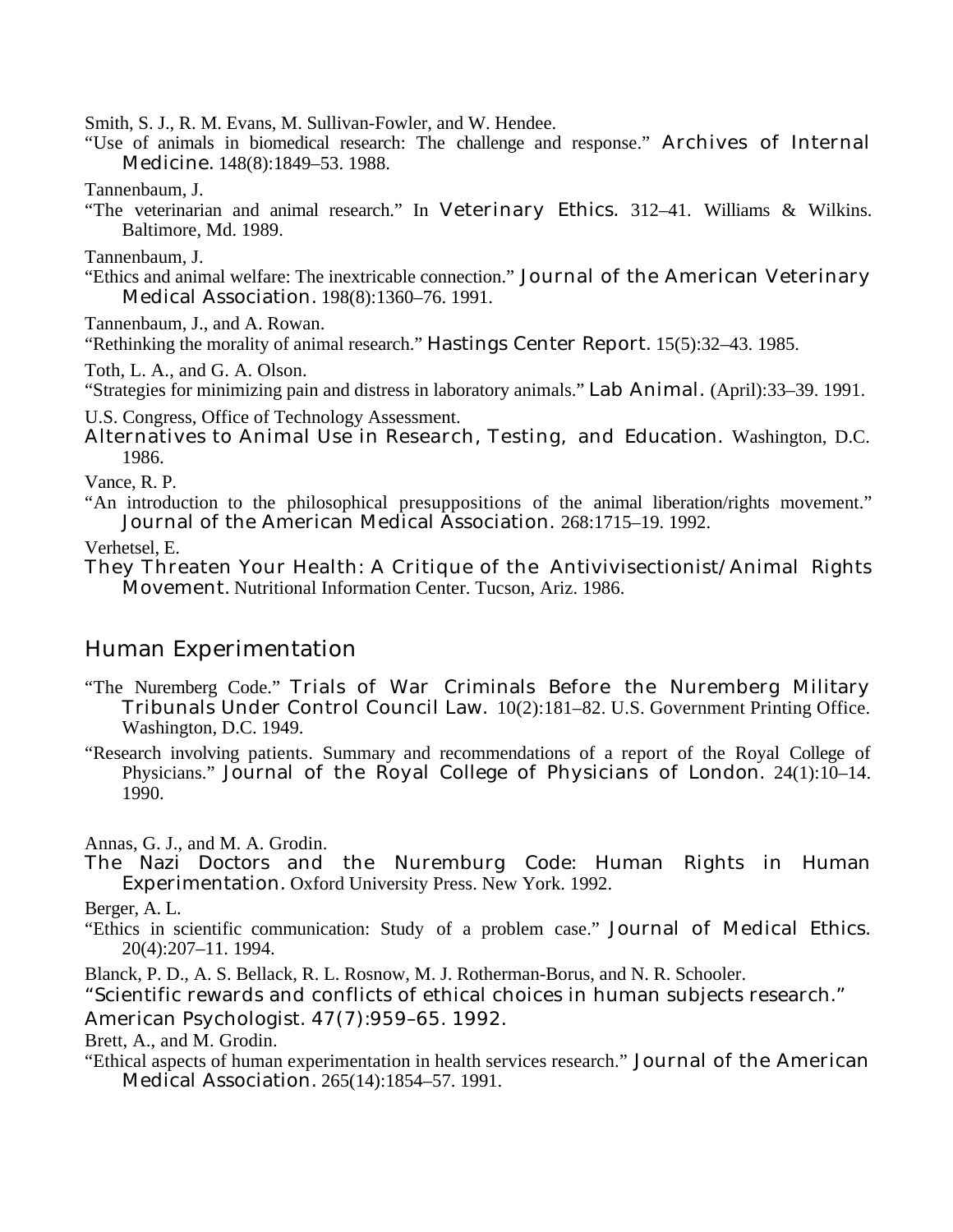Smith, S. J., R. M. Evans, M. Sullivan-Fowler, and W. Hendee.

"Use of animals in biomedical research: The challenge and response." *Archives of Internal Medicine.* 148(8):1849–53. 1988.

Tannenbaum, J.

"The veterinarian and animal research." In *Veterinary Ethics*. 312–41. Williams & Wilkins. Baltimore, Md. 1989.

Tannenbaum, J.

"Ethics and animal welfare: The inextricable connection." *Journal of the American Veterinary Medical Association.* 198(8):1360–76. 1991.

Tannenbaum, J., and A. Rowan.

"Rethinking the morality of animal research." *Hastings Center Report.* 15(5):32–43. 1985.

Toth, L. A., and G. A. Olson.

"Strategies for minimizing pain and distress in laboratory animals." *Lab Animal.* (April):33–39. 1991.

U.S. Congress, Office of Technology Assessment.

*Alternatives to Animal Use in Research, Testing, and Education.* Washington, D.C. 1986.

Vance, R. P.

"An introduction to the philosophical presuppositions of the animal liberation/rights movement." *Journal of the American Medical Association.* 268:1715–19. 1992.

Verhetsel, E.

*They Threaten Your Health: A Critique of the Antivivisectionist/Animal Rights Movement.* Nutritional Information Center. Tucson, Ariz. 1986.

## Human Experimentation

"The Nuremberg Code." *Trials of War Criminals Before the Nuremberg Military Tribunals Under Control Council Law.* 10(2):181–82. U.S. Government Printing Office. Washington, D.C. 1949.

"Research involving patients. Summary and recommendations of a report of the Royal College of Physicians." *Journal of the Royal College of Physicians of London.* 24(1):10–14. 1990.

Annas, G. J., and M. A. Grodin.

*The Nazi Doctors and the Nuremburg Code: Human Rights in Human Experimentation.* Oxford University Press. New York. 1992.

Berger, A. L.

"Ethics in scientific communication: Study of a problem case." *Journal of Medical Ethics.* 20(4):207–11. 1994.

Blanck, P. D., A. S. Bellack, R. L. Rosnow, M. J. Rotherman-Borus, and N. R. Schooler.

"Scientific rewards and conflicts of ethical choices in human subjects research." *American Psychologist.* 47(7):959–65. 1992.

Brett, A., and M. Grodin.

"Ethical aspects of human experimentation in health services research." *Journal of the American Medical Association.* 265(14):1854–57. 1991.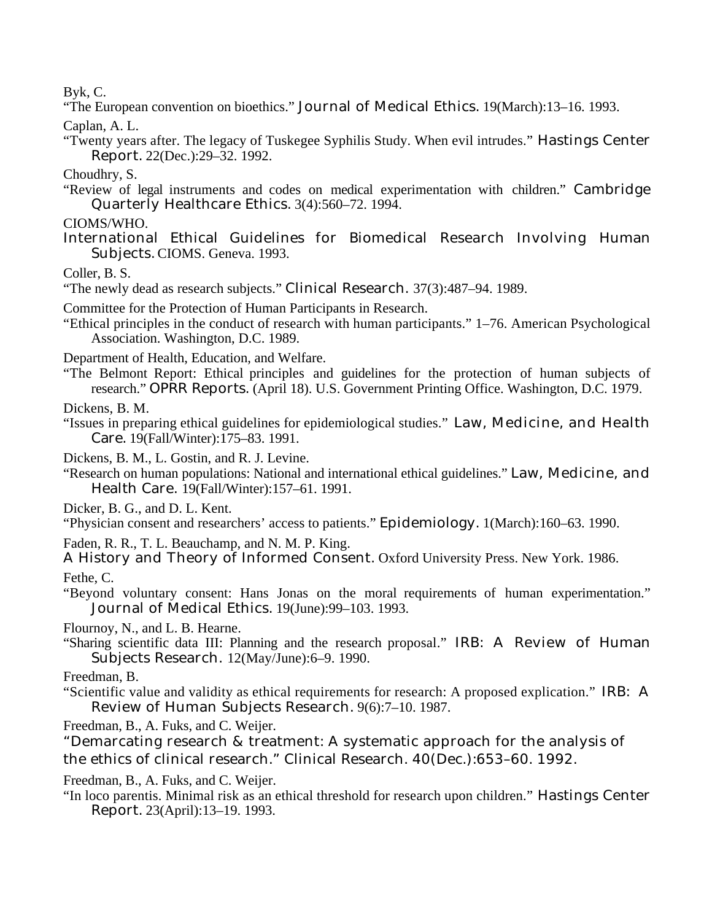Byk, C.

"The European convention on bioethics." *Journal of Medical Ethics*. 19(March):13–16. 1993.

Caplan, A. L.

"Twenty years after. The legacy of Tuskegee Syphilis Study. When evil intrudes." *Hastings Center Report*. 22(Dec.):29–32. 1992.

Choudhry, S.

"Review of legal instruments and codes on medical experimentation with children." *Cambridge Quarterly Healthcare Ethics*. 3(4):560–72. 1994.

CIOMS/WHO.

*International Ethical Guidelines for Biomedical Research Involving Human Subjects*. CIOMS. Geneva. 1993.

Coller, B. S.

"The newly dead as research subjects." *Clinical Research*. 37(3):487–94. 1989.

Committee for the Protection of Human Participants in Research.

"Ethical principles in the conduct of research with human participants." 1–76. American Psychological Association. Washington, D.C. 1989.

Department of Health, Education, and Welfare.

"The Belmont Report: Ethical principles and guidelines for the protection of human subjects of research." *OPRR Reports*. (April 18). U.S. Government Printing Office. Washington, D.C. 1979.

Dickens, B. M.

"Issues in preparing ethical guidelines for epidemiological studies." *Law, Medicine, and Health Care*. 19(Fall/Winter):175–83. 1991.

Dickens, B. M., L. Gostin, and R. J. Levine.

"Research on human populations: National and international ethical guidelines." *Law, Medicine, and Health Care*. 19(Fall/Winter):157–61. 1991.

Dicker, B. G., and D. L. Kent.

"Physician consent and researchers' access to patients." *Epidemiology*. 1(March):160–63. 1990.

Faden, R. R., T. L. Beauchamp, and N. M. P. King.

*A History and Theory of Informed Consent*. Oxford University Press. New York. 1986.

Fethe, C.

"Beyond voluntary consent: Hans Jonas on the moral requirements of human experimentation." *Journal of Medical Ethics*. 19(June):99–103. 1993.

Flournoy, N., and L. B. Hearne.

"Sharing scientific data III: Planning and the research proposal." *IRB: A Review of Human Subjects Research*. 12(May/June):6–9. 1990.

Freedman, B.

"Scientific value and validity as ethical requirements for research: A proposed explication." *IRB: A Review of Human Subjects Research*. 9(6):7–10. 1987.

Freedman, B., A. Fuks, and C. Weijer.

"Demarcating research & treatment: A systematic approach for the analysis of the ethics of clinical research." Clinical Research. 40(Dec.):653–60. 1992.

Freedman, B., A. Fuks, and C. Weijer.

"In loco parentis. Minimal risk as an ethical threshold for research upon children." *Hastings Center Report*. 23(April):13–19. 1993.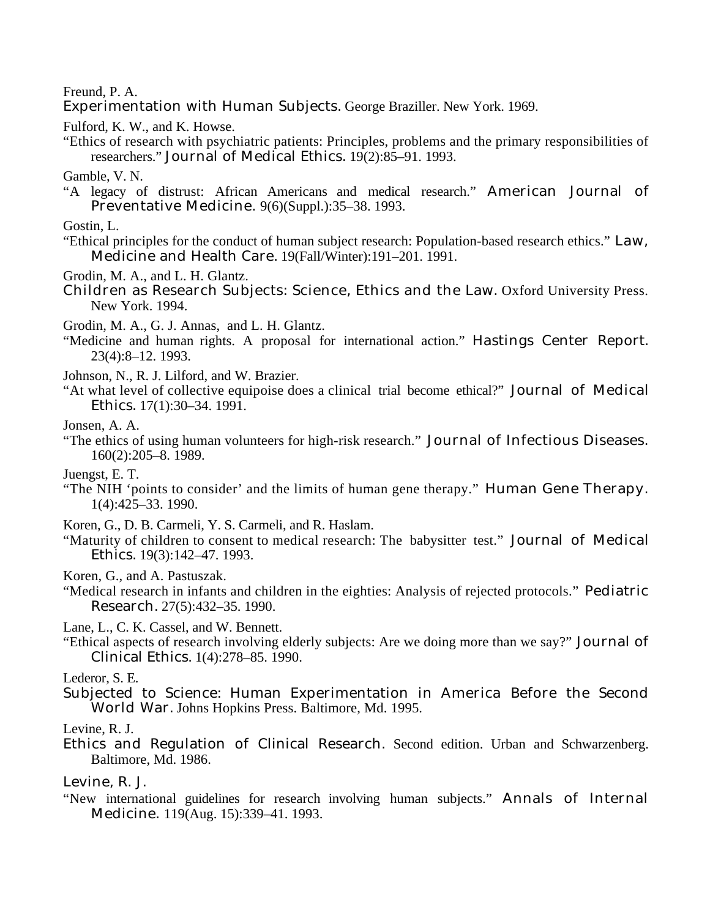Freund, P. A.
*Experimentation with Human Subjects.* George Braziller. New York. 1969.

Fulford, K. W., and K. Howse.
"Ethics of research with psychiatric patients: Principles, problems and the primary responsibilities of researchers." *Journal of Medical Ethics.* 19(2):85–91. 1993.

Gamble, V. N.
"A legacy of distrust: African Americans and medical research." *American Journal of Preventative Medicine.* 9(6)(Suppl.):35–38. 1993.

Gostin, L.
"Ethical principles for the conduct of human subject research: Population-based research ethics." *Law, Medicine and Health Care.* 19(Fall/Winter):191–201. 1991.

Grodin, M. A., and L. H. Glantz.
*Children as Research Subjects: Science, Ethics and the Law.* Oxford University Press. New York. 1994.

Grodin, M. A., G. J. Annas, and L. H. Glantz.
"Medicine and human rights. A proposal for international action." *Hastings Center Report.* 23(4):8–12. 1993.

Johnson, N., R. J. Lilford, and W. Brazier.
"At what level of collective equipoise does a clinical trial become ethical?" *Journal of Medical Ethics.* 17(1):30–34. 1991.

Jonsen, A. A.
"The ethics of using human volunteers for high-risk research." *Journal of Infectious Diseases.* 160(2):205–8. 1989.

Juengst, E. T.
"The NIH 'points to consider' and the limits of human gene therapy." *Human Gene Therapy.* 1(4):425–33. 1990.

Koren, G., D. B. Carmeli, Y. S. Carmeli, and R. Haslam.
"Maturity of children to consent to medical research: The babysitter test." *Journal of Medical Ethics.* 19(3):142–47. 1993.

Koren, G., and A. Pastuszak.
"Medical research in infants and children in the eighties: Analysis of rejected protocols." *Pediatric Research.* 27(5):432–35. 1990.

Lane, L., C. K. Cassel, and W. Bennett.
"Ethical aspects of research involving elderly subjects: Are we doing more than we say?" *Journal of Clinical Ethics.* 1(4):278–85. 1990.

Lederor, S. E.
*Subjected to Science: Human Experimentation in America Before the Second World War.* Johns Hopkins Press. Baltimore, Md. 1995.

Levine, R. J.
*Ethics and Regulation of Clinical Research.* Second edition. Urban and Schwarzenberg. Baltimore, Md. 1986.

Levine, R. J.
"New international guidelines for research involving human subjects." *Annals of Internal Medicine.* 119(Aug. 15):339–41. 1993.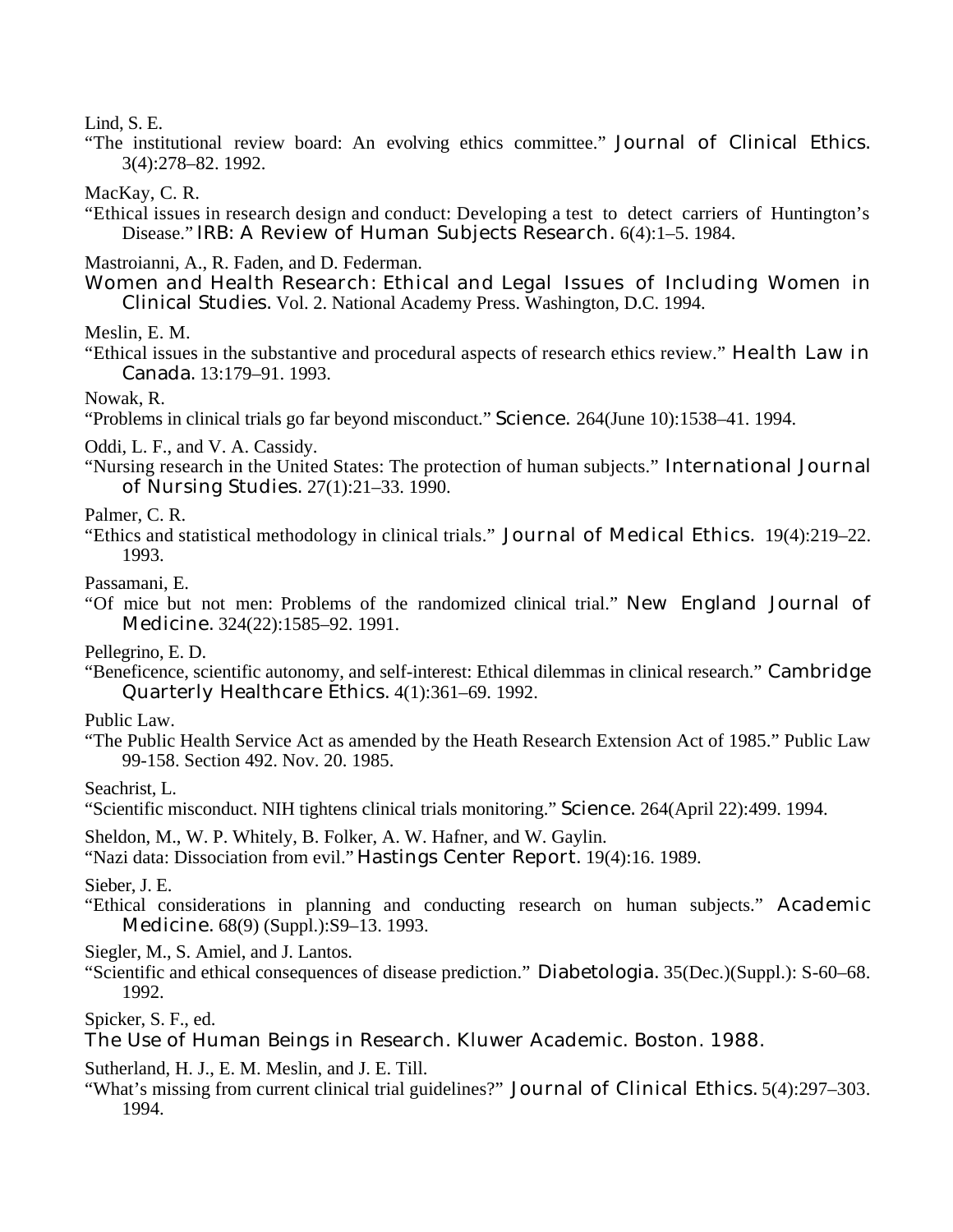Lind, S. E.

"The institutional review board: An evolving ethics committee." *Journal of Clinical Ethics*. 3(4):278–82. 1992.

MacKay, C. R.

"Ethical issues in research design and conduct: Developing a test to detect carriers of Huntington's Disease." *IRB: A Review of Human Subjects Research*. 6(4):1–5. 1984.

Mastroianni, A., R. Faden, and D. Federman.

*Women and Health Research: Ethical and Legal Issues of Including Women in Clinical Studies*. Vol. 2. National Academy Press. Washington, D.C. 1994.

Meslin, E. M.

"Ethical issues in the substantive and procedural aspects of research ethics review." *Health Law in Canada*. 13:179–91. 1993.

Nowak, R.

"Problems in clinical trials go far beyond misconduct." *Science*. 264(June 10):1538–41. 1994.

Oddi, L. F., and V. A. Cassidy.

"Nursing research in the United States: The protection of human subjects." *International Journal of Nursing Studies*. 27(1):21–33. 1990.

Palmer, C. R.

"Ethics and statistical methodology in clinical trials." *Journal of Medical Ethics*. 19(4):219–22. 1993.

Passamani, E.

"Of mice but not men: Problems of the randomized clinical trial." *New England Journal of Medicine*. 324(22):1585–92. 1991.

Pellegrino, E. D.

"Beneficence, scientific autonomy, and self-interest: Ethical dilemmas in clinical research." *Cambridge Quarterly Healthcare Ethics*. 4(1):361–69. 1992.

Public Law.

"The Public Health Service Act as amended by the Heath Research Extension Act of 1985." Public Law 99-158. Section 492. Nov. 20. 1985.

Seachrist, L.

"Scientific misconduct. NIH tightens clinical trials monitoring." *Science*. 264(April 22):499. 1994.

Sheldon, M., W. P. Whitely, B. Folker, A. W. Hafner, and W. Gaylin.

"Nazi data: Dissociation from evil." *Hastings Center Report*. 19(4):16. 1989.

Sieber, J. E.

"Ethical considerations in planning and conducting research on human subjects." *Academic Medicine*. 68(9) (Suppl.):S9–13. 1993.

Siegler, M., S. Amiel, and J. Lantos.

"Scientific and ethical consequences of disease prediction." *Diabetologia*. 35(Dec.)(Suppl.): S-60–68. 1992.

Spicker, S. F., ed.

*The Use of Human Beings in Research*. Kluwer Academic. Boston. 1988.

Sutherland, H. J., E. M. Meslin, and J. E. Till.

"What's missing from current clinical trial guidelines?" *Journal of Clinical Ethics*. 5(4):297–303. 1994.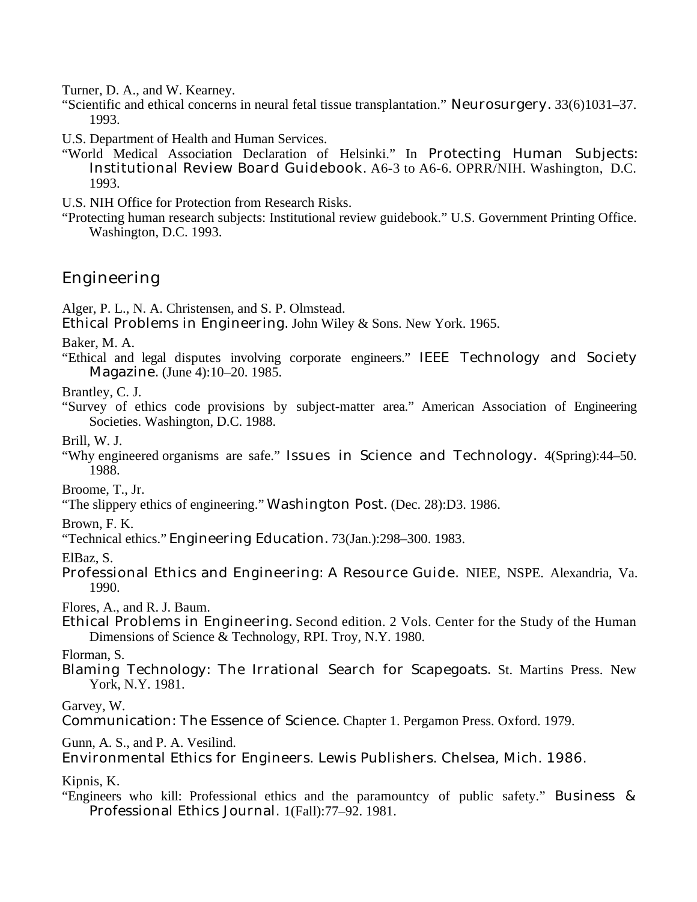Turner, D. A., and W. Kearney.

"Scientific and ethical concerns in neural fetal tissue transplantation." *Neurosurgery*. 33(6)1031–37. 1993.

U.S. Department of Health and Human Services.

"World Medical Association Declaration of Helsinki." In *Protecting Human Subjects: Institutional Review Board Guidebook*. A6-3 to A6-6. OPRR/NIH. Washington, D.C. 1993.

U.S. NIH Office for Protection from Research Risks.

"Protecting human research subjects: Institutional review guidebook." U.S. Government Printing Office. Washington, D.C. 1993.

## Engineering

Alger, P. L., N. A. Christensen, and S. P. Olmstead.

*Ethical Problems in Engineering*. John Wiley & Sons. New York. 1965.

Baker, M. A.

"Ethical and legal disputes involving corporate engineers." *IEEE Technology and Society Magazine*. (June 4):10–20. 1985.

Brantley, C. J.

"Survey of ethics code provisions by subject-matter area." American Association of Engineering Societies. Washington, D.C. 1988.

Brill, W. J.

"Why engineered organisms are safe." *Issues in Science and Technology*. 4(Spring):44–50. 1988.

Broome, T., Jr.

"The slippery ethics of engineering." *Washington Post*. (Dec. 28):D3. 1986.

Brown, F. K.

"Technical ethics." *Engineering Education*. 73(Jan.):298–300. 1983.

ElBaz, S.

*Professional Ethics and Engineering: A Resource Guide*. NIEE, NSPE. Alexandria, Va. 1990.

Flores, A., and R. J. Baum.

*Ethical Problems in Engineering*. Second edition. 2 Vols. Center for the Study of the Human Dimensions of Science & Technology, RPI. Troy, N.Y. 1980.

Florman, S.

*Blaming Technology: The Irrational Search for Scapegoats*. St. Martins Press. New York, N.Y. 1981.

Garvey, W.

*Communication: The Essence of Science*. Chapter 1. Pergamon Press. Oxford. 1979.

Gunn, A. S., and P. A. Vesilind.

*Environmental Ethics for Engineers*. Lewis Publishers. Chelsea, Mich. 1986.

Kipnis, K.

"Engineers who kill: Professional ethics and the paramountcy of public safety." *Business & Professional Ethics Journal*. 1(Fall):77–92. 1981.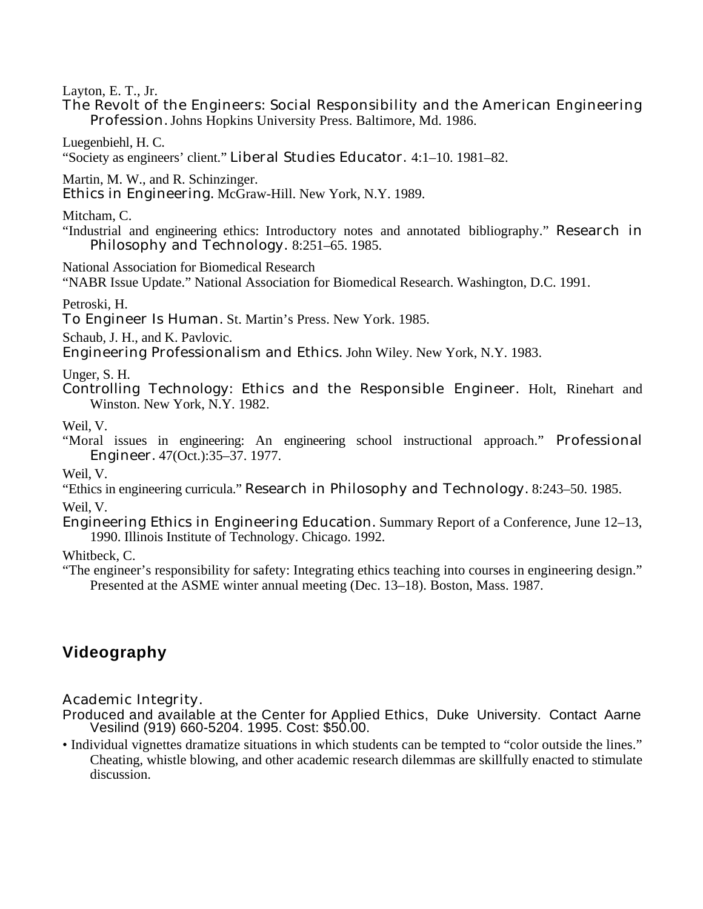Layton, E. T., Jr.

*The Revolt of the Engineers: Social Responsibility and the American Engineering Profession.* Johns Hopkins University Press. Baltimore, Md. 1986.

Luegenbiehl, H. C.

"Society as engineers' client." *Liberal Studies Educator.* 4:1–10. 1981–82.

Martin, M. W., and R. Schinzinger.

*Ethics in Engineering.* McGraw-Hill. New York, N.Y. 1989.

Mitcham, C.

"Industrial and engineering ethics: Introductory notes and annotated bibliography." *Research in Philosophy and Technology.* 8:251–65. 1985.

National Association for Biomedical Research

"NABR Issue Update." National Association for Biomedical Research. Washington, D.C. 1991.

Petroski, H.

*To Engineer Is Human.* St. Martin's Press. New York. 1985.

Schaub, J. H., and K. Pavlovic.

*Engineering Professionalism and Ethics.* John Wiley. New York, N.Y. 1983.

Unger, S. H.

*Controlling Technology: Ethics and the Responsible Engineer.* Holt, Rinehart and Winston. New York, N.Y. 1982.

Weil, V.

"Moral issues in engineering: An engineering school instructional approach." *Professional Engineer.* 47(Oct.):35–37. 1977.

Weil, V.

"Ethics in engineering curricula." *Research in Philosophy and Technology.* 8:243–50. 1985.

Weil, V.

*Engineering Ethics in Engineering Education.* Summary Report of a Conference, June 12–13, 1990. Illinois Institute of Technology. Chicago. 1992.

Whitbeck, C.

"The engineer's responsibility for safety: Integrating ethics teaching into courses in engineering design." Presented at the ASME winter annual meeting (Dec. 13–18). Boston, Mass. 1987.

## Videography

*Academic Integrity.*

Produced and available at the Center for Applied Ethics, Duke University. Contact Aarne Vesilind (919) 660-5204. 1995. Cost: $50.00.

- Individual vignettes dramatize situations in which students can be tempted to "color outside the lines." Cheating, whistle blowing, and other academic research dilemmas are skillfully enacted to stimulate discussion.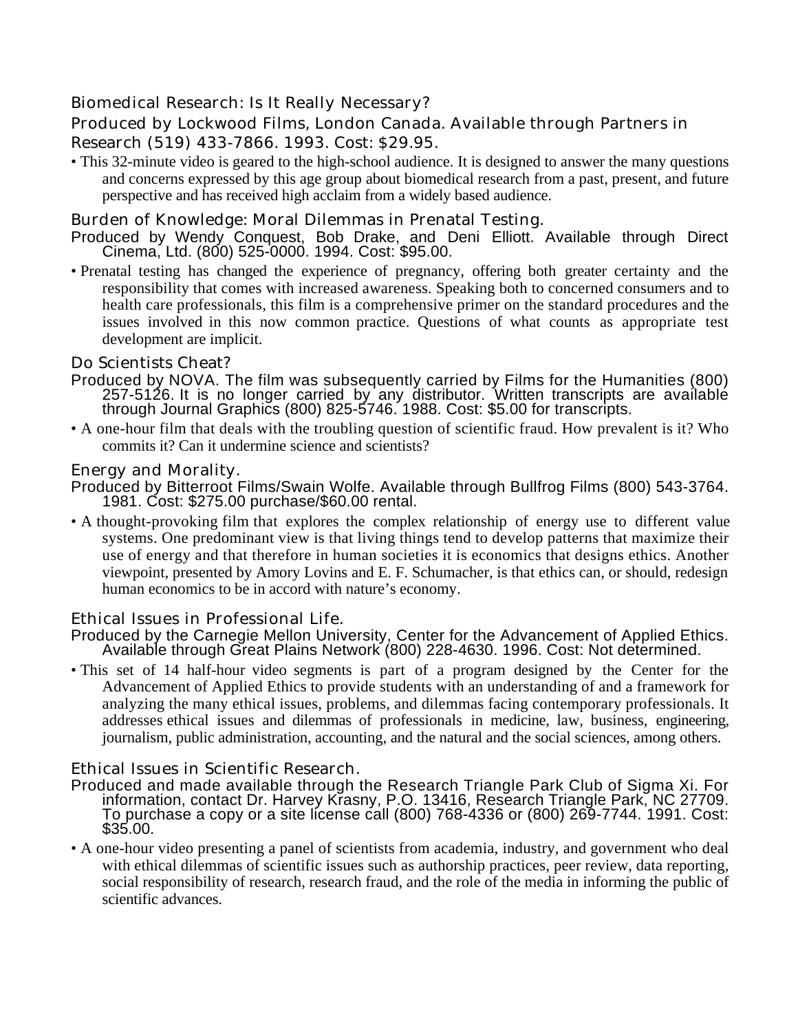### Biomedical Research: Is It Really Necessary?

Produced by Lockwood Films, London Canada. Available through Partners in Research (519) 433-7866. 1993. Cost: $29.95.

- This 32-minute video is geared to the high-school audience. It is designed to answer the many questions and concerns expressed by this age group about biomedical research from a past, present, and future perspective and has received high acclaim from a widely based audience.

### Burden of Knowledge: Moral Dilemmas in Prenatal Testing.

Produced by Wendy Conquest, Bob Drake, and Deni Elliott. Available through Direct Cinema, Ltd. (800) 525-0000. 1994. Cost: $95.00.

- Prenatal testing has changed the experience of pregnancy, offering both greater certainty and the responsibility that comes with increased awareness. Speaking both to concerned consumers and to health care professionals, this film is a comprehensive primer on the standard procedures and the issues involved in this now common practice. Questions of what counts as appropriate test development are implicit.

### Do Scientists Cheat?

Produced by NOVA. The film was subsequently carried by Films for the Humanities (800) 257-5126. It is no longer carried by any distributor. Written transcripts are available through Journal Graphics (800) 825-5746. 1988. Cost: $5.00 for transcripts.

- A one-hour film that deals with the troubling question of scientific fraud. How prevalent is it? Who commits it? Can it undermine science and scientists?

### Energy and Morality.

Produced by Bitterroot Films/Swain Wolfe. Available through Bullfrog Films (800) 543-3764. 1981. Cost: $275.00 purchase/$60.00 rental.

- A thought-provoking film that explores the complex relationship of energy use to different value systems. One predominant view is that living things tend to develop patterns that maximize their use of energy and that therefore in human societies it is economics that designs ethics. Another viewpoint, presented by Amory Lovins and E. F. Schumacher, is that ethics can, or should, redesign human economics to be in accord with nature's economy.

### Ethical Issues in Professional Life.

Produced by the Carnegie Mellon University, Center for the Advancement of Applied Ethics. Available through Great Plains Network (800) 228-4630. 1996. Cost: Not determined.

- This set of 14 half-hour video segments is part of a program designed by the Center for the Advancement of Applied Ethics to provide students with an understanding of and a framework for analyzing the many ethical issues, problems, and dilemmas facing contemporary professionals. It addresses ethical issues and dilemmas of professionals in medicine, law, business, engineering, journalism, public administration, accounting, and the natural and the social sciences, among others.

### Ethical Issues in Scientific Research.

Produced and made available through the Research Triangle Park Club of Sigma Xi. For information, contact Dr. Harvey Krasny, P.O. 13416, Research Triangle Park, NC 27709. To purchase a copy or a site license call (800) 768-4336 or (800) 269-7744. 1991. Cost: $35.00.

- A one-hour video presenting a panel of scientists from academia, industry, and government who deal with ethical dilemmas of scientific issues such as authorship practices, peer review, data reporting, social responsibility of research, research fraud, and the role of the media in informing the public of scientific advances.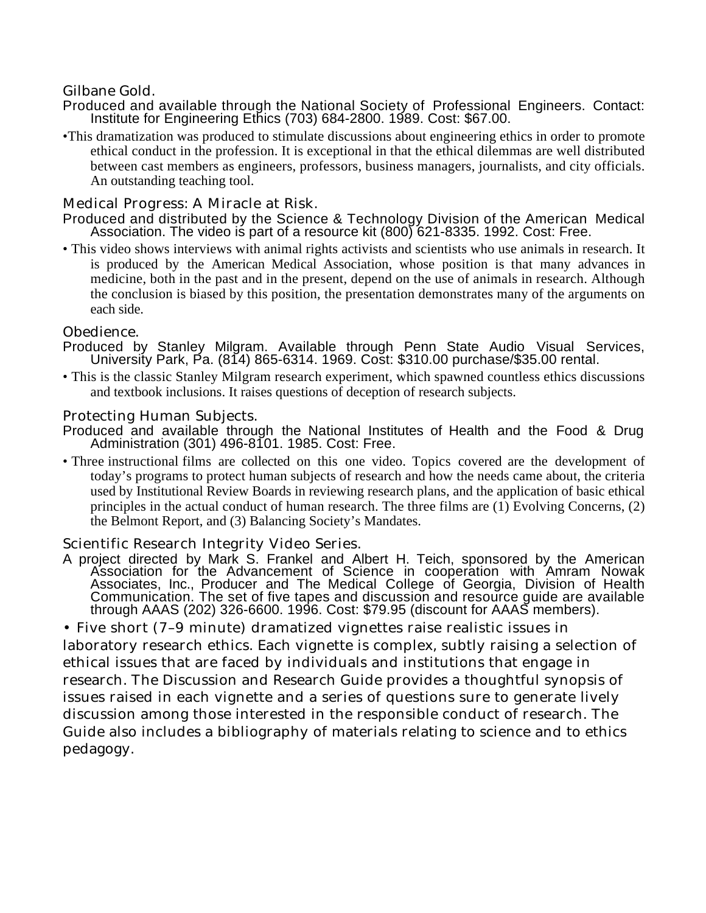**Gilbane Gold.**

Produced and available through the National Society of Professional Engineers. Contact: Institute for Engineering Ethics (703) 684-2800. 1989. Cost: $67.00.

•This dramatization was produced to stimulate discussions about engineering ethics in order to promote ethical conduct in the profession. It is exceptional in that the ethical dilemmas are well distributed between cast members as engineers, professors, business managers, journalists, and city officials. An outstanding teaching tool.

**Medical Progress: A Miracle at Risk.**

Produced and distributed by the Science & Technology Division of the American Medical Association. The video is part of a resource kit (800) 621-8335. 1992. Cost: Free.

• This video shows interviews with animal rights activists and scientists who use animals in research. It is produced by the American Medical Association, whose position is that many advances in medicine, both in the past and in the present, depend on the use of animals in research. Although the conclusion is biased by this position, the presentation demonstrates many of the arguments on each side.

**Obedience.**

Produced by Stanley Milgram. Available through Penn State Audio Visual Services, University Park, Pa. (814) 865-6314. 1969. Cost: $310.00 purchase/$35.00 rental.

• This is the classic Stanley Milgram research experiment, which spawned countless ethics discussions and textbook inclusions. It raises questions of deception of research subjects.

**Protecting Human Subjects.**

Produced and available through the National Institutes of Health and the Food & Drug Administration (301) 496-8101. 1985. Cost: Free.

• Three instructional films are collected on this one video. Topics covered are the development of today's programs to protect human subjects of research and how the needs came about, the criteria used by Institutional Review Boards in reviewing research plans, and the application of basic ethical principles in the actual conduct of human research. The three films are (1) Evolving Concerns, (2) the Belmont Report, and (3) Balancing Society's Mandates.

**Scientific Research Integrity Video Series.**

A project directed by Mark S. Frankel and Albert H. Teich, sponsored by the American Association for the Advancement of Science in cooperation with Amram Nowak Associates, Inc., Producer and The Medical College of Georgia, Division of Health Communication. The set of five tapes and discussion and resource guide are available through AAAS (202) 326-6600. 1996. Cost: $79.95 (discount for AAAS members).

• Five short (7–9 minute) dramatized vignettes raise realistic issues in laboratory research ethics. Each vignette is complex, subtly raising a selection of ethical issues that are faced by individuals and institutions that engage in research. The Discussion and Research Guide provides a thoughtful synopsis of issues raised in each vignette and a series of questions sure to generate lively discussion among those interested in the responsible conduct of research. The Guide also includes a bibliography of materials relating to science and to ethics pedagogy.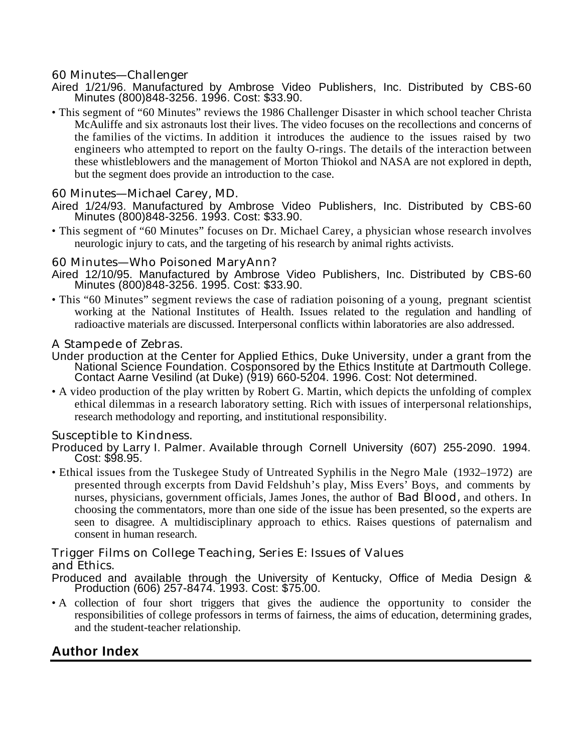### 60 Minutes—Challenger

Aired 1/21/96. Manufactured by Ambrose Video Publishers, Inc. Distributed by CBS-60 Minutes (800)848-3256. 1996. Cost: $33.90.

- This segment of "60 Minutes" reviews the 1986 Challenger Disaster in which school teacher Christa McAuliffe and six astronauts lost their lives. The video focuses on the recollections and concerns of the families of the victims. In addition it introduces the audience to the issues raised by two engineers who attempted to report on the faulty O-rings. The details of the interaction between these whistleblowers and the management of Morton Thiokol and NASA are not explored in depth, but the segment does provide an introduction to the case.

### 60 Minutes—Michael Carey, MD.

Aired 1/24/93. Manufactured by Ambrose Video Publishers, Inc. Distributed by CBS-60 Minutes (800)848-3256. 1993. Cost: $33.90.

- This segment of "60 Minutes" focuses on Dr. Michael Carey, a physician whose research involves neurologic injury to cats, and the targeting of his research by animal rights activists.

### 60 Minutes—Who Poisoned MaryAnn?

Aired 12/10/95. Manufactured by Ambrose Video Publishers, Inc. Distributed by CBS-60 Minutes (800)848-3256. 1995. Cost: $33.90.

- This "60 Minutes" segment reviews the case of radiation poisoning of a young, pregnant scientist working at the National Institutes of Health. Issues related to the regulation and handling of radioactive materials are discussed. Interpersonal conflicts within laboratories are also addressed.

### A Stampede of Zebras.

Under production at the Center for Applied Ethics, Duke University, under a grant from the National Science Foundation. Cosponsored by the Ethics Institute at Dartmouth College. Contact Aarne Vesilind (at Duke) (919) 660-5204. 1996. Cost: Not determined.

- A video production of the play written by Robert G. Martin, which depicts the unfolding of complex ethical dilemmas in a research laboratory setting. Rich with issues of interpersonal relationships, research methodology and reporting, and institutional responsibility.

### Susceptible to Kindness.

Produced by Larry I. Palmer. Available through Cornell University (607) 255-2090. 1994. Cost: $98.95.

- Ethical issues from the Tuskegee Study of Untreated Syphilis in the Negro Male (1932–1972) are presented through excerpts from David Feldshuh's play, Miss Evers' Boys, and comments by nurses, physicians, government officials, James Jones, the author of *Bad Blood,* and others. In choosing the commentators, more than one side of the issue has been presented, so the experts are seen to disagree. A multidisciplinary approach to ethics. Raises questions of paternalism and consent in human research.

### Trigger Films on College Teaching, Series E: Issues of Values and Ethics.

Produced and available through the University of Kentucky, Office of Media Design & Production (606) 257-8474. 1993. Cost: $75.00.

- A collection of four short triggers that gives the audience the opportunity to consider the responsibilities of college professors in terms of fairness, the aims of education, determining grades, and the student-teacher relationship.

## Author Index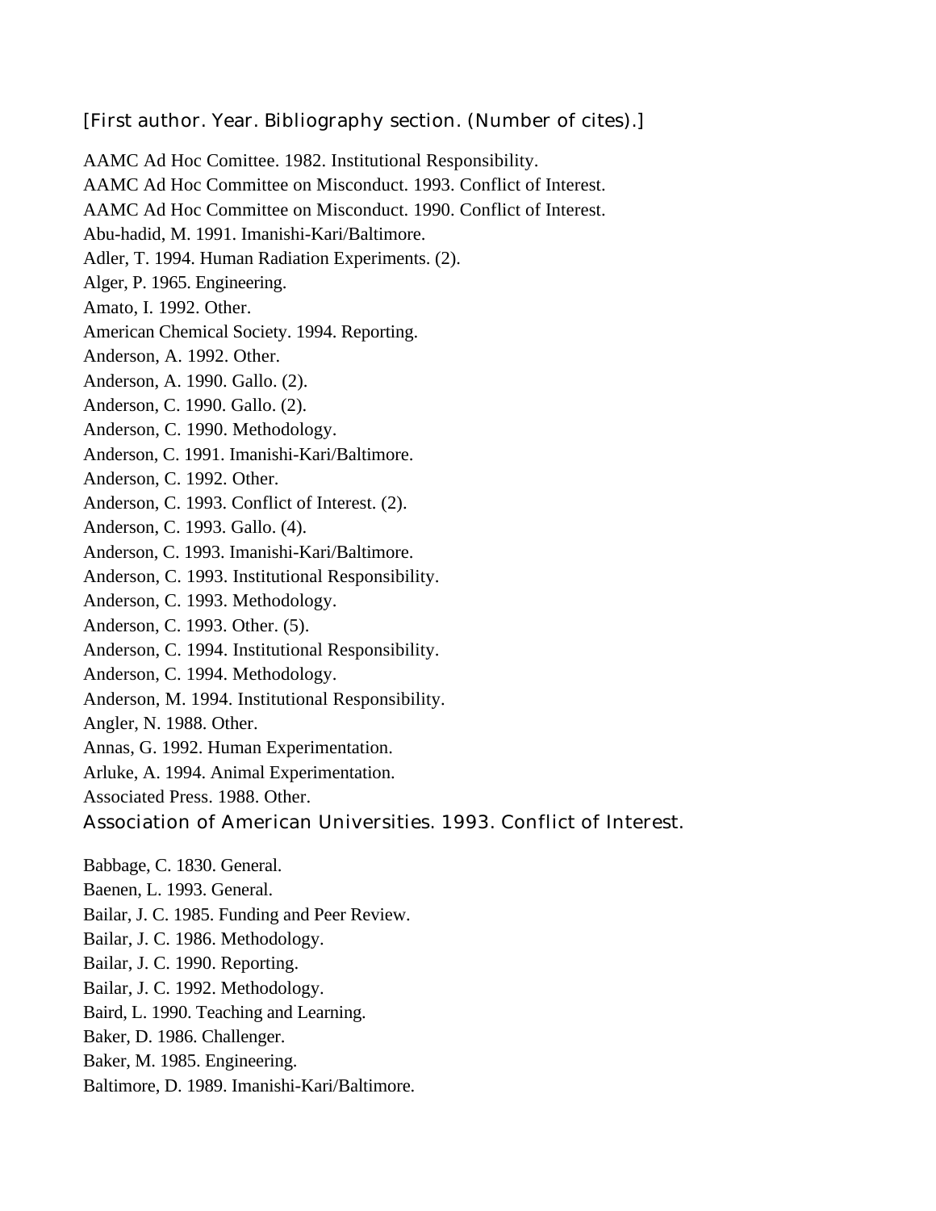[First author. Year. Bibliography section. (Number of cites).]

AAMC Ad Hoc Comittee. 1982. Institutional Responsibility.
AAMC Ad Hoc Committee on Misconduct. 1993. Conflict of Interest.
AAMC Ad Hoc Committee on Misconduct. 1990. Conflict of Interest.
Abu-hadid, M. 1991. Imanishi-Kari/Baltimore.
Adler, T. 1994. Human Radiation Experiments. (2).
Alger, P. 1965. Engineering.
Amato, I. 1992. Other.
American Chemical Society. 1994. Reporting.
Anderson, A. 1992. Other.
Anderson, A. 1990. Gallo. (2).
Anderson, C. 1990. Gallo. (2).
Anderson, C. 1990. Methodology.
Anderson, C. 1991. Imanishi-Kari/Baltimore.
Anderson, C. 1992. Other.
Anderson, C. 1993. Conflict of Interest. (2).
Anderson, C. 1993. Gallo. (4).
Anderson, C. 1993. Imanishi-Kari/Baltimore.
Anderson, C. 1993. Institutional Responsibility.
Anderson, C. 1993. Methodology.
Anderson, C. 1993. Other. (5).
Anderson, C. 1994. Institutional Responsibility.
Anderson, C. 1994. Methodology.
Anderson, M. 1994. Institutional Responsibility.
Angler, N. 1988. Other.
Annas, G. 1992. Human Experimentation.
Arluke, A. 1994. Animal Experimentation.
Associated Press. 1988. Other.
Association of American Universities. 1993. Conflict of Interest.

Babbage, C. 1830. General.
Baenen, L. 1993. General.
Bailar, J. C. 1985. Funding and Peer Review.
Bailar, J. C. 1986. Methodology.
Bailar, J. C. 1990. Reporting.
Bailar, J. C. 1992. Methodology.
Baird, L. 1990. Teaching and Learning.
Baker, D. 1986. Challenger.
Baker, M. 1985. Engineering.
Baltimore, D. 1989. Imanishi-Kari/Baltimore.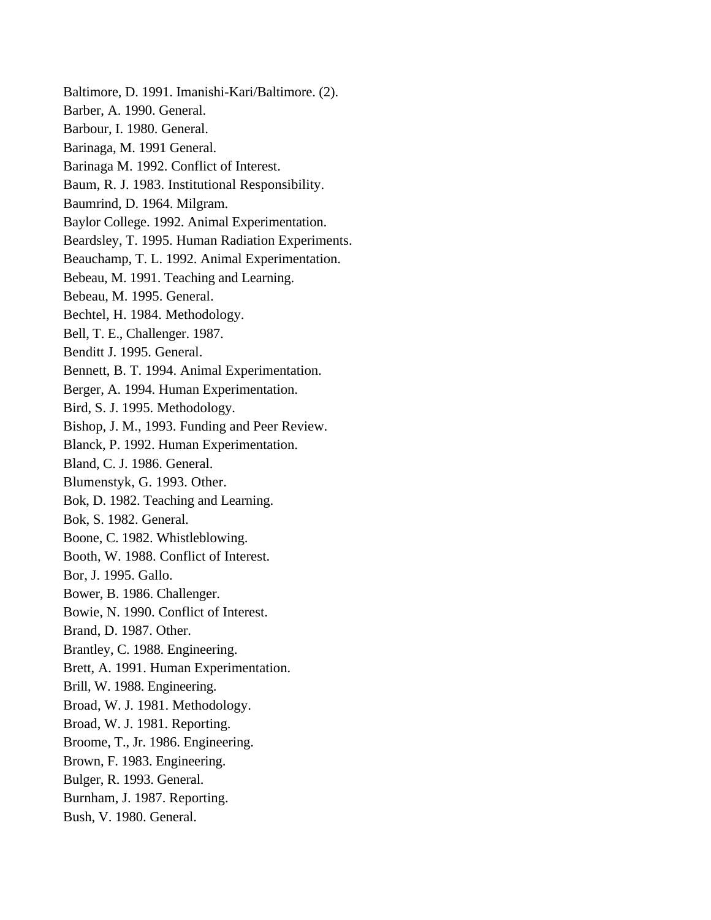Baltimore, D. 1991. Imanishi-Kari/Baltimore. (2).

Barber, A. 1990. General.

Barbour, I. 1980. General.

Barinaga, M. 1991 General.

Barinaga M. 1992. Conflict of Interest.

Baum, R. J. 1983. Institutional Responsibility.

Baumrind, D. 1964. Milgram.

Baylor College. 1992. Animal Experimentation.

Beardsley, T. 1995. Human Radiation Experiments.

Beauchamp, T. L. 1992. Animal Experimentation.

Bebeau, M. 1991. Teaching and Learning.

Bebeau, M. 1995. General.

Bechtel, H. 1984. Methodology.

Bell, T. E., Challenger. 1987.

Benditt J. 1995. General.

Bennett, B. T. 1994. Animal Experimentation.

Berger, A. 1994. Human Experimentation.

Bird, S. J. 1995. Methodology.

Bishop, J. M., 1993. Funding and Peer Review.

Blanck, P. 1992. Human Experimentation.

Bland, C. J. 1986. General.

Blumenstyk, G. 1993. Other.

Bok, D. 1982. Teaching and Learning.

Bok, S. 1982. General.

Boone, C. 1982. Whistleblowing.

Booth, W. 1988. Conflict of Interest.

Bor, J. 1995. Gallo.

Bower, B. 1986. Challenger.

Bowie, N. 1990. Conflict of Interest.

Brand, D. 1987. Other.

Brantley, C. 1988. Engineering.

Brett, A. 1991. Human Experimentation.

Brill, W. 1988. Engineering.

Broad, W. J. 1981. Methodology.

Broad, W. J. 1981. Reporting.

Broome, T., Jr. 1986. Engineering.

Brown, F. 1983. Engineering.

Bulger, R. 1993. General.

Burnham, J. 1987. Reporting.

Bush, V. 1980. General.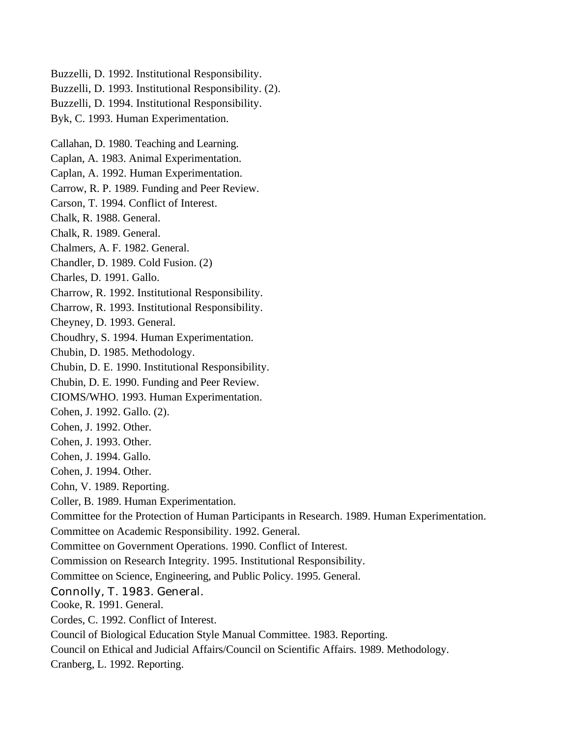Buzzelli, D. 1992. Institutional Responsibility.

Buzzelli, D. 1993. Institutional Responsibility. (2).

Buzzelli, D. 1994. Institutional Responsibility.

Byk, C. 1993. Human Experimentation.

Callahan, D. 1980. Teaching and Learning.

Caplan, A. 1983. Animal Experimentation.

Caplan, A. 1992. Human Experimentation.

Carrow, R. P. 1989. Funding and Peer Review.

Carson, T. 1994. Conflict of Interest.

Chalk, R. 1988. General.

Chalk, R. 1989. General.

Chalmers, A. F. 1982. General.

Chandler, D. 1989. Cold Fusion. (2)

Charles, D. 1991. Gallo.

Charrow, R. 1992. Institutional Responsibility.

Charrow, R. 1993. Institutional Responsibility.

Cheyney, D. 1993. General.

Choudhry, S. 1994. Human Experimentation.

Chubin, D. 1985. Methodology.

Chubin, D. E. 1990. Institutional Responsibility.

Chubin, D. E. 1990. Funding and Peer Review.

CIOMS/WHO. 1993. Human Experimentation.

Cohen, J. 1992. Gallo. (2).

Cohen, J. 1992. Other.

Cohen, J. 1993. Other.

Cohen, J. 1994. Gallo.

Cohen, J. 1994. Other.

Cohn, V. 1989. Reporting.

Coller, B. 1989. Human Experimentation.

Committee for the Protection of Human Participants in Research. 1989. Human Experimentation.

Committee on Academic Responsibility. 1992. General.

Committee on Government Operations. 1990. Conflict of Interest.

Commission on Research Integrity. 1995. Institutional Responsibility.

Committee on Science, Engineering, and Public Policy. 1995. General.

Connolly, T. 1983. General.

Cooke, R. 1991. General.

Cordes, C. 1992. Conflict of Interest.

Council of Biological Education Style Manual Committee. 1983. Reporting.

Council on Ethical and Judicial Affairs/Council on Scientific Affairs. 1989. Methodology.

Cranberg, L. 1992. Reporting.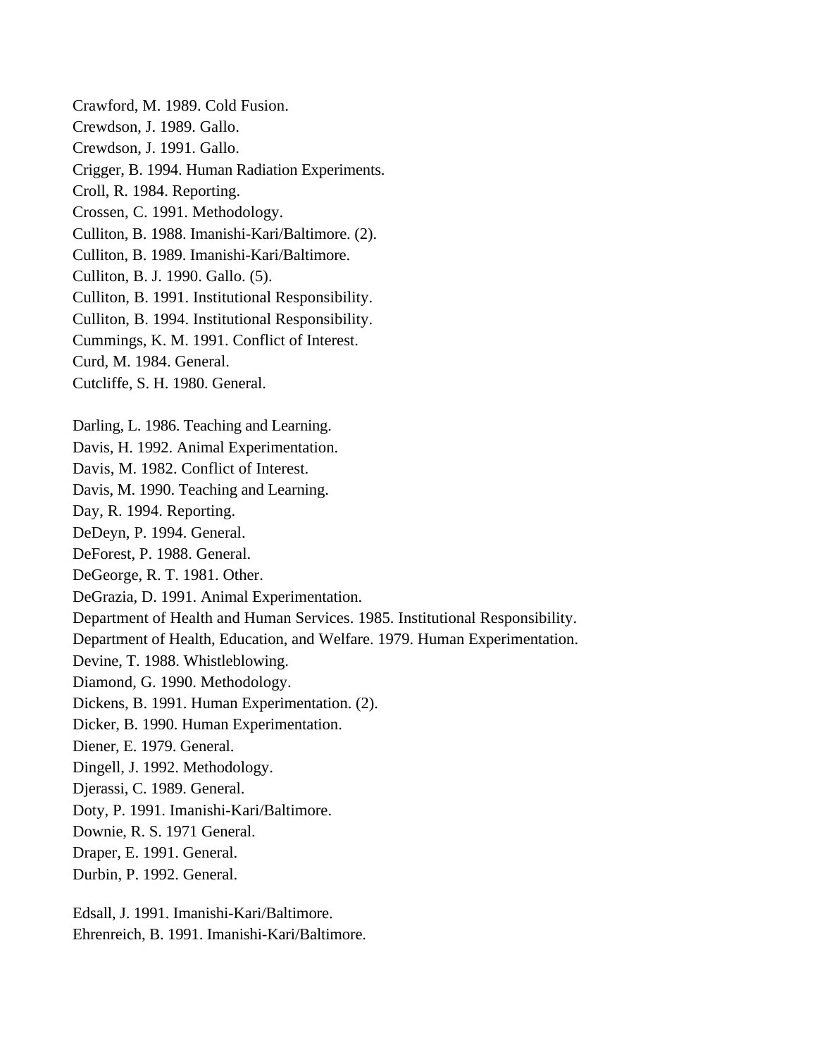Crawford, M. 1989. Cold Fusion.
Crewdson, J. 1989. Gallo.
Crewdson, J. 1991. Gallo.
Crigger, B. 1994. Human Radiation Experiments.
Croll, R. 1984. Reporting.
Crossen, C. 1991. Methodology.
Culliton, B. 1988. Imanishi-Kari/Baltimore. (2).
Culliton, B. 1989. Imanishi-Kari/Baltimore.
Culliton, B. J. 1990. Gallo. (5).
Culliton, B. 1991. Institutional Responsibility.
Culliton, B. 1994. Institutional Responsibility.
Cummings, K. M. 1991. Conflict of Interest.
Curd, M. 1984. General.
Cutcliffe, S. H. 1980. General.

Darling, L. 1986. Teaching and Learning.
Davis, H. 1992. Animal Experimentation.
Davis, M. 1982. Conflict of Interest.
Davis, M. 1990. Teaching and Learning.
Day, R. 1994. Reporting.
DeDeyn, P. 1994. General.
DeForest, P. 1988. General.
DeGeorge, R. T. 1981. Other.
DeGrazia, D. 1991. Animal Experimentation.
Department of Health and Human Services. 1985. Institutional Responsibility.
Department of Health, Education, and Welfare. 1979. Human Experimentation.
Devine, T. 1988. Whistleblowing.
Diamond, G. 1990. Methodology.
Dickens, B. 1991. Human Experimentation. (2).
Dicker, B. 1990. Human Experimentation.
Diener, E. 1979. General.
Dingell, J. 1992. Methodology.
Djerassi, C. 1989. General.
Doty, P. 1991. Imanishi-Kari/Baltimore.
Downie, R. S. 1971 General.
Draper, E. 1991. General.
Durbin, P. 1992. General.

Edsall, J. 1991. Imanishi-Kari/Baltimore.
Ehrenreich, B. 1991. Imanishi-Kari/Baltimore.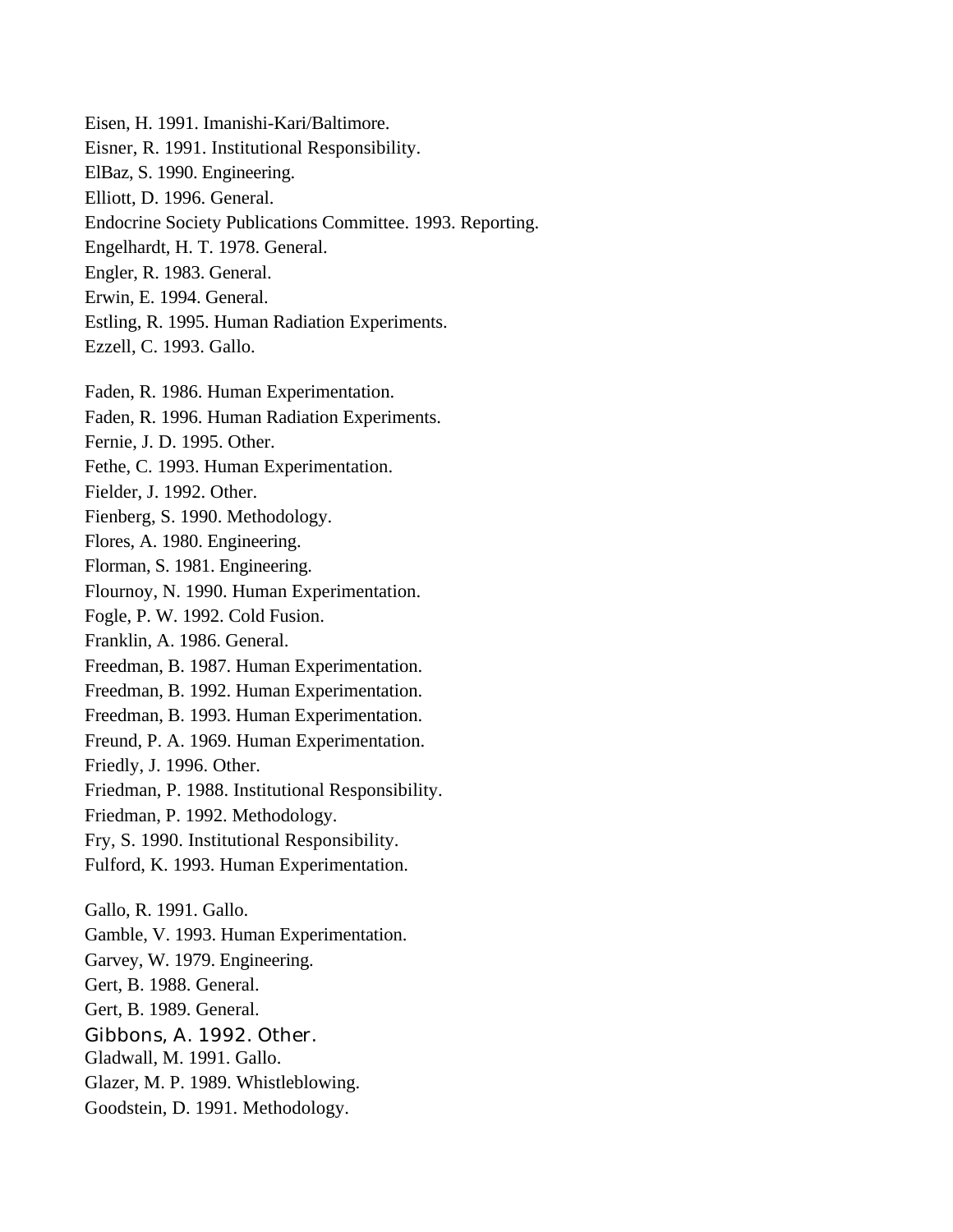Eisen, H. 1991. Imanishi-Kari/Baltimore.
Eisner, R. 1991. Institutional Responsibility.
ElBaz, S. 1990. Engineering.
Elliott, D. 1996. General.
Endocrine Society Publications Committee. 1993. Reporting.
Engelhardt, H. T. 1978. General.
Engler, R. 1983. General.
Erwin, E. 1994. General.
Estling, R. 1995. Human Radiation Experiments.
Ezzell, C. 1993. Gallo.

Faden, R. 1986. Human Experimentation.
Faden, R. 1996. Human Radiation Experiments.
Fernie, J. D. 1995. Other.
Fethe, C. 1993. Human Experimentation.
Fielder, J. 1992. Other.
Fienberg, S. 1990. Methodology.
Flores, A. 1980. Engineering.
Florman, S. 1981. Engineering.
Flournoy, N. 1990. Human Experimentation.
Fogle, P. W. 1992. Cold Fusion.
Franklin, A. 1986. General.
Freedman, B. 1987. Human Experimentation.
Freedman, B. 1992. Human Experimentation.
Freedman, B. 1993. Human Experimentation.
Freund, P. A. 1969. Human Experimentation.
Friedly, J. 1996. Other.
Friedman, P. 1988. Institutional Responsibility.
Friedman, P. 1992. Methodology.
Fry, S. 1990. Institutional Responsibility.
Fulford, K. 1993. Human Experimentation.

Gallo, R. 1991. Gallo.
Gamble, V. 1993. Human Experimentation.
Garvey, W. 1979. Engineering.
Gert, B. 1988. General.
Gert, B. 1989. General.
Gibbons, A. 1992. Other.
Gladwall, M. 1991. Gallo.
Glazer, M. P. 1989. Whistleblowing.
Goodstein, D. 1991. Methodology.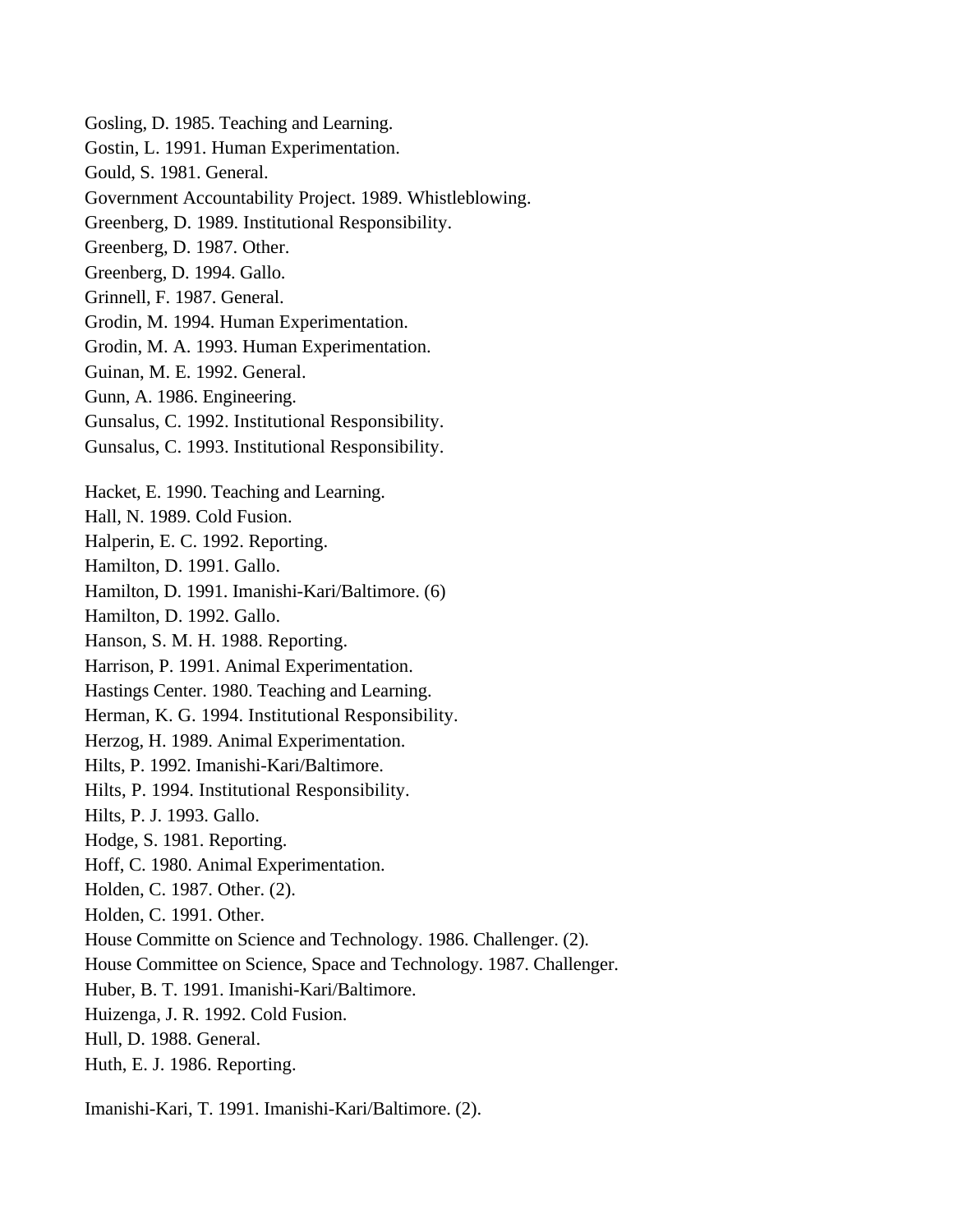Gosling, D. 1985. Teaching and Learning.

Gostin, L. 1991. Human Experimentation.

Gould, S. 1981. General.

Government Accountability Project. 1989. Whistleblowing.

Greenberg, D. 1989. Institutional Responsibility.

Greenberg, D. 1987. Other.

Greenberg, D. 1994. Gallo.

Grinnell, F. 1987. General.

Grodin, M. 1994. Human Experimentation.

Grodin, M. A. 1993. Human Experimentation.

Guinan, M. E. 1992. General.

Gunn, A. 1986. Engineering.

Gunsalus, C. 1992. Institutional Responsibility.

Gunsalus, C. 1993. Institutional Responsibility.

Hacket, E. 1990. Teaching and Learning.

Hall, N. 1989. Cold Fusion.

Halperin, E. C. 1992. Reporting.

Hamilton, D. 1991. Gallo.

Hamilton, D. 1991. Imanishi-Kari/Baltimore. (6)

Hamilton, D. 1992. Gallo.

Hanson, S. M. H. 1988. Reporting.

Harrison, P. 1991. Animal Experimentation.

Hastings Center. 1980. Teaching and Learning.

Herman, K. G. 1994. Institutional Responsibility.

Herzog, H. 1989. Animal Experimentation.

Hilts, P. 1992. Imanishi-Kari/Baltimore.

Hilts, P. 1994. Institutional Responsibility.

Hilts, P. J. 1993. Gallo.

Hodge, S. 1981. Reporting.

Hoff, C. 1980. Animal Experimentation.

Holden, C. 1987. Other. (2).

Holden, C. 1991. Other.

House Committe on Science and Technology. 1986. Challenger. (2).

House Committee on Science, Space and Technology. 1987. Challenger.

Huber, B. T. 1991. Imanishi-Kari/Baltimore.

Huizenga, J. R. 1992. Cold Fusion.

Hull, D. 1988. General.

Huth, E. J. 1986. Reporting.

Imanishi-Kari, T. 1991. Imanishi-Kari/Baltimore. (2).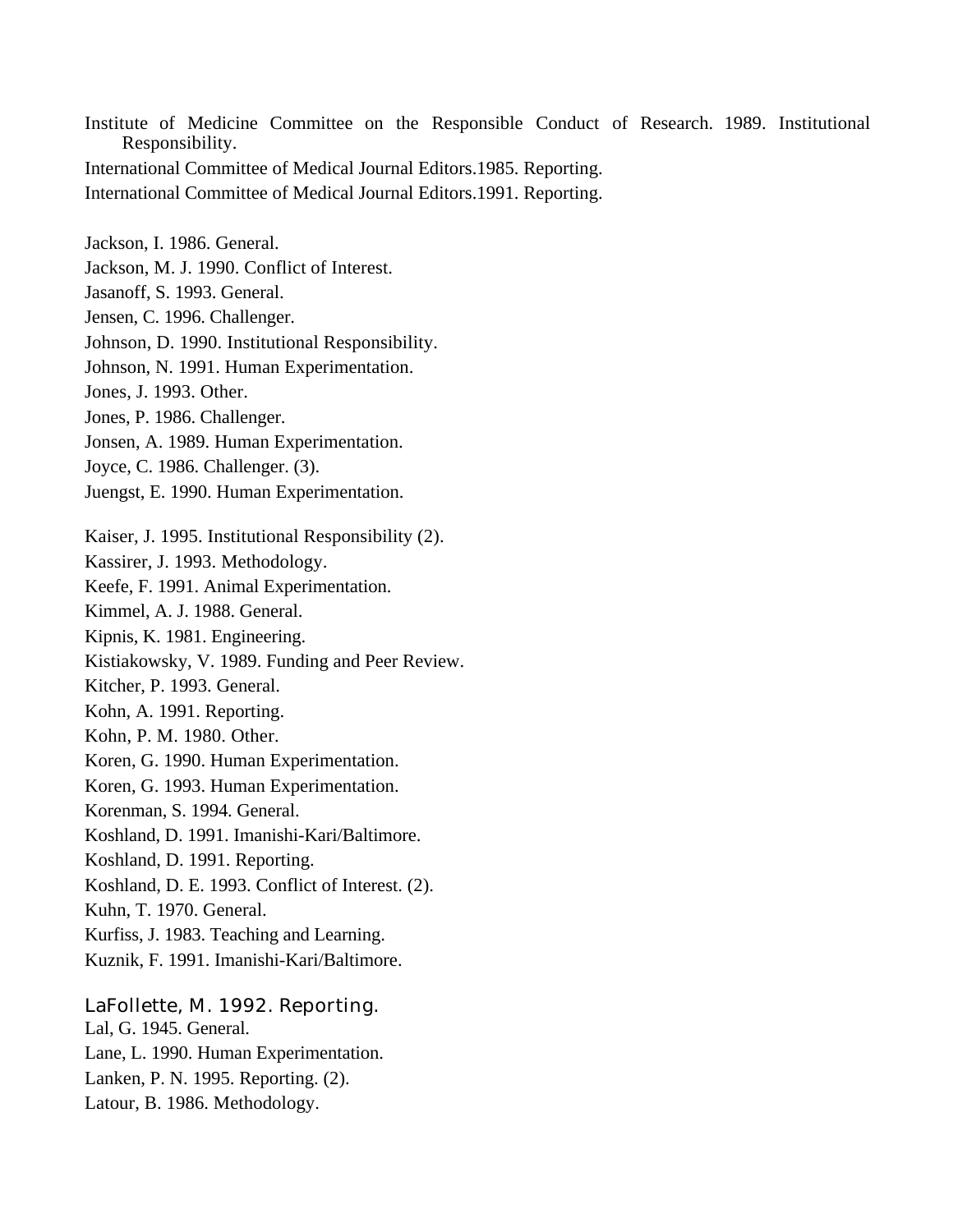Institute of Medicine Committee on the Responsible Conduct of Research. 1989. Institutional Responsibility.

International Committee of Medical Journal Editors.1985. Reporting.

International Committee of Medical Journal Editors.1991. Reporting.

Jackson, I. 1986. General.

Jackson, M. J. 1990. Conflict of Interest.

Jasanoff, S. 1993. General.

Jensen, C. 1996. Challenger.

Johnson, D. 1990. Institutional Responsibility.

Johnson, N. 1991. Human Experimentation.

Jones, J. 1993. Other.

Jones, P. 1986. Challenger.

Jonsen, A. 1989. Human Experimentation.

Joyce, C. 1986. Challenger. (3).

Juengst, E. 1990. Human Experimentation.

Kaiser, J. 1995. Institutional Responsibility (2).

Kassirer, J. 1993. Methodology.

Keefe, F. 1991. Animal Experimentation.

Kimmel, A. J. 1988. General.

Kipnis, K. 1981. Engineering.

Kistiakowsky, V. 1989. Funding and Peer Review.

Kitcher, P. 1993. General.

Kohn, A. 1991. Reporting.

Kohn, P. M. 1980. Other.

Koren, G. 1990. Human Experimentation.

Koren, G. 1993. Human Experimentation.

Korenman, S. 1994. General.

Koshland, D. 1991. Imanishi-Kari/Baltimore.

Koshland, D. 1991. Reporting.

Koshland, D. E. 1993. Conflict of Interest. (2).

Kuhn, T. 1970. General.

Kurfiss, J. 1983. Teaching and Learning.

Kuznik, F. 1991. Imanishi-Kari/Baltimore.

LaFollette, M. 1992. Reporting.

Lal, G. 1945. General.

Lane, L. 1990. Human Experimentation.

Lanken, P. N. 1995. Reporting. (2).

Latour, B. 1986. Methodology.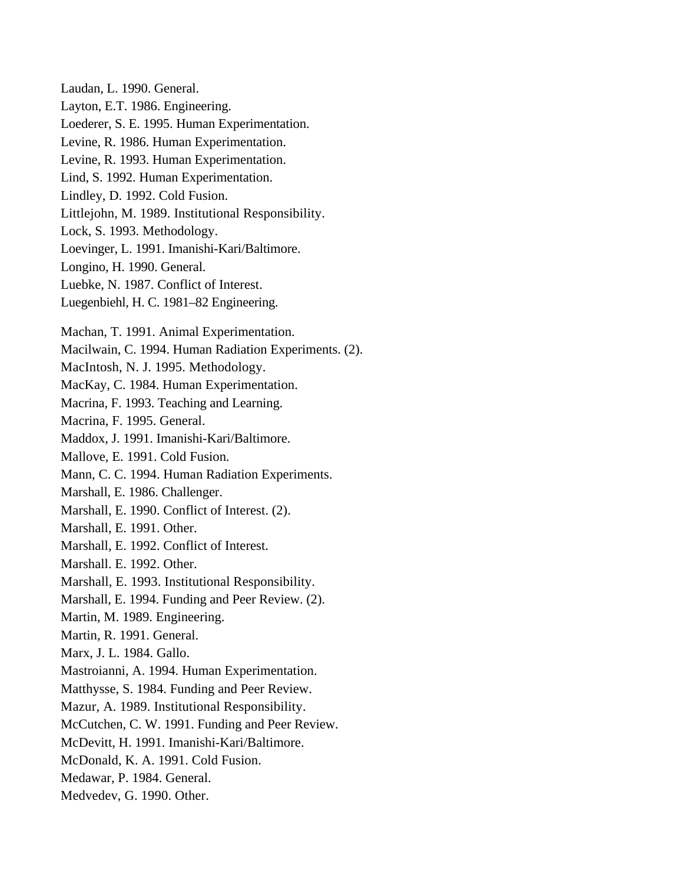Laudan, L. 1990. General.

Layton, E.T. 1986. Engineering.

Loederer, S. E. 1995. Human Experimentation.

Levine, R. 1986. Human Experimentation.

Levine, R. 1993. Human Experimentation.

Lind, S. 1992. Human Experimentation.

Lindley, D. 1992. Cold Fusion.

Littlejohn, M. 1989. Institutional Responsibility.

Lock, S. 1993. Methodology.

Loevinger, L. 1991. Imanishi-Kari/Baltimore.

Longino, H. 1990. General.

Luebke, N. 1987. Conflict of Interest.

Luegenbiehl, H. C. 1981–82 Engineering.

Machan, T. 1991. Animal Experimentation.

Macilwain, C. 1994. Human Radiation Experiments. (2).

MacIntosh, N. J. 1995. Methodology.

MacKay, C. 1984. Human Experimentation.

Macrina, F. 1993. Teaching and Learning.

Macrina, F. 1995. General.

Maddox, J. 1991. Imanishi-Kari/Baltimore.

Mallove, E. 1991. Cold Fusion.

Mann, C. C. 1994. Human Radiation Experiments.

Marshall, E. 1986. Challenger.

Marshall, E. 1990. Conflict of Interest. (2).

Marshall, E. 1991. Other.

Marshall, E. 1992. Conflict of Interest.

Marshall. E. 1992. Other.

Marshall, E. 1993. Institutional Responsibility.

Marshall, E. 1994. Funding and Peer Review. (2).

Martin, M. 1989. Engineering.

Martin, R. 1991. General.

Marx, J. L. 1984. Gallo.

Mastroianni, A. 1994. Human Experimentation.

Matthysse, S. 1984. Funding and Peer Review.

Mazur, A. 1989. Institutional Responsibility.

McCutchen, C. W. 1991. Funding and Peer Review.

McDevitt, H. 1991. Imanishi-Kari/Baltimore.

McDonald, K. A. 1991. Cold Fusion.

Medawar, P. 1984. General.

Medvedev, G. 1990. Other.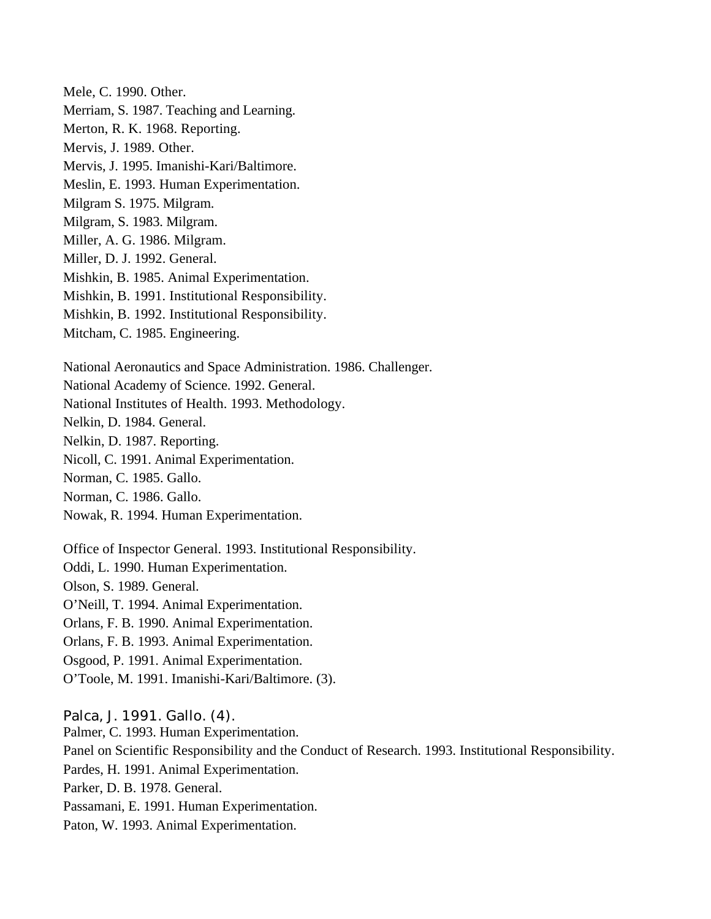Mele, C. 1990. Other.
Merriam, S. 1987. Teaching and Learning.
Merton, R. K. 1968. Reporting.
Mervis, J. 1989. Other.
Mervis, J. 1995. Imanishi-Kari/Baltimore.
Meslin, E. 1993. Human Experimentation.
Milgram S. 1975. Milgram.
Milgram, S. 1983. Milgram.
Miller, A. G. 1986. Milgram.
Miller, D. J. 1992. General.
Mishkin, B. 1985. Animal Experimentation.
Mishkin, B. 1991. Institutional Responsibility.
Mishkin, B. 1992. Institutional Responsibility.
Mitcham, C. 1985. Engineering.

National Aeronautics and Space Administration. 1986. Challenger.
National Academy of Science. 1992. General.
National Institutes of Health. 1993. Methodology.
Nelkin, D. 1984. General.
Nelkin, D. 1987. Reporting.
Nicoll, C. 1991. Animal Experimentation.
Norman, C. 1985. Gallo.
Norman, C. 1986. Gallo.
Nowak, R. 1994. Human Experimentation.

Office of Inspector General. 1993. Institutional Responsibility.
Oddi, L. 1990. Human Experimentation.
Olson, S. 1989. General.
O'Neill, T. 1994. Animal Experimentation.
Orlans, F. B. 1990. Animal Experimentation.
Orlans, F. B. 1993. Animal Experimentation.
Osgood, P. 1991. Animal Experimentation.
O'Toole, M. 1991. Imanishi-Kari/Baltimore. (3).

Palca, J. 1991. Gallo. (4).
Palmer, C. 1993. Human Experimentation.
Panel on Scientific Responsibility and the Conduct of Research. 1993. Institutional Responsibility.
Pardes, H. 1991. Animal Experimentation.
Parker, D. B. 1978. General.
Passamani, E. 1991. Human Experimentation.
Paton, W. 1993. Animal Experimentation.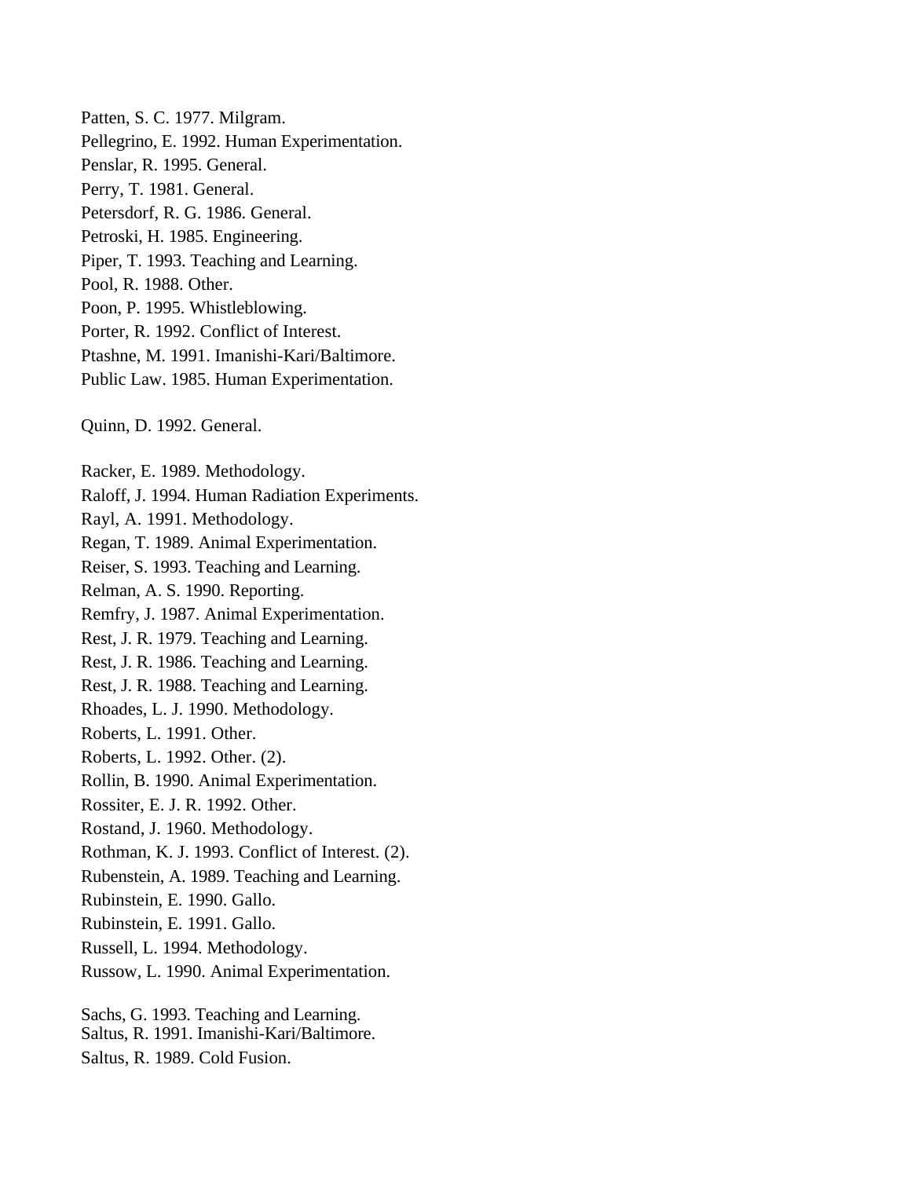Patten, S. C. 1977. Milgram.
Pellegrino, E. 1992. Human Experimentation.
Penslar, R. 1995. General.
Perry, T. 1981. General.
Petersdorf, R. G. 1986. General.
Petroski, H. 1985. Engineering.
Piper, T. 1993. Teaching and Learning.
Pool, R. 1988. Other.
Poon, P. 1995. Whistleblowing.
Porter, R. 1992. Conflict of Interest.
Ptashne, M. 1991. Imanishi-Kari/Baltimore.
Public Law. 1985. Human Experimentation.

Quinn, D. 1992. General.

Racker, E. 1989. Methodology.
Raloff, J. 1994. Human Radiation Experiments.
Rayl, A. 1991. Methodology.
Regan, T. 1989. Animal Experimentation.
Reiser, S. 1993. Teaching and Learning.
Relman, A. S. 1990. Reporting.
Remfry, J. 1987. Animal Experimentation.
Rest, J. R. 1979. Teaching and Learning.
Rest, J. R. 1986. Teaching and Learning.
Rest, J. R. 1988. Teaching and Learning.
Rhoades, L. J. 1990. Methodology.
Roberts, L. 1991. Other.
Roberts, L. 1992. Other. (2).
Rollin, B. 1990. Animal Experimentation.
Rossiter, E. J. R. 1992. Other.
Rostand, J. 1960. Methodology.
Rothman, K. J. 1993. Conflict of Interest. (2).
Rubenstein, A. 1989. Teaching and Learning.
Rubinstein, E. 1990. Gallo.
Rubinstein, E. 1991. Gallo.
Russell, L. 1994. Methodology.
Russow, L. 1990. Animal Experimentation.

Sachs, G. 1993. Teaching and Learning.
Saltus, R. 1991. Imanishi-Kari/Baltimore.
Saltus, R. 1989. Cold Fusion.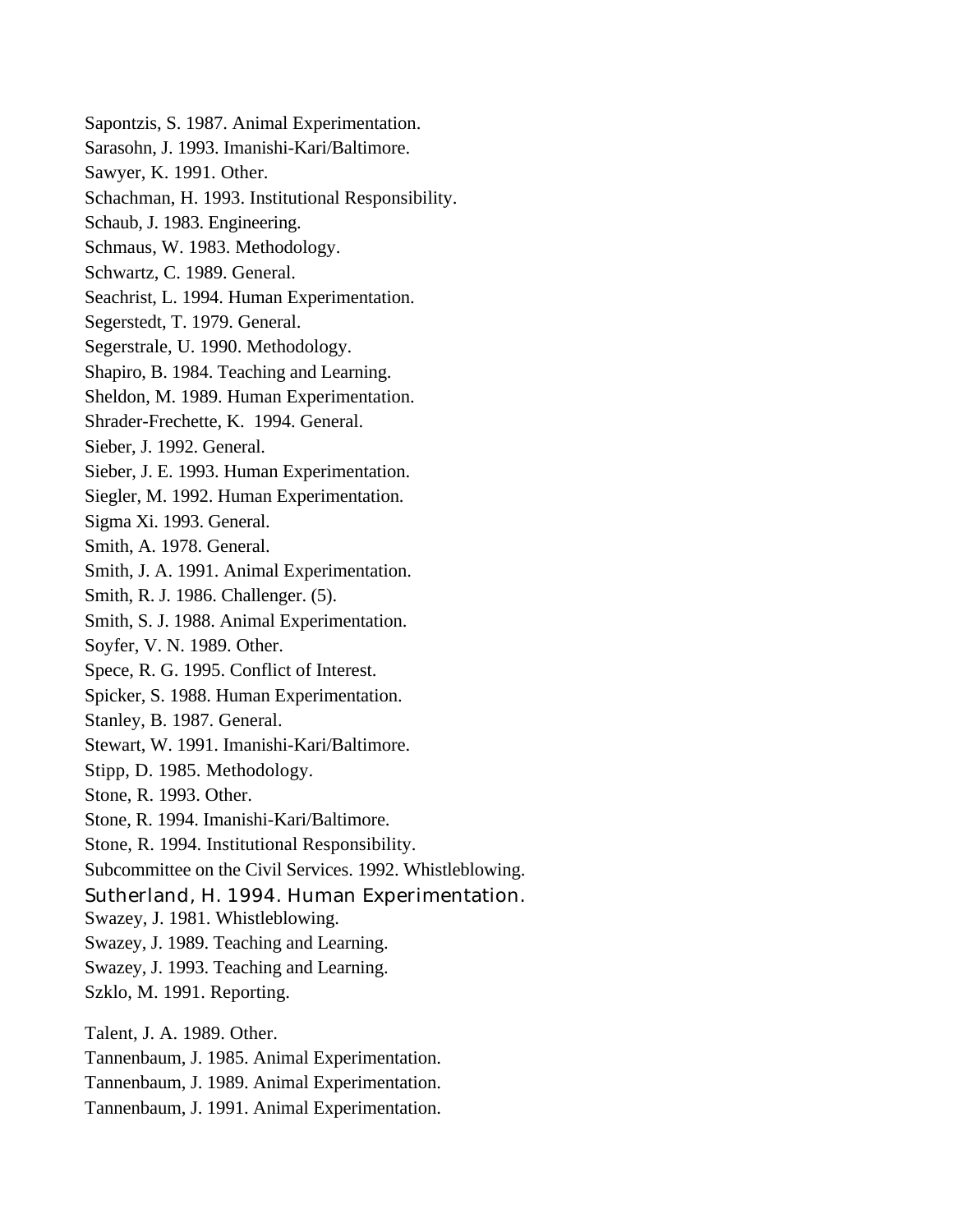Sapontzis, S. 1987. Animal Experimentation.
Sarasohn, J. 1993. Imanishi-Kari/Baltimore.
Sawyer, K. 1991. Other.
Schachman, H. 1993. Institutional Responsibility.
Schaub, J. 1983. Engineering.
Schmaus, W. 1983. Methodology.
Schwartz, C. 1989. General.
Seachrist, L. 1994. Human Experimentation.
Segerstedt, T. 1979. General.
Segerstrale, U. 1990. Methodology.
Shapiro, B. 1984. Teaching and Learning.
Sheldon, M. 1989. Human Experimentation.
Shrader-Frechette, K. 1994. General.
Sieber, J. 1992. General.
Sieber, J. E. 1993. Human Experimentation.
Siegler, M. 1992. Human Experimentation.
Sigma Xi. 1993. General.
Smith, A. 1978. General.
Smith, J. A. 1991. Animal Experimentation.
Smith, R. J. 1986. Challenger. (5).
Smith, S. J. 1988. Animal Experimentation.
Soyfer, V. N. 1989. Other.
Spece, R. G. 1995. Conflict of Interest.
Spicker, S. 1988. Human Experimentation.
Stanley, B. 1987. General.
Stewart, W. 1991. Imanishi-Kari/Baltimore.
Stipp, D. 1985. Methodology.
Stone, R. 1993. Other.
Stone, R. 1994. Imanishi-Kari/Baltimore.
Stone, R. 1994. Institutional Responsibility.
Subcommittee on the Civil Services. 1992. Whistleblowing.
Sutherland, H. 1994. Human Experimentation.
Swazey, J. 1981. Whistleblowing.
Swazey, J. 1989. Teaching and Learning.
Swazey, J. 1993. Teaching and Learning.
Szklo, M. 1991. Reporting.

Talent, J. A. 1989. Other.
Tannenbaum, J. 1985. Animal Experimentation.
Tannenbaum, J. 1989. Animal Experimentation.
Tannenbaum, J. 1991. Animal Experimentation.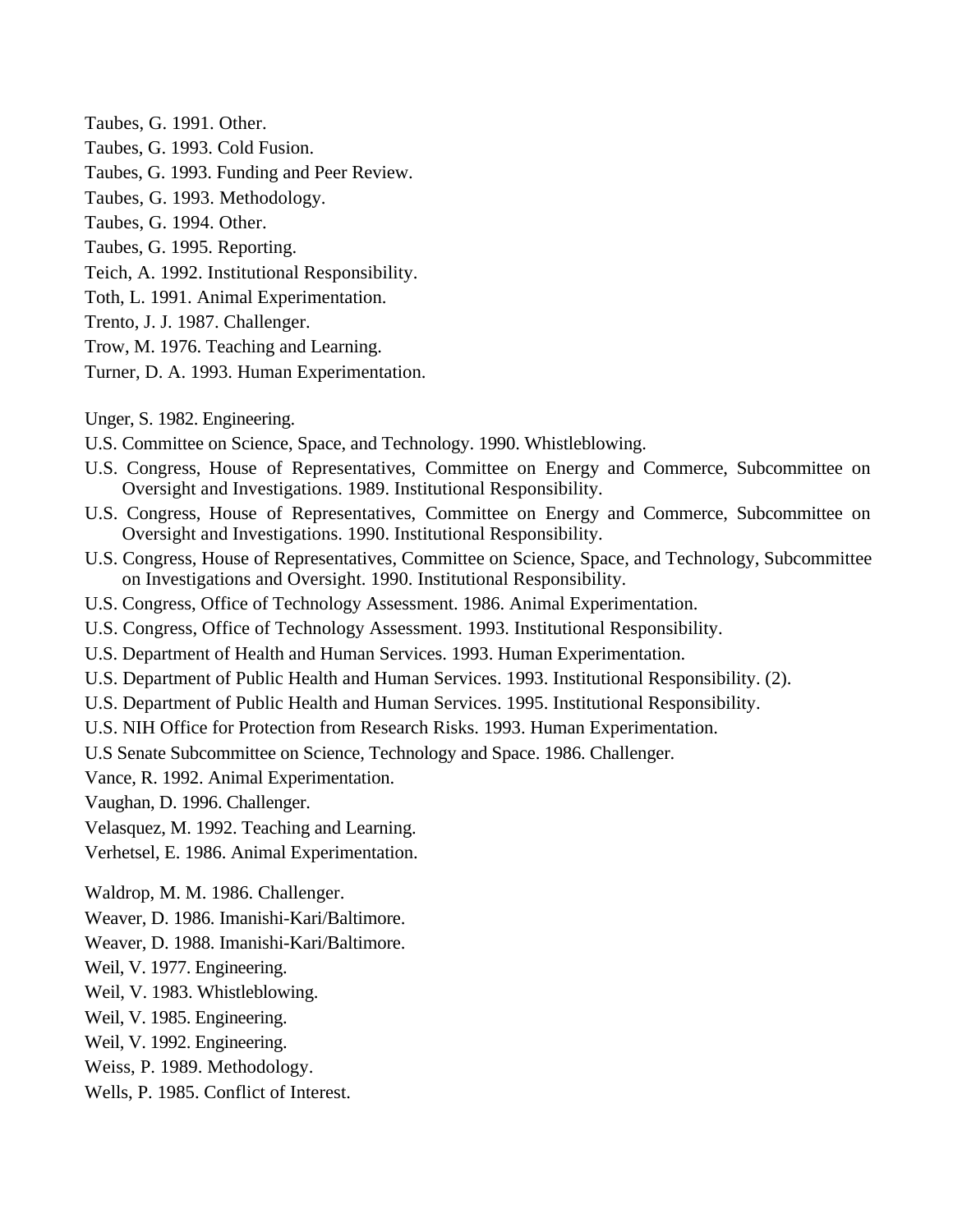Taubes, G. 1991. Other.

Taubes, G. 1993. Cold Fusion.

Taubes, G. 1993. Funding and Peer Review.

Taubes, G. 1993. Methodology.

Taubes, G. 1994. Other.

Taubes, G. 1995. Reporting.

Teich, A. 1992. Institutional Responsibility.

Toth, L. 1991. Animal Experimentation.

Trento, J. J. 1987. Challenger.

Trow, M. 1976. Teaching and Learning.

Turner, D. A. 1993. Human Experimentation.

Unger, S. 1982. Engineering.

U.S. Committee on Science, Space, and Technology. 1990. Whistleblowing.

U.S. Congress, House of Representatives, Committee on Energy and Commerce, Subcommittee on Oversight and Investigations. 1989. Institutional Responsibility.

U.S. Congress, House of Representatives, Committee on Energy and Commerce, Subcommittee on Oversight and Investigations. 1990. Institutional Responsibility.

U.S. Congress, House of Representatives, Committee on Science, Space, and Technology, Subcommittee on Investigations and Oversight. 1990. Institutional Responsibility.

U.S. Congress, Office of Technology Assessment. 1986. Animal Experimentation.

U.S. Congress, Office of Technology Assessment. 1993. Institutional Responsibility.

U.S. Department of Health and Human Services. 1993. Human Experimentation.

U.S. Department of Public Health and Human Services. 1993. Institutional Responsibility. (2).

U.S. Department of Public Health and Human Services. 1995. Institutional Responsibility.

U.S. NIH Office for Protection from Research Risks. 1993. Human Experimentation.

U.S Senate Subcommittee on Science, Technology and Space. 1986. Challenger.

Vance, R. 1992. Animal Experimentation.

Vaughan, D. 1996. Challenger.

Velasquez, M. 1992. Teaching and Learning.

Verhetsel, E. 1986. Animal Experimentation.

Waldrop, M. M. 1986. Challenger.

Weaver, D. 1986. Imanishi-Kari/Baltimore.

Weaver, D. 1988. Imanishi-Kari/Baltimore.

Weil, V. 1977. Engineering.

Weil, V. 1983. Whistleblowing.

Weil, V. 1985. Engineering.

Weil, V. 1992. Engineering.

Weiss, P. 1989. Methodology.

Wells, P. 1985. Conflict of Interest.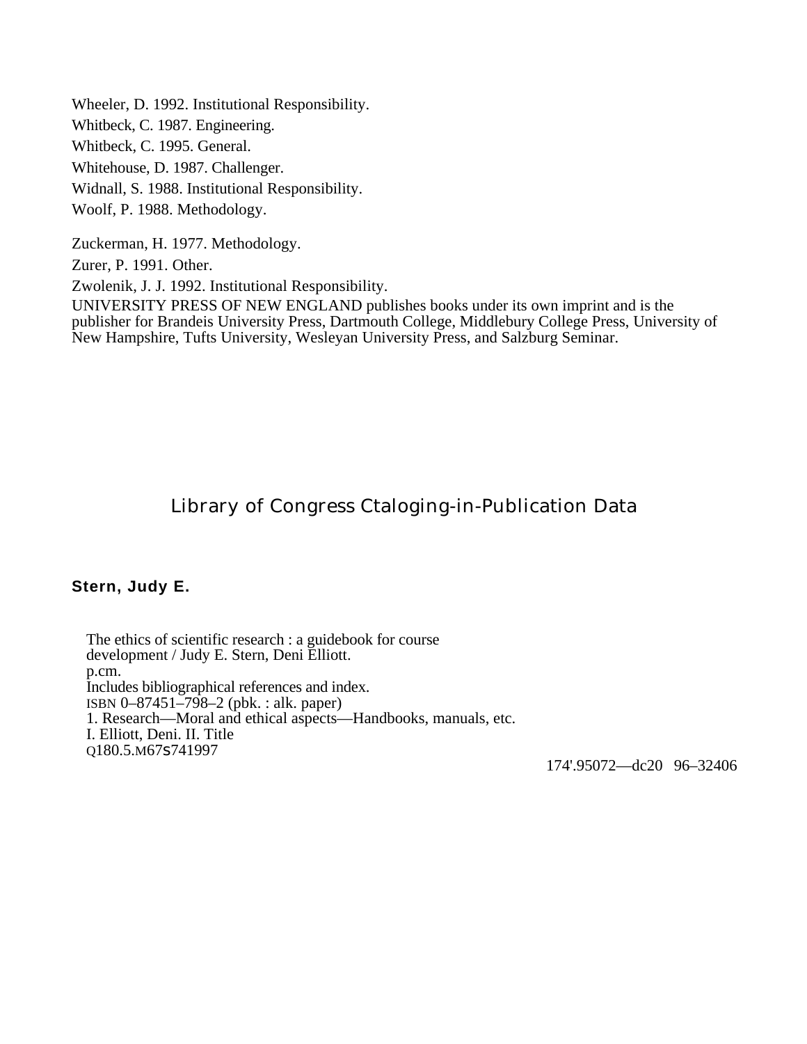Wheeler, D. 1992. Institutional Responsibility.

Whitbeck, C. 1987. Engineering.

Whitbeck, C. 1995. General.

Whitehouse, D. 1987. Challenger.

Widnall, S. 1988. Institutional Responsibility.

Woolf, P. 1988. Methodology.

Zuckerman, H. 1977. Methodology.

Zurer, P. 1991. Other.

Zwolenik, J. J. 1992. Institutional Responsibility.

UNIVERSITY PRESS OF NEW ENGLAND publishes books under its own imprint and is the publisher for Brandeis University Press, Dartmouth College, Middlebury College Press, University of New Hampshire, Tufts University, Wesleyan University Press, and Salzburg Seminar.

## Library of Congress Ctaloging-in-Publication Data

**Stern, Judy E.**

The ethics of scientific research : a guidebook for course development / Judy E. Stern, Deni Elliott.
p.cm.
Includes bibliographical references and index.
ISBN 0–87451–798–2 (pbk. : alk. paper)
1. Research—Moral and ethical aspects—Handbooks, manuals, etc.
I. Elliott, Deni. II. Title
Q180.5.M67S741997

174'.95072—dc20 96–32406